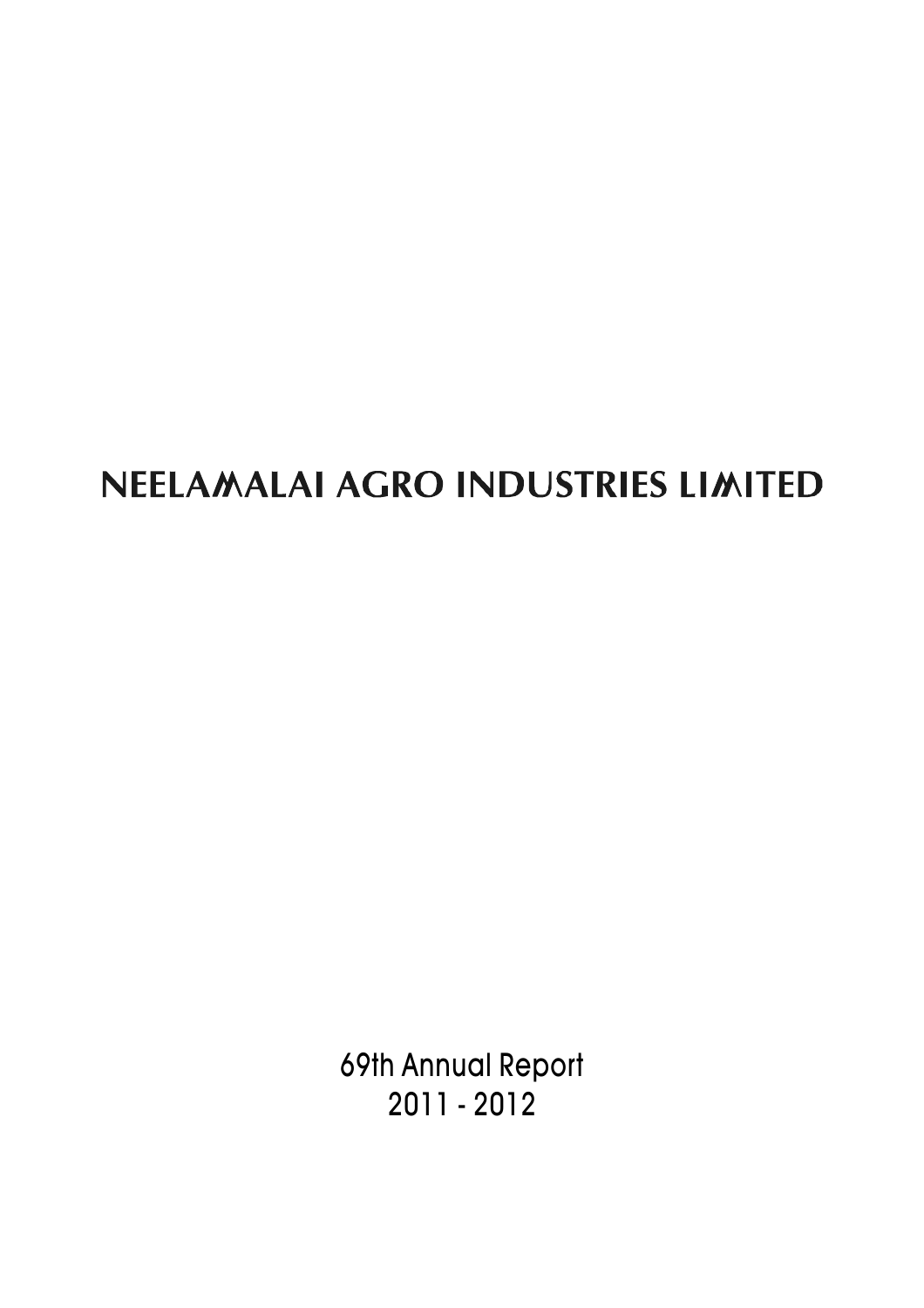# NEELAMALAI AGRO INDUSTRIES LIMITED

69th Annual Report
2011 - 2012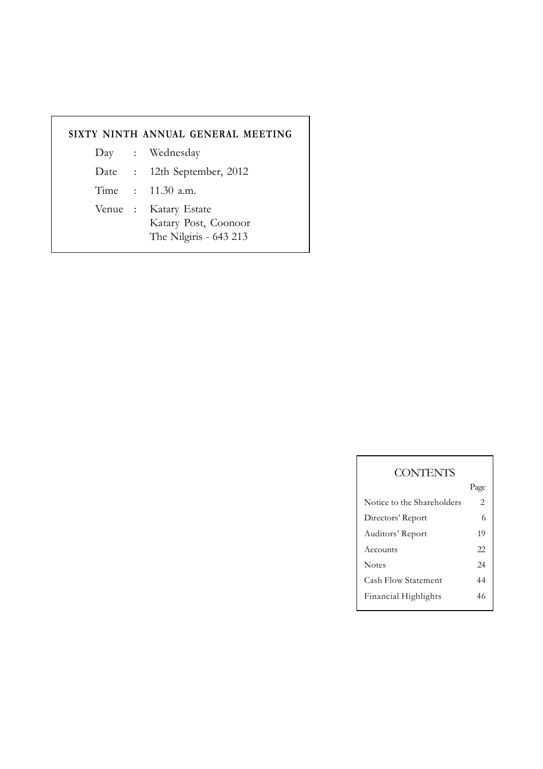## SIXTY NINTH ANNUAL GENERAL MEETING

| | | |
|---|---|---|
| Day | : | Wednesday |
| Date | : | 12th September, 2012 |
| Time | : | 11.30 a.m. |
| Venue | : | Katary Estate<br>Katary Post, Coonoor<br>The Nilgiris - 643 213 |

## CONTENTS

| | Page |
|---|---|
| Notice to the Shareholders | 2 |
| Directors' Report | 6 |
| Auditors' Report | 19 |
| Accounts | 22 |
| Notes | 24 |
| Cash Flow Statement | 44 |
| Financial Highlights | 46 |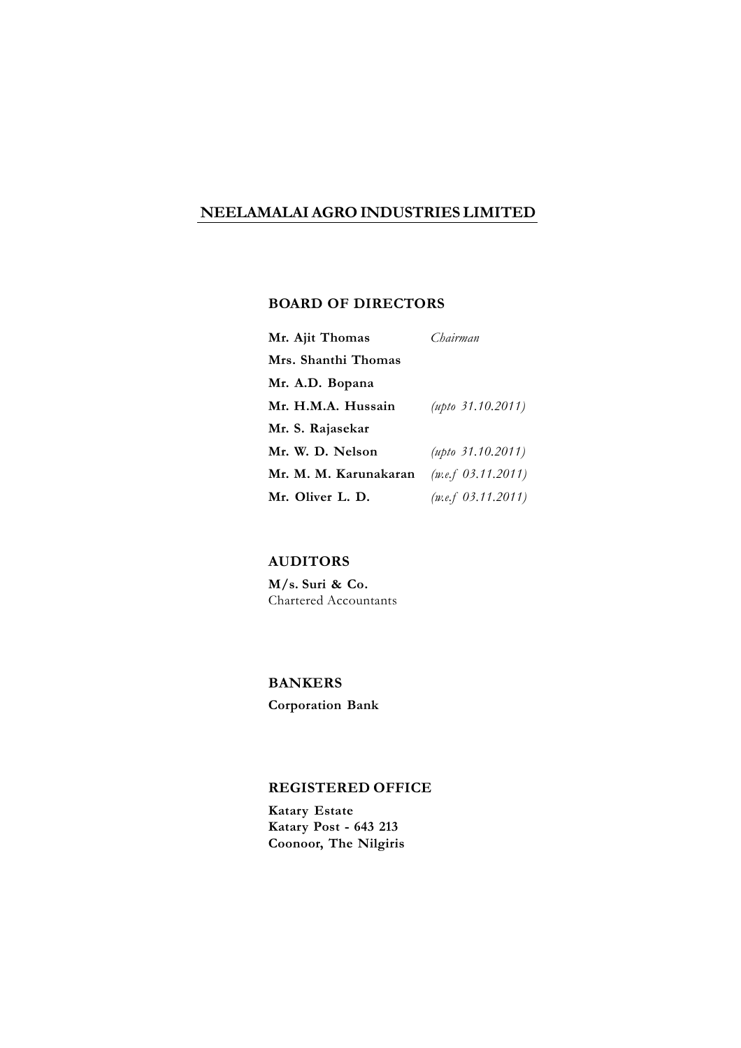# NEELAMALAI AGRO INDUSTRIES LIMITED

## BOARD OF DIRECTORS

| | |
|---|---|
| **Mr. Ajit Thomas** | *Chairman* |
| **Mrs. Shanthi Thomas** | |
| **Mr. A.D. Bopana** | |
| **Mr. H.M.A. Hussain** | *(upto 31.10.2011)* |
| **Mr. S. Rajasekar** | |
| **Mr. W. D. Nelson** | *(upto 31.10.2011)* |
| **Mr. M. M. Karunakaran** | *(w.e.f 03.11.2011)* |
| **Mr. Oliver L. D.** | *(w.e.f 03.11.2011)* |

## AUDITORS

**M/s. Suri & Co.**
Chartered Accountants

## BANKERS

**Corporation Bank**

## REGISTERED OFFICE

**Katary Estate**
**Katary Post - 643 213**
**Coonoor, The Nilgiris**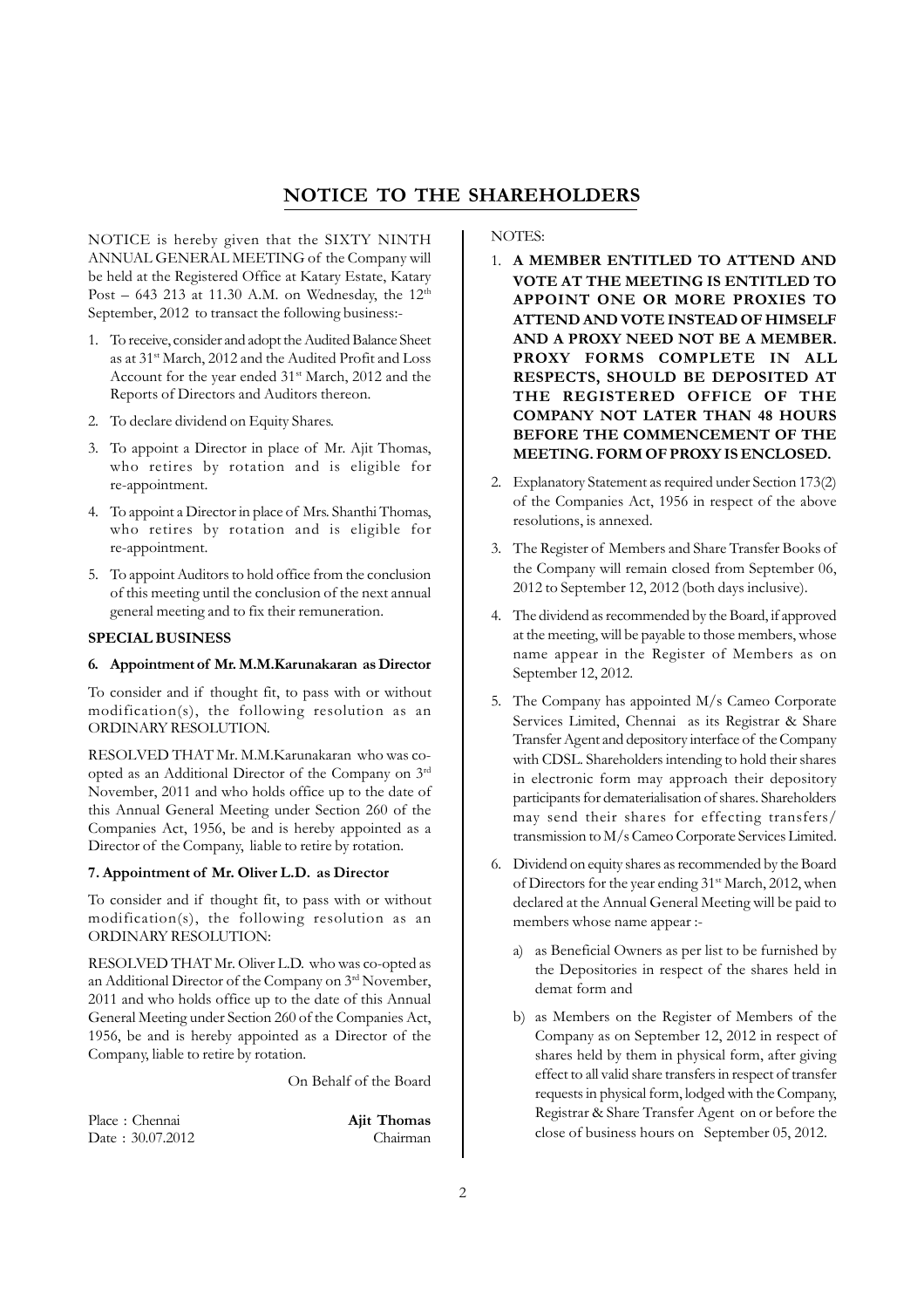# NOTICE TO THE SHAREHOLDERS

NOTICE is hereby given that the SIXTY NINTH ANNUAL GENERAL MEETING of the Company will be held at the Registered Office at Katary Estate, Katary Post – 643 213 at 11.30 A.M. on Wednesday, the 12th September, 2012 to transact the following business:-

1. To receive, consider and adopt the Audited Balance Sheet as at 31st March, 2012 and the Audited Profit and Loss Account for the year ended 31st March, 2012 and the Reports of Directors and Auditors thereon.
2. To declare dividend on Equity Shares.
3. To appoint a Director in place of Mr. Ajit Thomas, who retires by rotation and is eligible for re-appointment.
4. To appoint a Director in place of Mrs. Shanthi Thomas, who retires by rotation and is eligible for re-appointment.
5. To appoint Auditors to hold office from the conclusion of this meeting until the conclusion of the next annual general meeting and to fix their remuneration.

**SPECIAL BUSINESS**

**6. Appointment of Mr. M.M.Karunakaran as Director**

To consider and if thought fit, to pass with or without modification(s), the following resolution as an ORDINARY RESOLUTION.

RESOLVED THAT Mr. M.M.Karunakaran who was co-opted as an Additional Director of the Company on 3rd November, 2011 and who holds office up to the date of this Annual General Meeting under Section 260 of the Companies Act, 1956, be and is hereby appointed as a Director of the Company, liable to retire by rotation.

**7. Appointment of Mr. Oliver L.D. as Director**

To consider and if thought fit, to pass with or without modification(s), the following resolution as an ORDINARY RESOLUTION:

RESOLVED THAT Mr. Oliver L.D. who was co-opted as an Additional Director of the Company on 3rd November, 2011 and who holds office up to the date of this Annual General Meeting under Section 260 of the Companies Act, 1956, be and is hereby appointed as a Director of the Company, liable to retire by rotation.

On Behalf of the Board

Place : Chennai
Date : 30.07.2012

**Ajit Thomas**
Chairman

NOTES:

1. **A MEMBER ENTITLED TO ATTEND AND VOTE AT THE MEETING IS ENTITLED TO APPOINT ONE OR MORE PROXIES TO ATTEND AND VOTE INSTEAD OF HIMSELF AND A PROXY NEED NOT BE A MEMBER. PROXY FORMS COMPLETE IN ALL RESPECTS, SHOULD BE DEPOSITED AT THE REGISTERED OFFICE OF THE COMPANY NOT LATER THAN 48 HOURS BEFORE THE COMMENCEMENT OF THE MEETING. FORM OF PROXY IS ENCLOSED.**
2. Explanatory Statement as required under Section 173(2) of the Companies Act, 1956 in respect of the above resolutions, is annexed.
3. The Register of Members and Share Transfer Books of the Company will remain closed from September 06, 2012 to September 12, 2012 (both days inclusive).
4. The dividend as recommended by the Board, if approved at the meeting, will be payable to those members, whose name appear in the Register of Members as on September 12, 2012.
5. The Company has appointed M/s Cameo Corporate Services Limited, Chennai as its Registrar & Share Transfer Agent and depository interface of the Company with CDSL. Shareholders intending to hold their shares in electronic form may approach their depository participants for dematerialisation of shares. Shareholders may send their shares for effecting transfers/ transmission to M/s Cameo Corporate Services Limited.
6. Dividend on equity shares as recommended by the Board of Directors for the year ending 31st March, 2012, when declared at the Annual General Meeting will be paid to members whose name appear :-
   a) as Beneficial Owners as per list to be furnished by the Depositories in respect of the shares held in demat form and
   b) as Members on the Register of Members of the Company as on September 12, 2012 in respect of shares held by them in physical form, after giving effect to all valid share transfers in respect of transfer requests in physical form, lodged with the Company, Registrar & Share Transfer Agent on or before the close of business hours on September 05, 2012.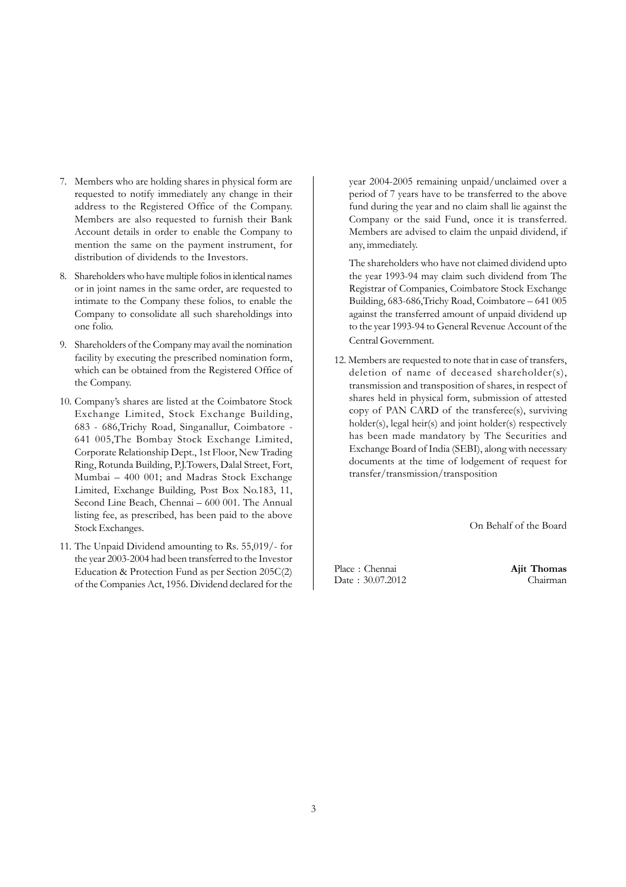7. Members who are holding shares in physical form are requested to notify immediately any change in their address to the Registered Office of the Company. Members are also requested to furnish their Bank Account details in order to enable the Company to mention the same on the payment instrument, for distribution of dividends to the Investors.

8. Shareholders who have multiple folios in identical names or in joint names in the same order, are requested to intimate to the Company these folios, to enable the Company to consolidate all such shareholdings into one folio.

9. Shareholders of the Company may avail the nomination facility by executing the prescribed nomination form, which can be obtained from the Registered Office of the Company.

10. Company's shares are listed at the Coimbatore Stock Exchange Limited, Stock Exchange Building, 683 - 686,Trichy Road, Singanallur, Coimbatore - 641 005,The Bombay Stock Exchange Limited, Corporate Relationship Dept., 1st Floor, New Trading Ring, Rotunda Building, P.J.Towers, Dalal Street, Fort, Mumbai – 400 001; and Madras Stock Exchange Limited, Exchange Building, Post Box No.183, 11, Second Line Beach, Chennai – 600 001. The Annual listing fee, as prescribed, has been paid to the above Stock Exchanges.

11. The Unpaid Dividend amounting to Rs. 55,019/- for the year 2003-2004 had been transferred to the Investor Education & Protection Fund as per Section 205C(2) of the Companies Act, 1956. Dividend declared for the year 2004-2005 remaining unpaid/unclaimed over a period of 7 years have to be transferred to the above fund during the year and no claim shall lie against the Company or the said Fund, once it is transferred. Members are advised to claim the unpaid dividend, if any, immediately.

    The shareholders who have not claimed dividend upto the year 1993-94 may claim such dividend from The Registrar of Companies, Coimbatore Stock Exchange Building, 683-686,Trichy Road, Coimbatore – 641 005 against the transferred amount of unpaid dividend up to the year 1993-94 to General Revenue Account of the Central Government.

12. Members are requested to note that in case of transfers, deletion of name of deceased shareholder(s), transmission and transposition of shares, in respect of shares held in physical form, submission of attested copy of PAN CARD of the transferee(s), surviving holder(s), legal heir(s) and joint holder(s) respectively has been made mandatory by The Securities and Exchange Board of India (SEBI), along with necessary documents at the time of lodgement of request for transfer/transmission/transposition

On Behalf of the Board

Place : Chennai
Date : 30.07.2012

**Ajit Thomas**
Chairman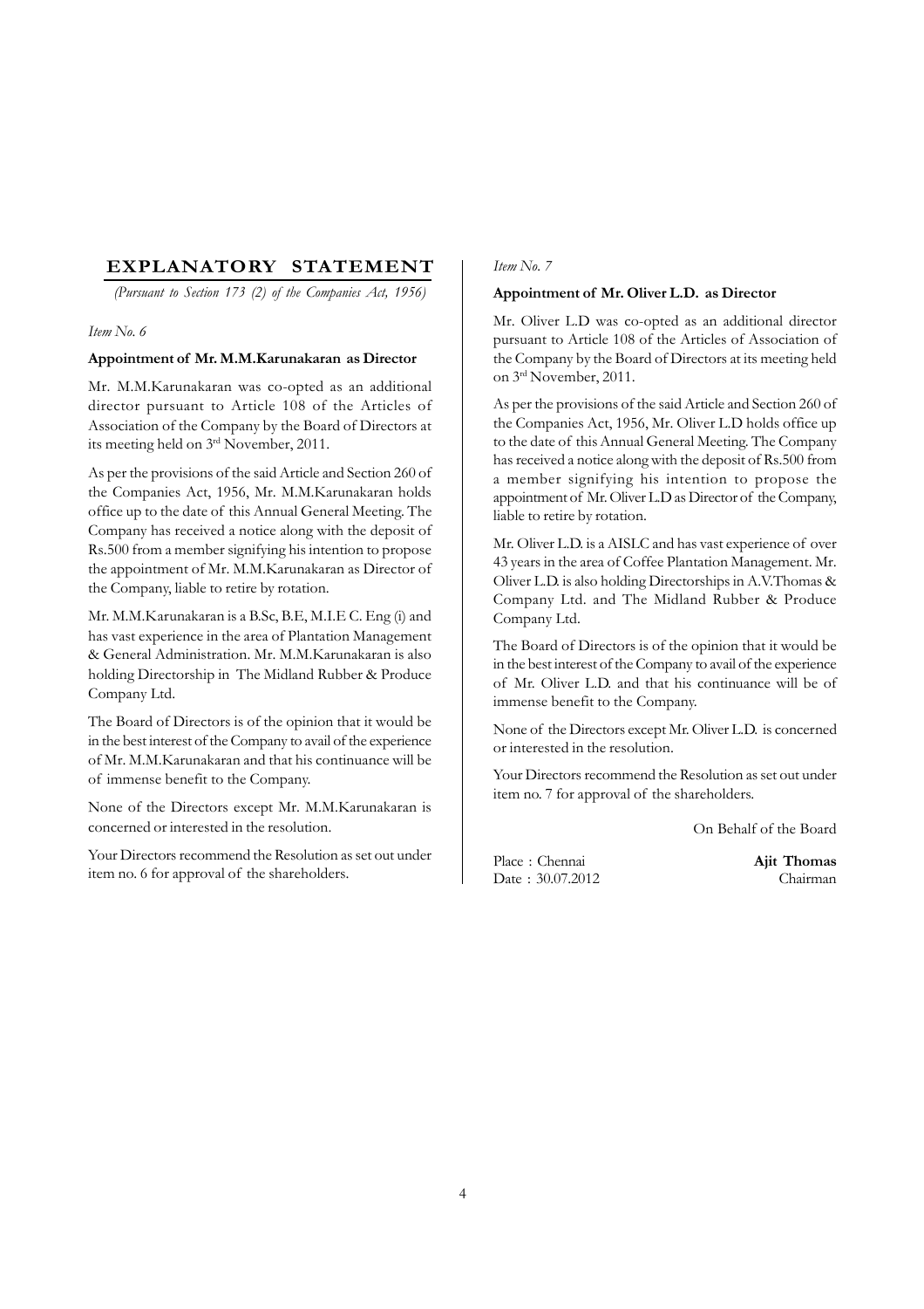## EXPLANATORY STATEMENT

*(Pursuant to Section 173 (2) of the Companies Act, 1956)*

*Item No. 6*

**Appointment of Mr. M.M.Karunakaran as Director**

Mr. M.M.Karunakaran was co-opted as an additional director pursuant to Article 108 of the Articles of Association of the Company by the Board of Directors at its meeting held on 3rd November, 2011.

As per the provisions of the said Article and Section 260 of the Companies Act, 1956, Mr. M.M.Karunakaran holds office up to the date of this Annual General Meeting. The Company has received a notice along with the deposit of Rs.500 from a member signifying his intention to propose the appointment of Mr. M.M.Karunakaran as Director of the Company, liable to retire by rotation.

Mr. M.M.Karunakaran is a B.Sc, B.E, M.I.E C. Eng (i) and has vast experience in the area of Plantation Management & General Administration. Mr. M.M.Karunakaran is also holding Directorship in The Midland Rubber & Produce Company Ltd.

The Board of Directors is of the opinion that it would be in the best interest of the Company to avail of the experience of Mr. M.M.Karunakaran and that his continuance will be of immense benefit to the Company.

None of the Directors except Mr. M.M.Karunakaran is concerned or interested in the resolution.

Your Directors recommend the Resolution as set out under item no. 6 for approval of the shareholders.

*Item No. 7*

**Appointment of Mr. Oliver L.D. as Director**

Mr. Oliver L.D was co-opted as an additional director pursuant to Article 108 of the Articles of Association of the Company by the Board of Directors at its meeting held on 3rd November, 2011.

As per the provisions of the said Article and Section 260 of the Companies Act, 1956, Mr. Oliver L.D holds office up to the date of this Annual General Meeting. The Company has received a notice along with the deposit of Rs.500 from a member signifying his intention to propose the appointment of Mr. Oliver L.D as Director of the Company, liable to retire by rotation.

Mr. Oliver L.D. is a AISLC and has vast experience of over 43 years in the area of Coffee Plantation Management. Mr. Oliver L.D. is also holding Directorships in A.V.Thomas & Company Ltd. and The Midland Rubber & Produce Company Ltd.

The Board of Directors is of the opinion that it would be in the best interest of the Company to avail of the experience of Mr. Oliver L.D. and that his continuance will be of immense benefit to the Company.

None of the Directors except Mr. Oliver L.D. is concerned or interested in the resolution.

Your Directors recommend the Resolution as set out under item no. 7 for approval of the shareholders.

On Behalf of the Board

Place : Chennai
Date : 30.07.2012

**Ajit Thomas**
Chairman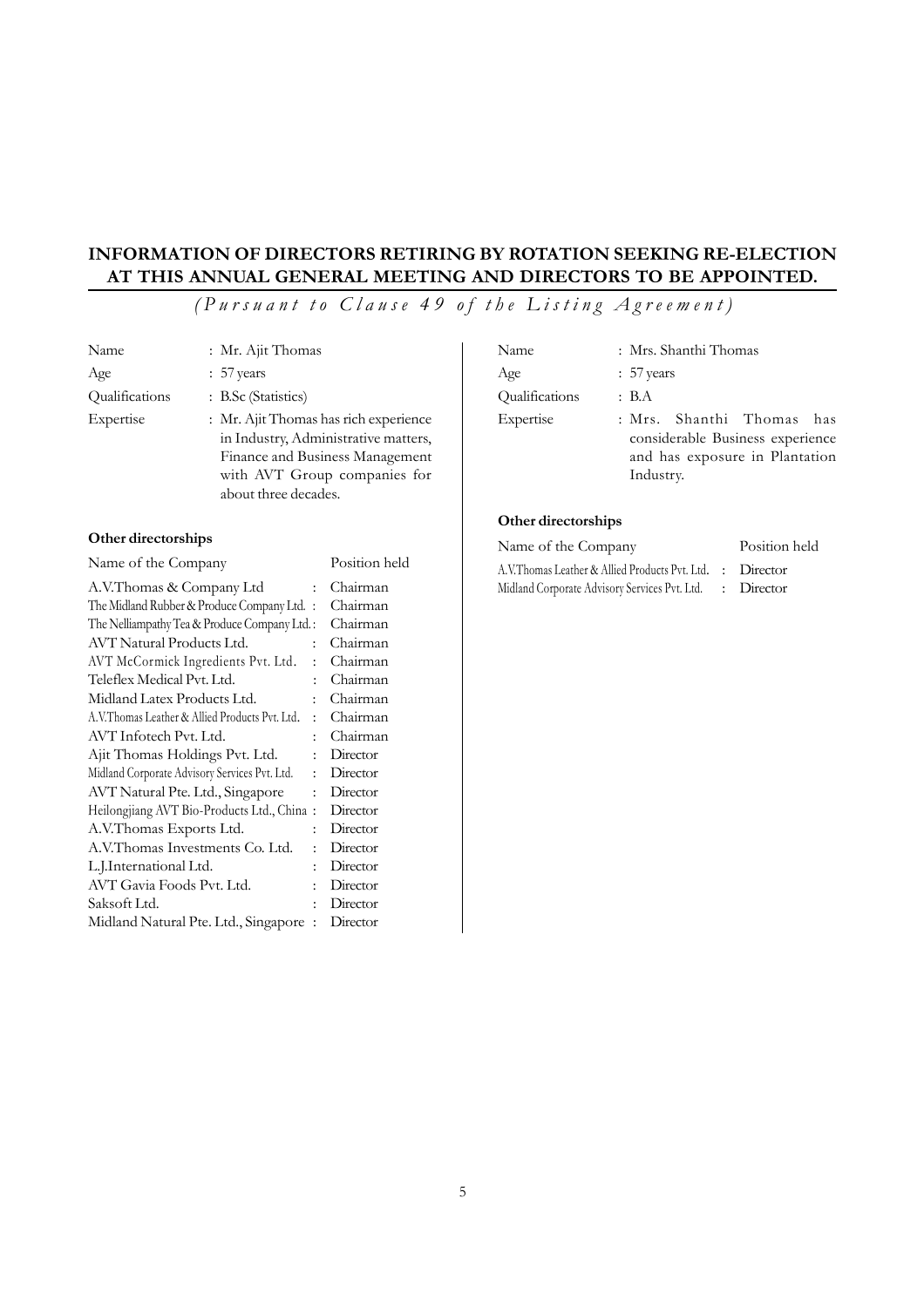## INFORMATION OF DIRECTORS RETIRING BY ROTATION SEEKING RE-ELECTION AT THIS ANNUAL GENERAL MEETING AND DIRECTORS TO BE APPOINTED.

*(Pursuant to Clause 49 of the Listing Agreement)*

| | |
|---|---|
| Name | : Mr. Ajit Thomas |
| Age | : 57 years |
| Qualifications | : B.Sc (Statistics) |
| Expertise | : Mr. Ajit Thomas has rich experience in Industry, Administrative matters, Finance and Business Management with AVT Group companies for about three decades. |

**Other directorships**

| Name of the Company | | Position held |
|---|---|---|
| A.V.Thomas & Company Ltd | : | Chairman |
| The Midland Rubber & Produce Company Ltd. | : | Chairman |
| The Nelliampathy Tea & Produce Company Ltd. | : | Chairman |
| AVT Natural Products Ltd. | : | Chairman |
| AVT McCormick Ingredients Pvt. Ltd. | : | Chairman |
| Teleflex Medical Pvt. Ltd. | : | Chairman |
| Midland Latex Products Ltd. | : | Chairman |
| A.V.Thomas Leather & Allied Products Pvt. Ltd. | : | Chairman |
| AVT Infotech Pvt. Ltd. | : | Chairman |
| Ajit Thomas Holdings Pvt. Ltd. | : | Director |
| Midland Corporate Advisory Services Pvt. Ltd. | : | Director |
| AVT Natural Pte. Ltd., Singapore | : | Director |
| Heilongjiang AVT Bio-Products Ltd., China | : | Director |
| A.V.Thomas Exports Ltd. | : | Director |
| A.V.Thomas Investments Co. Ltd. | : | Director |
| L.J.International Ltd. | : | Director |
| AVT Gavia Foods Pvt. Ltd. | : | Director |
| Saksoft Ltd. | : | Director |
| Midland Natural Pte. Ltd., Singapore | : | Director |

| | |
|---|---|
| Name | : Mrs. Shanthi Thomas |
| Age | : 57 years |
| Qualifications | : B.A |
| Expertise | : Mrs. Shanthi Thomas has considerable Business experience and has exposure in Plantation Industry. |

**Other directorships**

| Name of the Company | | Position held |
|---|---|---|
| A.V.Thomas Leather & Allied Products Pvt. Ltd. | : | Director |
| Midland Corporate Advisory Services Pvt. Ltd. | : | Director |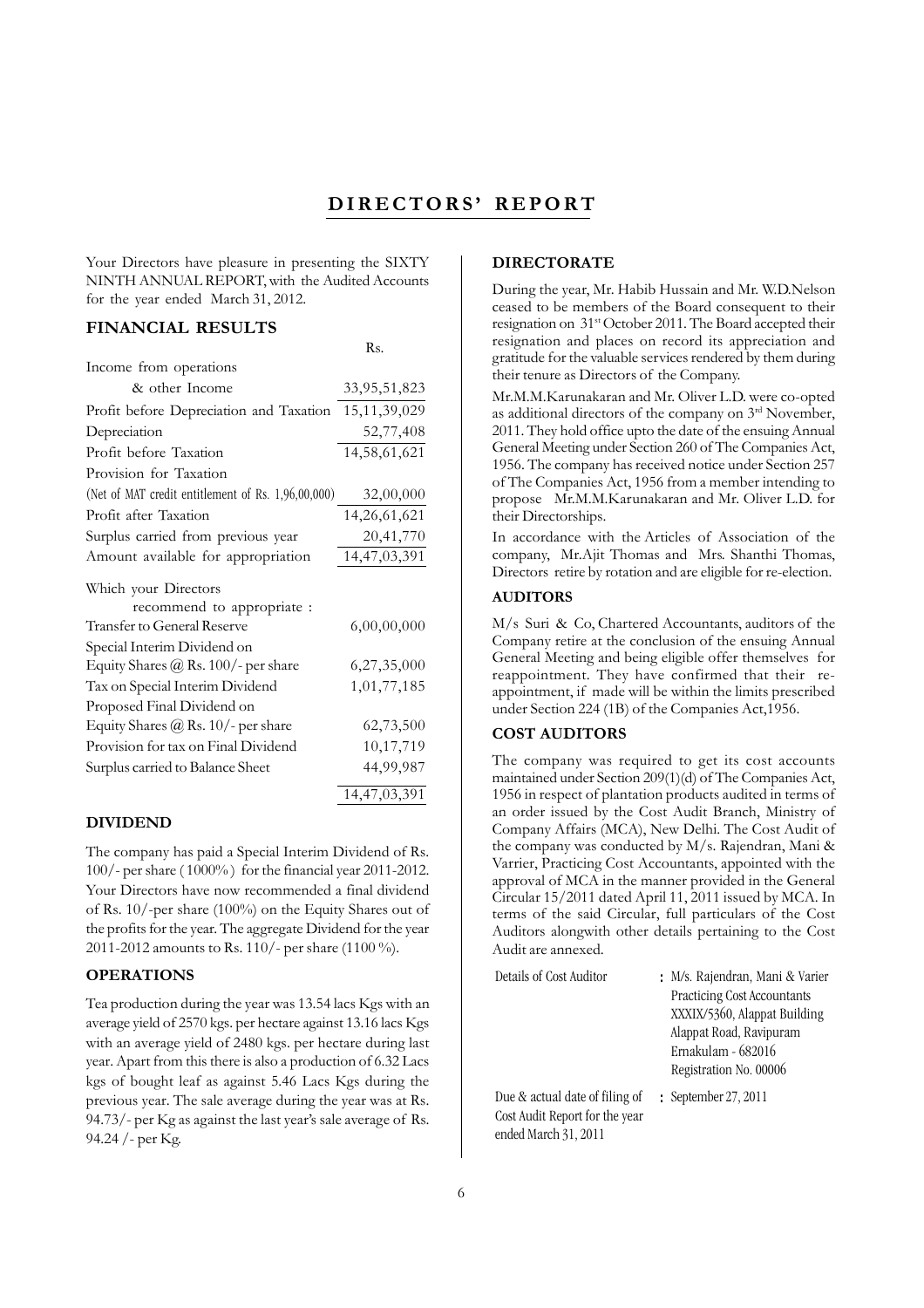# DIRECTORS' REPORT

Your Directors have pleasure in presenting the SIXTY NINTH ANNUAL REPORT, with the Audited Accounts for the year ended March 31, 2012.

## FINANCIAL RESULTS

| | Rs. |
|---|---|
| Income from operations & other Income | 33,95,51,823 |
| Profit before Depreciation and Taxation | 15,11,39,029 |
| Depreciation | 52,77,408 |
| Profit before Taxation | 14,58,61,621 |
| Provision for Taxation (Net of MAT credit entitlement of Rs. 1,96,00,000) | 32,00,000 |
| Profit after Taxation | 14,26,61,621 |
| Surplus carried from previous year | 20,41,770 |
| Amount available for appropriation | 14,47,03,391 |
| Which your Directors recommend to appropriate : | |
| Transfer to General Reserve | 6,00,00,000 |
| Special Interim Dividend on Equity Shares @ Rs. 100/- per share | 6,27,35,000 |
| Tax on Special Interim Dividend | 1,01,77,185 |
| Proposed Final Dividend on Equity Shares @ Rs. 10/- per share | 62,73,500 |
| Provision for tax on Final Dividend | 10,17,719 |
| Surplus carried to Balance Sheet | 44,99,987 |
| | 14,47,03,391 |

### DIVIDEND

The company has paid a Special Interim Dividend of Rs. 100/- per share (1000%) for the financial year 2011-2012. Your Directors have now recommended a final dividend of Rs. 10/-per share (100%) on the Equity Shares out of the profits for the year. The aggregate Dividend for the year 2011-2012 amounts to Rs. 110/- per share (1100 %).

### OPERATIONS

Tea production during the year was 13.54 lacs Kgs with an average yield of 2570 kgs. per hectare against 13.16 lacs Kgs with an average yield of 2480 kgs. per hectare during last year. Apart from this there is also a production of 6.32 Lacs kgs of bought leaf as against 5.46 Lacs Kgs during the previous year. The sale average during the year was at Rs. 94.73/- per Kg as against the last year's sale average of Rs. 94.24 /- per Kg.

### DIRECTORATE

During the year, Mr. Habib Hussain and Mr. W.D.Nelson ceased to be members of the Board consequent to their resignation on 31st October 2011. The Board accepted their resignation and places on record its appreciation and gratitude for the valuable services rendered by them during their tenure as Directors of the Company.

Mr.M.M.Karunakaran and Mr. Oliver L.D. were co-opted as additional directors of the company on 3rd November, 2011. They hold office upto the date of the ensuing Annual General Meeting under Section 260 of The Companies Act, 1956. The company has received notice under Section 257 of The Companies Act, 1956 from a member intending to propose Mr.M.M.Karunakaran and Mr. Oliver L.D. for their Directorships.

In accordance with the Articles of Association of the company, Mr.Ajit Thomas and Mrs. Shanthi Thomas, Directors retire by rotation and are eligible for re-election.

### AUDITORS

M/s Suri & Co, Chartered Accountants, auditors of the Company retire at the conclusion of the ensuing Annual General Meeting and being eligible offer themselves for reappointment. They have confirmed that their re-appointment, if made will be within the limits prescribed under Section 224 (1B) of the Companies Act,1956.

### COST AUDITORS

The company was required to get its cost accounts maintained under Section 209(1)(d) of The Companies Act, 1956 in respect of plantation products audited in terms of an order issued by the Cost Audit Branch, Ministry of Company Affairs (MCA), New Delhi. The Cost Audit of the company was conducted by M/s. Rajendran, Mani & Varrier, Practicing Cost Accountants, appointed with the approval of MCA in the manner provided in the General Circular 15/2011 dated April 11, 2011 issued by MCA. In terms of the said Circular, full particulars of the Cost Auditors alongwith other details pertaining to the Cost Audit are annexed.

| | | |
|---|---|---|
| Details of Cost Auditor | : | M/s. Rajendran, Mani & Varier<br>Practicing Cost Accountants<br>XXXIX/5360, Alappat Building<br>Alappat Road, Ravipuram<br>Ernakulam - 682016<br>Registration No. 00006 |
| Due & actual date of filing of Cost Audit Report for the year ended March 31, 2011 | : | September 27, 2011 |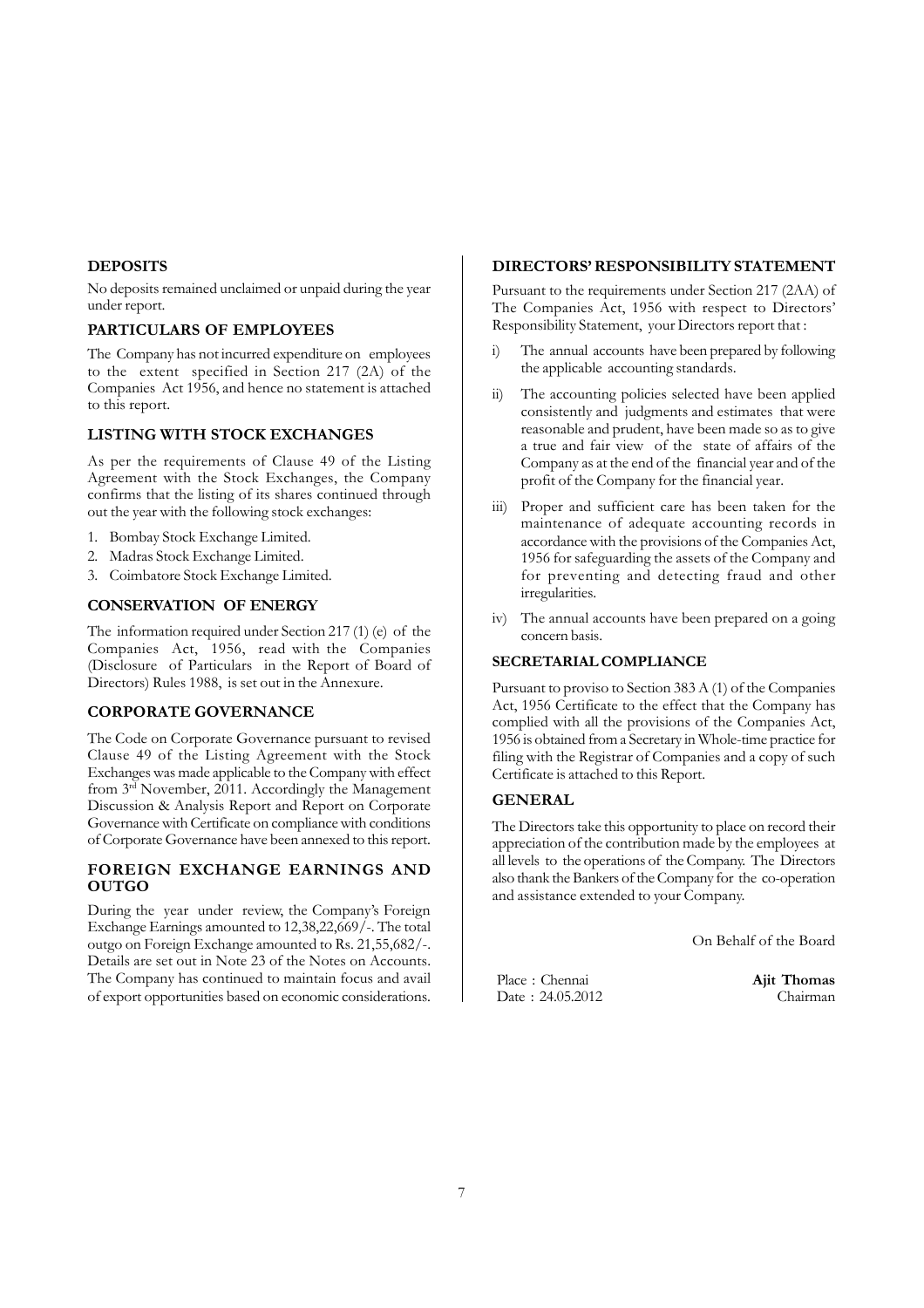## DEPOSITS

No deposits remained unclaimed or unpaid during the year under report.

## PARTICULARS OF EMPLOYEES

The Company has not incurred expenditure on employees to the extent specified in Section 217 (2A) of the Companies Act 1956, and hence no statement is attached to this report.

## LISTING WITH STOCK EXCHANGES

As per the requirements of Clause 49 of the Listing Agreement with the Stock Exchanges, the Company confirms that the listing of its shares continued through out the year with the following stock exchanges:

1. Bombay Stock Exchange Limited.
2. Madras Stock Exchange Limited.
3. Coimbatore Stock Exchange Limited.

## CONSERVATION OF ENERGY

The information required under Section 217 (1) (e) of the Companies Act, 1956, read with the Companies (Disclosure of Particulars in the Report of Board of Directors) Rules 1988, is set out in the Annexure.

## CORPORATE GOVERNANCE

The Code on Corporate Governance pursuant to revised Clause 49 of the Listing Agreement with the Stock Exchanges was made applicable to the Company with effect from 3rd November, 2011. Accordingly the Management Discussion & Analysis Report and Report on Corporate Governance with Certificate on compliance with conditions of Corporate Governance have been annexed to this report.

## FOREIGN EXCHANGE EARNINGS AND OUTGO

During the year under review, the Company's Foreign Exchange Earnings amounted to 12,38,22,669/-. The total outgo on Foreign Exchange amounted to Rs. 21,55,682/-. Details are set out in Note 23 of the Notes on Accounts. The Company has continued to maintain focus and avail of export opportunities based on economic considerations.

## DIRECTORS' RESPONSIBILITY STATEMENT

Pursuant to the requirements under Section 217 (2AA) of The Companies Act, 1956 with respect to Directors' Responsibility Statement, your Directors report that :

i) The annual accounts have been prepared by following the applicable accounting standards.

ii) The accounting policies selected have been applied consistently and judgments and estimates that were reasonable and prudent, have been made so as to give a true and fair view of the state of affairs of the Company as at the end of the financial year and of the profit of the Company for the financial year.

iii) Proper and sufficient care has been taken for the maintenance of adequate accounting records in accordance with the provisions of the Companies Act, 1956 for safeguarding the assets of the Company and for preventing and detecting fraud and other irregularities.

iv) The annual accounts have been prepared on a going concern basis.

## SECRETARIAL COMPLIANCE

Pursuant to proviso to Section 383 A (1) of the Companies Act, 1956 Certificate to the effect that the Company has complied with all the provisions of the Companies Act, 1956 is obtained from a Secretary in Whole-time practice for filing with the Registrar of Companies and a copy of such Certificate is attached to this Report.

## GENERAL

The Directors take this opportunity to place on record their appreciation of the contribution made by the employees at all levels to the operations of the Company. The Directors also thank the Bankers of the Company for the co-operation and assistance extended to your Company.

On Behalf of the Board

Place : Chennai
Date : 24.05.2012

**Ajit Thomas**
Chairman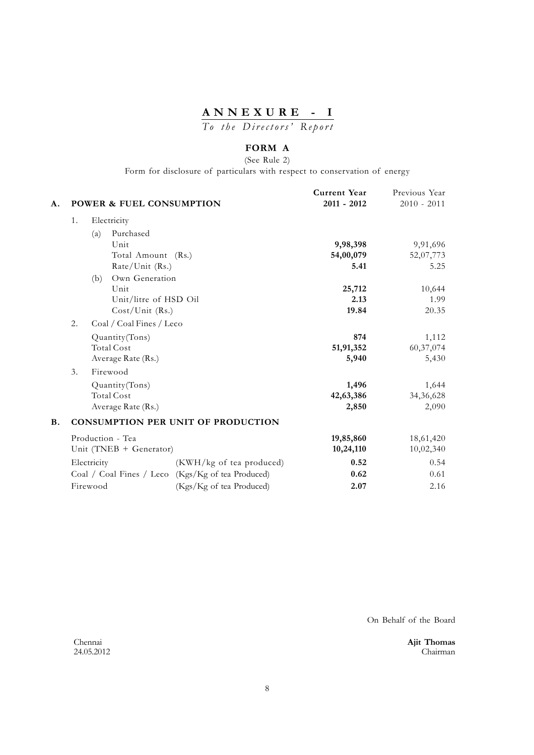# ANNEXURE - I

*To the Directors' Report*

## FORM A

(See Rule 2)

Form for disclosure of particulars with respect to conservation of energy

| | | Current Year 2011 - 2012 | Previous Year 2010 - 2011 |
|---|---|---|---|
| **A.** | **POWER & FUEL CONSUMPTION** | | |
| 1. | Electricity | | |
| | (a) Purchased | | |
| | Unit | **9,98,398** | 9,91,696 |
| | Total Amount (Rs.) | **54,00,079** | 52,07,773 |
| | Rate/Unit (Rs.) | **5.41** | 5.25 |
| | (b) Own Generation | | |
| | Unit | **25,712** | 10,644 |
| | Unit/litre of HSD Oil | **2.13** | 1.99 |
| | Cost/Unit (Rs.) | **19.84** | 20.35 |
| 2. | Coal / Coal Fines / Leco | | |
| | Quantity(Tons) | **874** | 1,112 |
| | Total Cost | **51,91,352** | 60,37,074 |
| | Average Rate (Rs.) | **5,940** | 5,430 |
| 3. | Firewood | | |
| | Quantity(Tons) | **1,496** | 1,644 |
| | Total Cost | **42,63,386** | 34,36,628 |
| | Average Rate (Rs.) | **2,850** | 2,090 |
| **B.** | **CONSUMPTION PER UNIT OF PRODUCTION** | | |
| | Production - Tea | **19,85,860** | 18,61,420 |
| | Unit (TNEB + Generator) | **10,24,110** | 10,02,340 |
| | Electricity (KWH/kg of tea produced) | **0.52** | 0.54 |
| | Coal / Coal Fines / Leco (Kgs/Kg of tea Produced) | **0.62** | 0.61 |
| | Firewood (Kgs/Kg of tea Produced) | **2.07** | 2.16 |

On Behalf of the Board

Chennai
24.05.2012

**Ajit Thomas**
Chairman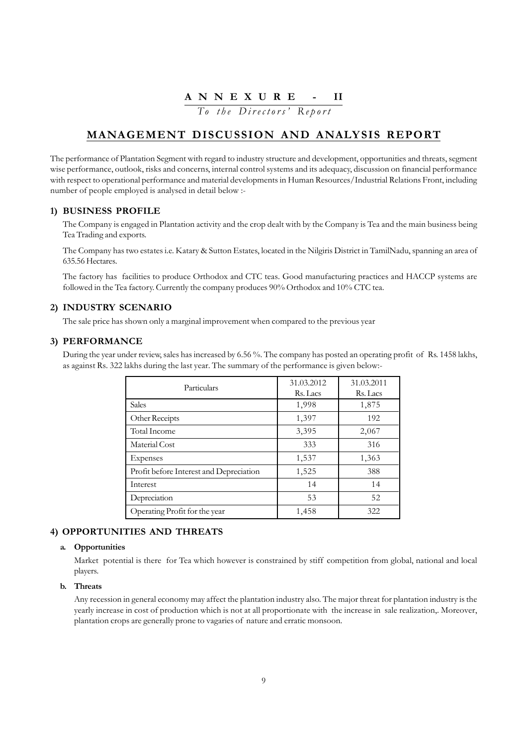# ANNEXURE - II

*To the Directors' Report*

## MANAGEMENT DISCUSSION AND ANALYSIS REPORT

The performance of Plantation Segment with regard to industry structure and development, opportunities and threats, segment wise performance, outlook, risks and concerns, internal control systems and its adequacy, discussion on financial performance with respect to operational performance and material developments in Human Resources/Industrial Relations Front, including number of people employed is analysed in detail below :-

### 1) BUSINESS PROFILE

The Company is engaged in Plantation activity and the crop dealt with by the Company is Tea and the main business being Tea Trading and exports.

The Company has two estates i.e. Katary & Sutton Estates, located in the Nilgiris District in TamilNadu, spanning an area of 635.56 Hectares.

The factory has facilities to produce Orthodox and CTC teas. Good manufacturing practices and HACCP systems are followed in the Tea factory. Currently the company produces 90% Orthodox and 10% CTC tea.

### 2) INDUSTRY SCENARIO

The sale price has shown only a marginal improvement when compared to the previous year

### 3) PERFORMANCE

During the year under review, sales has increased by 6.56 %. The company has posted an operating profit of Rs. 1458 lakhs, as against Rs. 322 lakhs during the last year. The summary of the performance is given below:-

| Particulars | 31.03.2012 Rs. Lacs | 31.03.2011 Rs. Lacs |
|---|---|---|
| Sales | 1,998 | 1,875 |
| Other Receipts | 1,397 | 192 |
| Total Income | 3,395 | 2,067 |
| Material Cost | 333 | 316 |
| Expenses | 1,537 | 1,363 |
| Profit before Interest and Depreciation | 1,525 | 388 |
| Interest | 14 | 14 |
| Depreciation | 53 | 52 |
| Operating Profit for the year | 1,458 | 322 |

### 4) OPPORTUNITIES AND THREATS

**a. Opportunities**

Market potential is there for Tea which however is constrained by stiff competition from global, national and local players.

**b. Threats**

Any recession in general economy may affect the plantation industry also. The major threat for plantation industry is the yearly increase in cost of production which is not at all proportionate with the increase in sale realization,. Moreover, plantation crops are generally prone to vagaries of nature and erratic monsoon.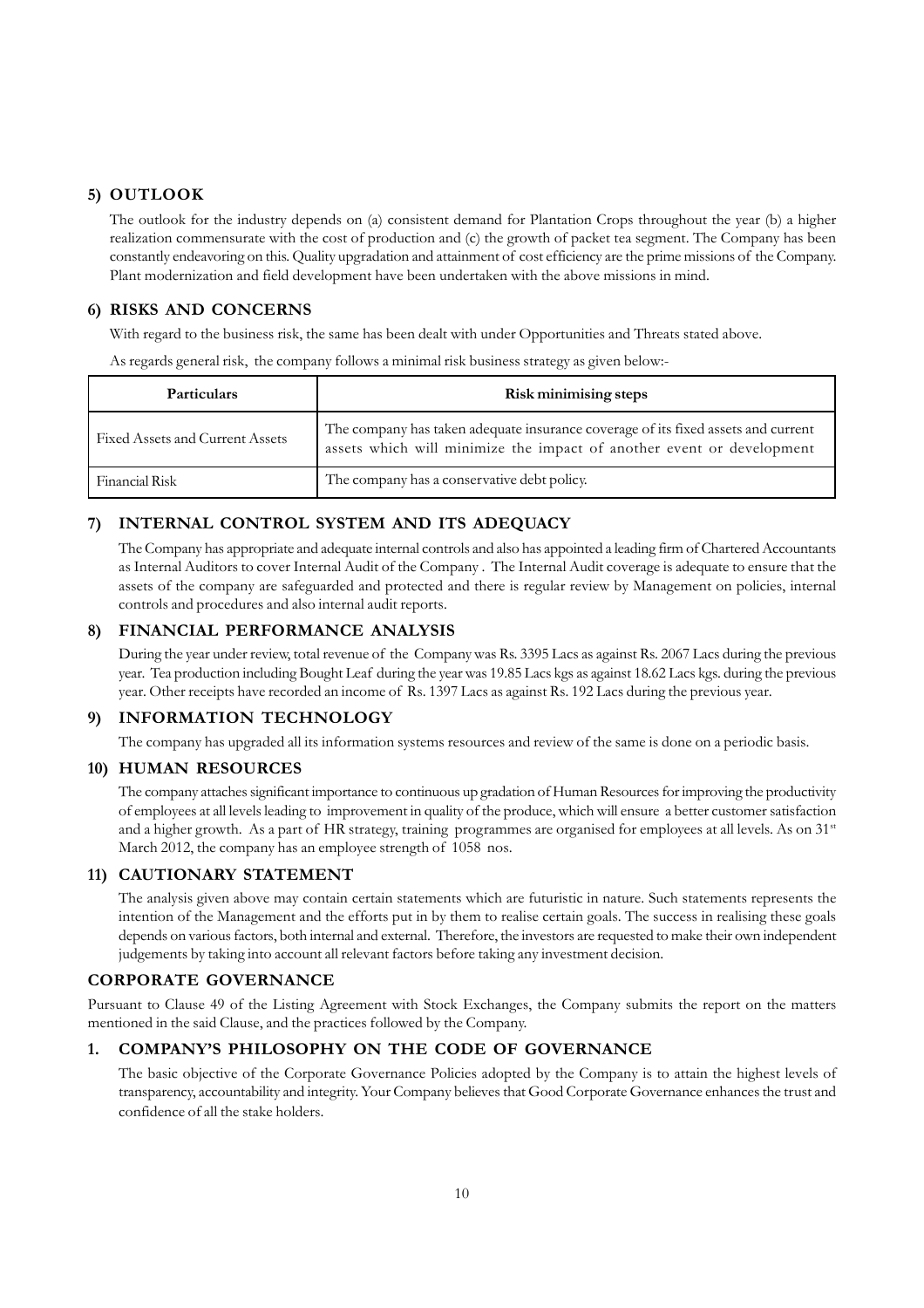## 5) OUTLOOK

The outlook for the industry depends on (a) consistent demand for Plantation Crops throughout the year (b) a higher realization commensurate with the cost of production and (c) the growth of packet tea segment. The Company has been constantly endeavoring on this. Quality upgradation and attainment of cost efficiency are the prime missions of the Company. Plant modernization and field development have been undertaken with the above missions in mind.

## 6) RISKS AND CONCERNS

With regard to the business risk, the same has been dealt with under Opportunities and Threats stated above.

As regards general risk, the company follows a minimal risk business strategy as given below:-

| Particulars | Risk minimising steps |
|---|---|
| Fixed Assets and Current Assets | The company has taken adequate insurance coverage of its fixed assets and current assets which will minimize the impact of another event or development |
| Financial Risk | The company has a conservative debt policy. |

## 7) INTERNAL CONTROL SYSTEM AND ITS ADEQUACY

The Company has appropriate and adequate internal controls and also has appointed a leading firm of Chartered Accountants as Internal Auditors to cover Internal Audit of the Company . The Internal Audit coverage is adequate to ensure that the assets of the company are safeguarded and protected and there is regular review by Management on policies, internal controls and procedures and also internal audit reports.

## 8) FINANCIAL PERFORMANCE ANALYSIS

During the year under review, total revenue of the Company was Rs. 3395 Lacs as against Rs. 2067 Lacs during the previous year. Tea production including Bought Leaf during the year was 19.85 Lacs kgs as against 18.62 Lacs kgs. during the previous year. Other receipts have recorded an income of Rs. 1397 Lacs as against Rs. 192 Lacs during the previous year.

## 9) INFORMATION TECHNOLOGY

The company has upgraded all its information systems resources and review of the same is done on a periodic basis.

## 10) HUMAN RESOURCES

The company attaches significant importance to continuous up gradation of Human Resources for improving the productivity of employees at all levels leading to improvement in quality of the produce, which will ensure a better customer satisfaction and a higher growth. As a part of HR strategy, training programmes are organised for employees at all levels. As on 31st March 2012, the company has an employee strength of 1058 nos.

## 11) CAUTIONARY STATEMENT

The analysis given above may contain certain statements which are futuristic in nature. Such statements represents the intention of the Management and the efforts put in by them to realise certain goals. The success in realising these goals depends on various factors, both internal and external. Therefore, the investors are requested to make their own independent judgements by taking into account all relevant factors before taking any investment decision.

# CORPORATE GOVERNANCE

Pursuant to Clause 49 of the Listing Agreement with Stock Exchanges, the Company submits the report on the matters mentioned in the said Clause, and the practices followed by the Company.

## 1. COMPANY'S PHILOSOPHY ON THE CODE OF GOVERNANCE

The basic objective of the Corporate Governance Policies adopted by the Company is to attain the highest levels of transparency, accountability and integrity. Your Company believes that Good Corporate Governance enhances the trust and confidence of all the stake holders.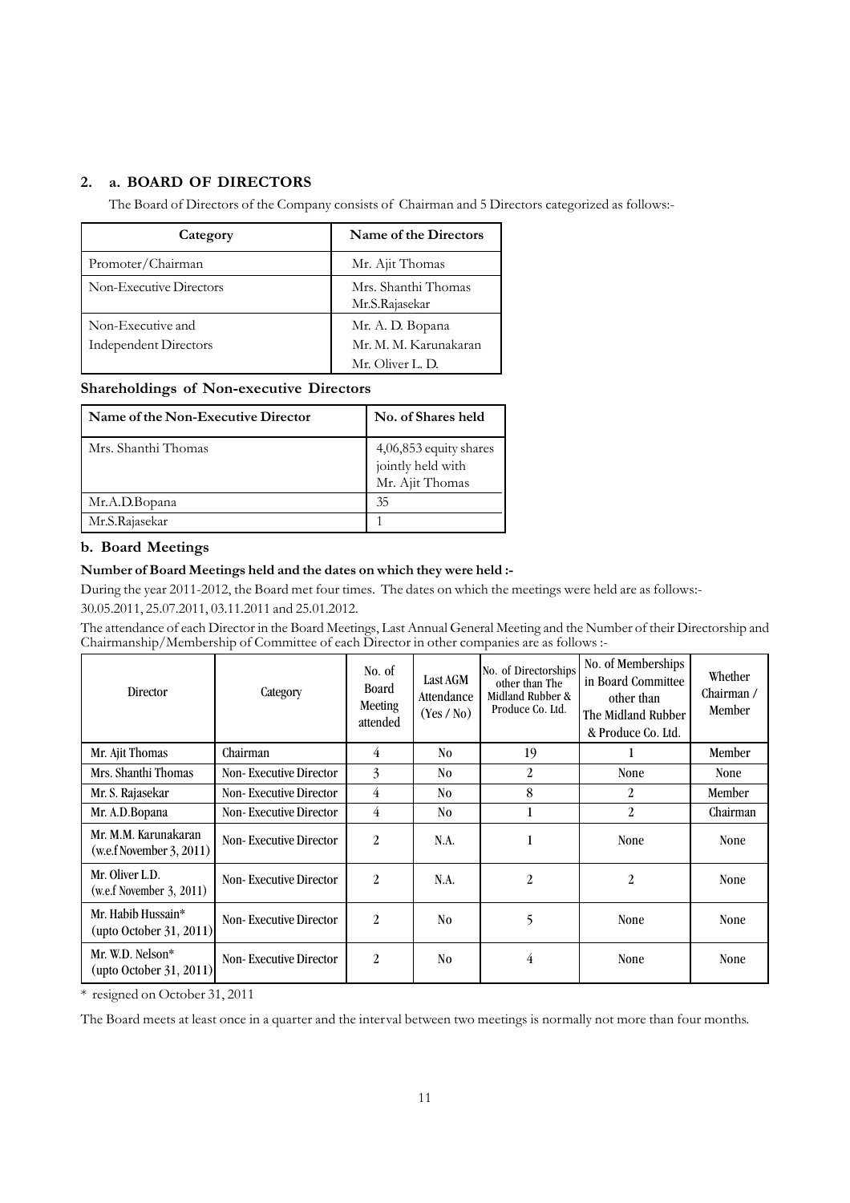## 2. a. BOARD OF DIRECTORS

The Board of Directors of the Company consists of Chairman and 5 Directors categorized as follows:-

| Category | Name of the Directors |
|---|---|
| Promoter/Chairman | Mr. Ajit Thomas |
| Non-Executive Directors | Mrs. Shanthi Thomas<br>Mr.S.Rajasekar |
| Non-Executive and<br>Independent Directors | Mr. A. D. Bopana<br>Mr. M. M. Karunakaran<br>Mr. Oliver L. D. |

### Shareholdings of Non-executive Directors

| Name of the Non-Executive Director | No. of Shares held |
|---|---|
| Mrs. Shanthi Thomas | 4,06,853 equity shares jointly held with Mr. Ajit Thomas |
| Mr.A.D.Bopana | 35 |
| Mr.S.Rajasekar | 1 |

### b. Board Meetings

**Number of Board Meetings held and the dates on which they were held :-**

During the year 2011-2012, the Board met four times. The dates on which the meetings were held are as follows:-

30.05.2011, 25.07.2011, 03.11.2011 and 25.01.2012.

The attendance of each Director in the Board Meetings, Last Annual General Meeting and the Number of their Directorship and Chairmanship/Membership of Committee of each Director in other companies are as follows :-

| Director | Category | No. of Board Meeting attended | Last AGM Attendance (Yes / No) | No. of Directorships other than The Midland Rubber & Produce Co. Ltd. | No. of Memberships in Board Committee other than The Midland Rubber & Produce Co. Ltd. | Whether Chairman / Member |
|---|---|---|---|---|---|---|
| Mr. Ajit Thomas | Chairman | 4 | No | 19 | 1 | Member |
| Mrs. Shanthi Thomas | Non- Executive Director | 3 | No | 2 | None | None |
| Mr. S. Rajasekar | Non- Executive Director | 4 | No | 8 | 2 | Member |
| Mr. A.D.Bopana | Non- Executive Director | 4 | No | 1 | 2 | Chairman |
| Mr. M.M. Karunakaran (w.e.f November 3, 2011) | Non- Executive Director | 2 | N.A. | 1 | None | None |
| Mr. Oliver L.D. (w.e.f November 3, 2011) | Non- Executive Director | 2 | N.A. | 2 | 2 | None |
| Mr. Habib Hussain* (upto October 31, 2011) | Non- Executive Director | 2 | No | 5 | None | None |
| Mr. W.D. Nelson* (upto October 31, 2011) | Non- Executive Director | 2 | No | 4 | None | None |

\* resigned on October 31, 2011

The Board meets at least once in a quarter and the interval between two meetings is normally not more than four months.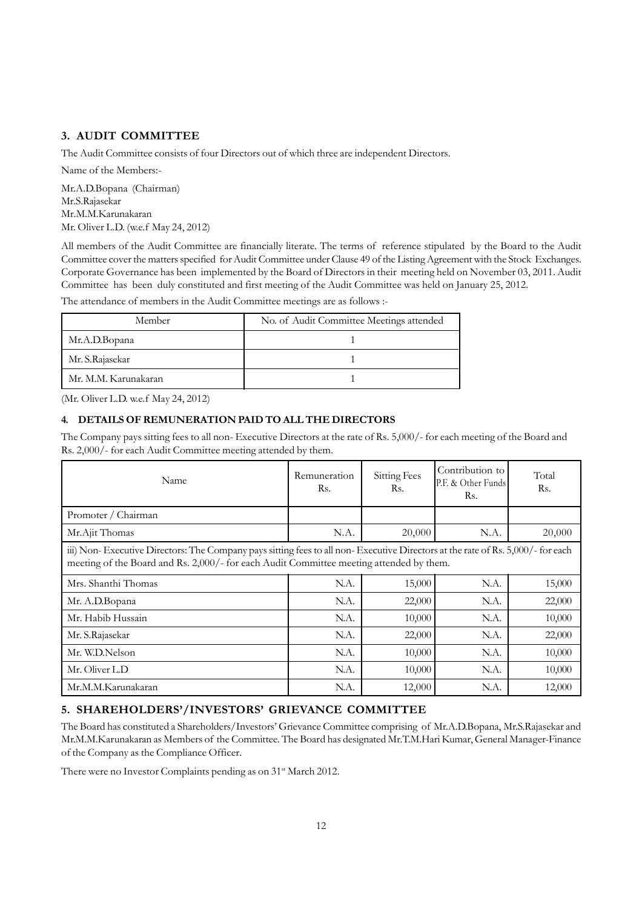## 3. AUDIT COMMITTEE

The Audit Committee consists of four Directors out of which three are independent Directors.

Name of the Members:-

Mr.A.D.Bopana (Chairman)
Mr.S.Rajasekar
Mr.M.M.Karunakaran
Mr. Oliver L.D. (w.e.f May 24, 2012)

All members of the Audit Committee are financially literate. The terms of reference stipulated by the Board to the Audit Committee cover the matters specified for Audit Committee under Clause 49 of the Listing Agreement with the Stock Exchanges. Corporate Governance has been implemented by the Board of Directors in their meeting held on November 03, 2011. Audit Committee has been duly constituted and first meeting of the Audit Committee was held on January 25, 2012.

The attendance of members in the Audit Committee meetings are as follows :-

| Member | No. of Audit Committee Meetings attended |
|---|---|
| Mr.A.D.Bopana | 1 |
| Mr. S.Rajasekar | 1 |
| Mr. M.M. Karunakaran | 1 |

(Mr. Oliver L.D. w.e.f May 24, 2012)

## 4. DETAILS OF REMUNERATION PAID TO ALL THE DIRECTORS

The Company pays sitting fees to all non- Executive Directors at the rate of Rs. 5,000/- for each meeting of the Board and Rs. 2,000/- for each Audit Committee meeting attended by them.

| Name | Remuneration Rs. | Sitting Fees Rs. | Contribution to P.F. & Other Funds Rs. | Total Rs. |
|---|---|---|---|---|
| Promoter / Chairman | | | | |
| Mr.Ajit Thomas | N.A. | 20,000 | N.A. | 20,000 |
| iii) Non- Executive Directors: The Company pays sitting fees to all non- Executive Directors at the rate of Rs. 5,000/- for each meeting of the Board and Rs. 2,000/- for each Audit Committee meeting attended by them. | | | | |
| Mrs. Shanthi Thomas | N.A. | 15,000 | N.A. | 15,000 |
| Mr. A.D.Bopana | N.A. | 22,000 | N.A. | 22,000 |
| Mr. Habib Hussain | N.A. | 10,000 | N.A. | 10,000 |
| Mr. S.Rajasekar | N.A. | 22,000 | N.A. | 22,000 |
| Mr. W.D.Nelson | N.A. | 10,000 | N.A. | 10,000 |
| Mr. Oliver L.D | N.A. | 10,000 | N.A. | 10,000 |
| Mr.M.M.Karunakaran | N.A. | 12,000 | N.A. | 12,000 |

## 5. SHAREHOLDERS'/INVESTORS' GRIEVANCE COMMITTEE

The Board has constituted a Shareholders/Investors' Grievance Committee comprising of Mr.A.D.Bopana, Mr.S.Rajasekar and Mr.M.M.Karunakaran as Members of the Committee. The Board has designated Mr.T.M.Hari Kumar, General Manager-Finance of the Company as the Compliance Officer.

There were no Investor Complaints pending as on 31st March 2012.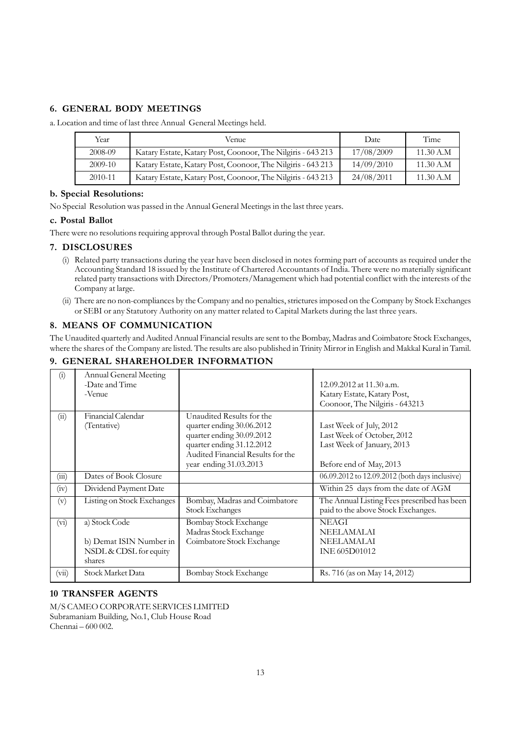## 6. GENERAL BODY MEETINGS

a. Location and time of last three Annual General Meetings held.

| Year | Venue | Date | Time |
|---|---|---|---|
| 2008-09 | Katary Estate, Katary Post, Coonoor, The Nilgiris - 643 213 | 17/08/2009 | 11.30 A.M |
| 2009-10 | Katary Estate, Katary Post, Coonoor, The Nilgiris - 643 213 | 14/09/2010 | 11.30 A.M |
| 2010-11 | Katary Estate, Katary Post, Coonoor, The Nilgiris - 643 213 | 24/08/2011 | 11.30 A.M |

### b. Special Resolutions:

No Special Resolution was passed in the Annual General Meetings in the last three years.

### c. Postal Ballot

There were no resolutions requiring approval through Postal Ballot during the year.

## 7. DISCLOSURES

(i) Related party transactions during the year have been disclosed in notes forming part of accounts as required under the Accounting Standard 18 issued by the Institute of Chartered Accountants of India. There were no materially significant related party transactions with Directors/Promoters/Management which had potential conflict with the interests of the Company at large.

(ii) There are no non-compliances by the Company and no penalties, strictures imposed on the Company by Stock Exchanges or SEBI or any Statutory Authority on any matter related to Capital Markets during the last three years.

## 8. MEANS OF COMMUNICATION

The Unaudited quarterly and Audited Annual Financial results are sent to the Bombay, Madras and Coimbatore Stock Exchanges, where the shares of the Company are listed. The results are also published in Trinity Mirror in English and Makkal Kural in Tamil.

## 9. GENERAL SHAREHOLDER INFORMATION

| | | | |
|---|---|---|---|
| (i) | Annual General Meeting<br>-Date and Time<br>-Venue | | 12.09.2012 at 11.30 a.m.<br>Katary Estate, Katary Post,<br>Coonoor, The Nilgiris - 643213 |
| (ii) | Financial Calendar (Tentative) | Unaudited Results for the<br>quarter ending 30.06.2012<br>quarter ending 30.09.2012<br>quarter ending 31.12.2012<br>Audited Financial Results for the year ending 31.03.2013 | Last Week of July, 2012<br>Last Week of October, 2012<br>Last Week of January, 2013<br><br>Before end of May, 2013 |
| (iii) | Dates of Book Closure | | 06.09.2012 to 12.09.2012 (both days inclusive) |
| (iv) | Dividend Payment Date | | Within 25 days from the date of AGM |
| (v) | Listing on Stock Exchanges | Bombay, Madras and Coimbatore Stock Exchanges | The Annual Listing Fees prescribed has been paid to the above Stock Exchanges. |
| (vi) | a) Stock Code<br><br>b) Demat ISIN Number in NSDL & CDSL for equity shares | Bombay Stock Exchange<br>Madras Stock Exchange<br>Coimbatore Stock Exchange | NEAGI<br>NEELAMALAI<br>NEELAMALAI<br>INE 605D01012 |
| (vii) | Stock Market Data | Bombay Stock Exchange | Rs. 716 (as on May 14, 2012) |

## 10 TRANSFER AGENTS

M/S CAMEO CORPORATE SERVICES LIMITED
Subramaniam Building, No.1, Club House Road
Chennai – 600 002.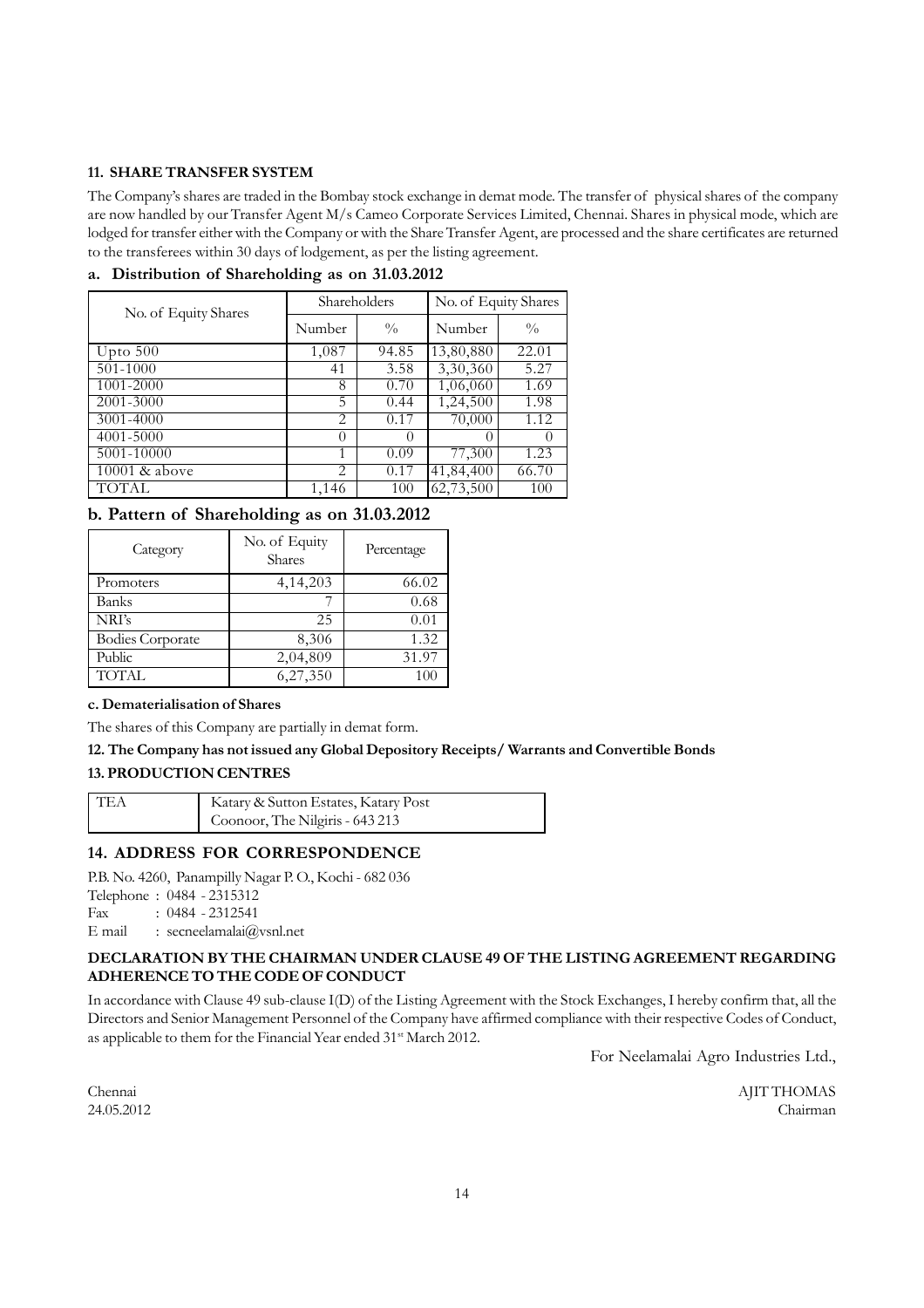### 11. SHARE TRANSFER SYSTEM

The Company's shares are traded in the Bombay stock exchange in demat mode. The transfer of physical shares of the company are now handled by our Transfer Agent M/s Cameo Corporate Services Limited, Chennai. Shares in physical mode, which are lodged for transfer either with the Company or with the Share Transfer Agent, are processed and the share certificates are returned to the transferees within 30 days of lodgement, as per the listing agreement.

#### a. Distribution of Shareholding as on 31.03.2012

| No. of Equity Shares | Shareholders | | No. of Equity Shares | |
|---|---|---|---|---|
| | Number | % | Number | % |
| Upto 500 | 1,087 | 94.85 | 13,80,880 | 22.01 |
| 501-1000 | 41 | 3.58 | 3,30,360 | 5.27 |
| 1001-2000 | 8 | 0.70 | 1,06,060 | 1.69 |
| 2001-3000 | 5 | 0.44 | 1,24,500 | 1.98 |
| 3001-4000 | 2 | 0.17 | 70,000 | 1.12 |
| 4001-5000 | 0 | 0 | 0 | 0 |
| 5001-10000 | 1 | 0.09 | 77,300 | 1.23 |
| 10001 & above | 2 | 0.17 | 41,84,400 | 66.70 |
| TOTAL | 1,146 | 100 | 62,73,500 | 100 |

#### b. Pattern of Shareholding as on 31.03.2012

| Category | No. of Equity Shares | Percentage |
|---|---|---|
| Promoters | 4,14,203 | 66.02 |
| Banks | 7 | 0.68 |
| NRI's | 25 | 0.01 |
| Bodies Corporate | 8,306 | 1.32 |
| Public | 2,04,809 | 31.97 |
| TOTAL | 6,27,350 | 100 |

#### c. Dematerialisation of Shares

The shares of this Company are partially in demat form.

### 12. The Company has not issued any Global Depository Receipts/ Warrants and Convertible Bonds

### 13. PRODUCTION CENTRES

| TEA | Katary & Sutton Estates, Katary Post Coonoor, The Nilgiris - 643 213 |
|---|---|

### 14. ADDRESS FOR CORRESPONDENCE

P.B. No. 4260, Panampilly Nagar P. O., Kochi - 682 036
Telephone : 0484 - 2315312
Fax : 0484 - 2312541
E mail : secneelamalai@vsnl.net

### DECLARATION BY THE CHAIRMAN UNDER CLAUSE 49 OF THE LISTING AGREEMENT REGARDING ADHERENCE TO THE CODE OF CONDUCT

In accordance with Clause 49 sub-clause I(D) of the Listing Agreement with the Stock Exchanges, I hereby confirm that, all the Directors and Senior Management Personnel of the Company have affirmed compliance with their respective Codes of Conduct, as applicable to them for the Financial Year ended 31st March 2012.

For Neelamalai Agro Industries Ltd.,

Chennai
24.05.2012

AJIT THOMAS
Chairman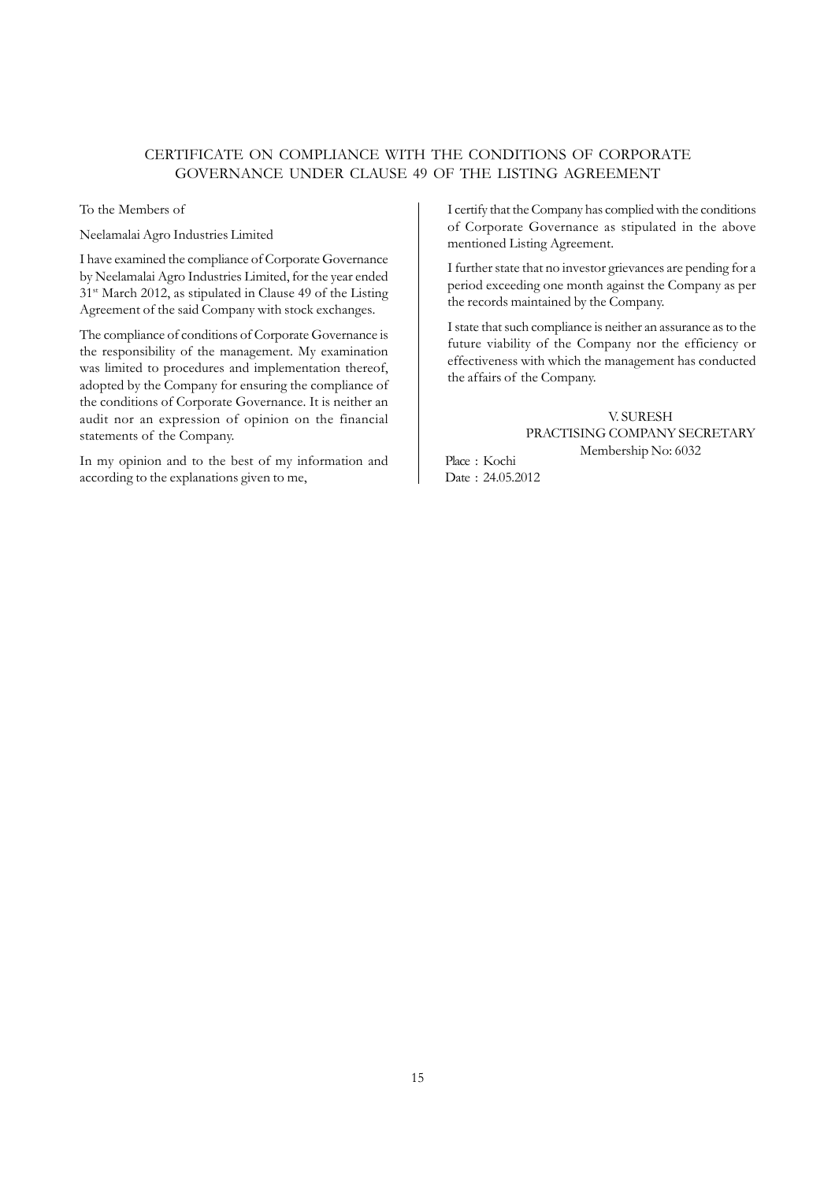# CERTIFICATE ON COMPLIANCE WITH THE CONDITIONS OF CORPORATE GOVERNANCE UNDER CLAUSE 49 OF THE LISTING AGREEMENT

To the Members of

Neelamalai Agro Industries Limited

I have examined the compliance of Corporate Governance by Neelamalai Agro Industries Limited, for the year ended 31st March 2012, as stipulated in Clause 49 of the Listing Agreement of the said Company with stock exchanges.

The compliance of conditions of Corporate Governance is the responsibility of the management. My examination was limited to procedures and implementation thereof, adopted by the Company for ensuring the compliance of the conditions of Corporate Governance. It is neither an audit nor an expression of opinion on the financial statements of the Company.

In my opinion and to the best of my information and according to the explanations given to me,

I certify that the Company has complied with the conditions of Corporate Governance as stipulated in the above mentioned Listing Agreement.

I further state that no investor grievances are pending for a period exceeding one month against the Company as per the records maintained by the Company.

I state that such compliance is neither an assurance as to the future viability of the Company nor the efficiency or effectiveness with which the management has conducted the affairs of the Company.

V. SURESH
PRACTISING COMPANY SECRETARY
Membership No: 6032

Place : Kochi
Date : 24.05.2012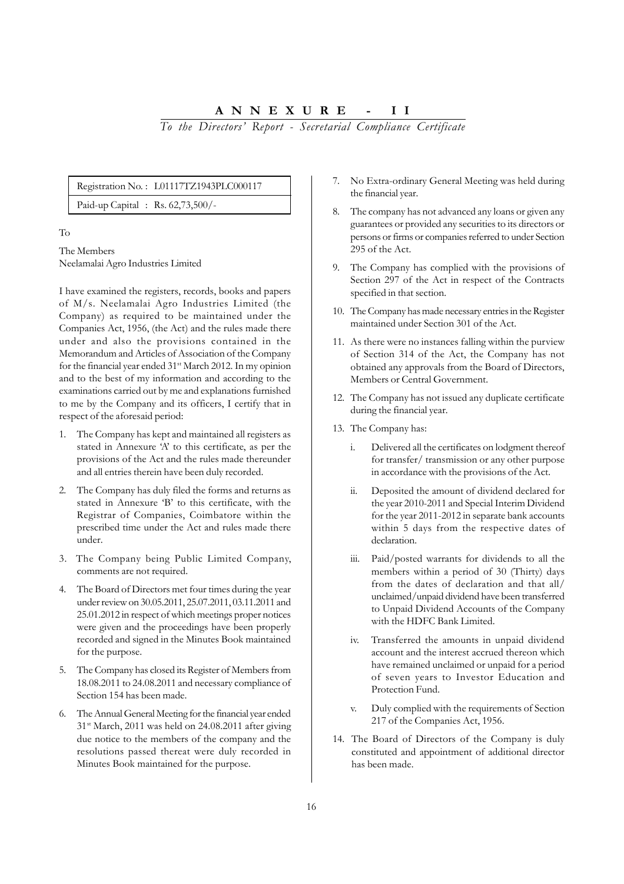# A N N E X U R E - I I

*To the Directors' Report - Secretarial Compliance Certificate*

| Registration No. : L01117TZ1943PLC000117 |
| --- |
| Paid-up Capital : Rs. 62,73,500/- |

To

The Members
Neelamalai Agro Industries Limited

I have examined the registers, records, books and papers of M/s. Neelamalai Agro Industries Limited (the Company) as required to be maintained under the Companies Act, 1956, (the Act) and the rules made there under and also the provisions contained in the Memorandum and Articles of Association of the Company for the financial year ended 31st March 2012. In my opinion and to the best of my information and according to the examinations carried out by me and explanations furnished to me by the Company and its officers, I certify that in respect of the aforesaid period:

1. The Company has kept and maintained all registers as stated in Annexure 'A' to this certificate, as per the provisions of the Act and the rules made thereunder and all entries therein have been duly recorded.
2. The Company has duly filed the forms and returns as stated in Annexure 'B' to this certificate, with the Registrar of Companies, Coimbatore within the prescribed time under the Act and rules made there under.
3. The Company being Public Limited Company, comments are not required.
4. The Board of Directors met four times during the year under review on 30.05.2011, 25.07.2011, 03.11.2011 and 25.01.2012 in respect of which meetings proper notices were given and the proceedings have been properly recorded and signed in the Minutes Book maintained for the purpose.
5. The Company has closed its Register of Members from 18.08.2011 to 24.08.2011 and necessary compliance of Section 154 has been made.
6. The Annual General Meeting for the financial year ended 31st March, 2011 was held on 24.08.2011 after giving due notice to the members of the company and the resolutions passed thereat were duly recorded in Minutes Book maintained for the purpose.
7. No Extra-ordinary General Meeting was held during the financial year.
8. The company has not advanced any loans or given any guarantees or provided any securities to its directors or persons or firms or companies referred to under Section 295 of the Act.
9. The Company has complied with the provisions of Section 297 of the Act in respect of the Contracts specified in that section.
10. The Company has made necessary entries in the Register maintained under Section 301 of the Act.
11. As there were no instances falling within the purview of Section 314 of the Act, the Company has not obtained any approvals from the Board of Directors, Members or Central Government.
12. The Company has not issued any duplicate certificate during the financial year.
13. The Company has:
    1. Delivered all the certificates on lodgment thereof for transfer/ transmission or any other purpose in accordance with the provisions of the Act.
    2. Deposited the amount of dividend declared for the year 2010-2011 and Special Interim Dividend for the year 2011-2012 in separate bank accounts within 5 days from the respective dates of declaration.
    3. Paid/posted warrants for dividends to all the members within a period of 30 (Thirty) days from the dates of declaration and that all/ unclaimed/unpaid dividend have been transferred to Unpaid Dividend Accounts of the Company with the HDFC Bank Limited.
    4. Transferred the amounts in unpaid dividend account and the interest accrued thereon which have remained unclaimed or unpaid for a period of seven years to Investor Education and Protection Fund.
    5. Duly complied with the requirements of Section 217 of the Companies Act, 1956.
14. The Board of Directors of the Company is duly constituted and appointment of additional director has been made.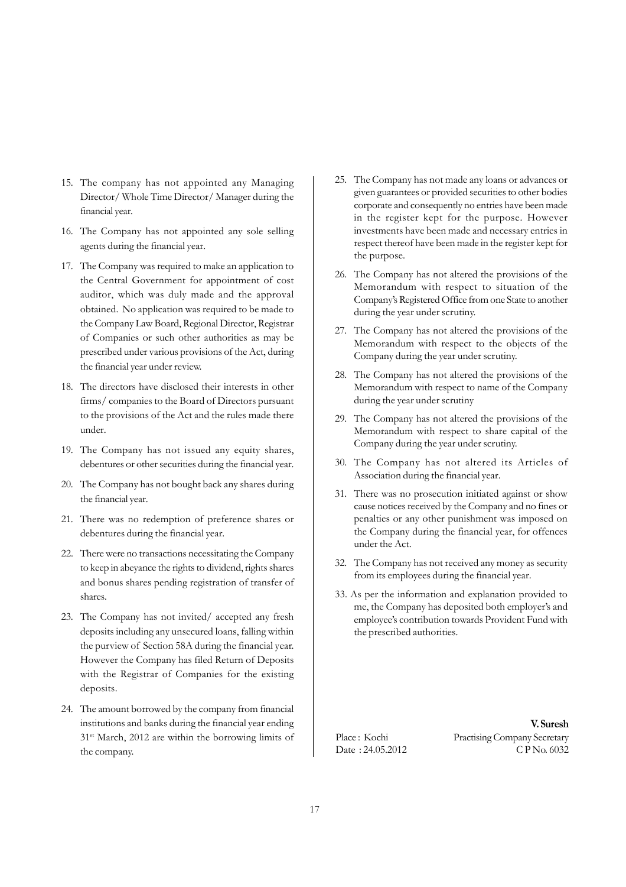15. The company has not appointed any Managing Director/ Whole Time Director/ Manager during the financial year.

16. The Company has not appointed any sole selling agents during the financial year.

17. The Company was required to make an application to the Central Government for appointment of cost auditor, which was duly made and the approval obtained. No application was required to be made to the Company Law Board, Regional Director, Registrar of Companies or such other authorities as may be prescribed under various provisions of the Act, during the financial year under review.

18. The directors have disclosed their interests in other firms/ companies to the Board of Directors pursuant to the provisions of the Act and the rules made there under.

19. The Company has not issued any equity shares, debentures or other securities during the financial year.

20. The Company has not bought back any shares during the financial year.

21. There was no redemption of preference shares or debentures during the financial year.

22. There were no transactions necessitating the Company to keep in abeyance the rights to dividend, rights shares and bonus shares pending registration of transfer of shares.

23. The Company has not invited/ accepted any fresh deposits including any unsecured loans, falling within the purview of Section 58A during the financial year. However the Company has filed Return of Deposits with the Registrar of Companies for the existing deposits.

24. The amount borrowed by the company from financial institutions and banks during the financial year ending 31st March, 2012 are within the borrowing limits of the company.

25. The Company has not made any loans or advances or given guarantees or provided securities to other bodies corporate and consequently no entries have been made in the register kept for the purpose. However investments have been made and necessary entries in respect thereof have been made in the register kept for the purpose.

26. The Company has not altered the provisions of the Memorandum with respect to situation of the Company's Registered Office from one State to another during the year under scrutiny.

27. The Company has not altered the provisions of the Memorandum with respect to the objects of the Company during the year under scrutiny.

28. The Company has not altered the provisions of the Memorandum with respect to name of the Company during the year under scrutiny

29. The Company has not altered the provisions of the Memorandum with respect to share capital of the Company during the year under scrutiny.

30. The Company has not altered its Articles of Association during the financial year.

31. There was no prosecution initiated against or show cause notices received by the Company and no fines or penalties or any other punishment was imposed on the Company during the financial year, for offences under the Act.

32. The Company has not received any money as security from its employees during the financial year.

33. As per the information and explanation provided to me, the Company has deposited both employer's and employee's contribution towards Provident Fund with the prescribed authorities.

Place : Kochi
Date : 24.05.2012

**V. Suresh**
Practising Company Secretary
C P No. 6032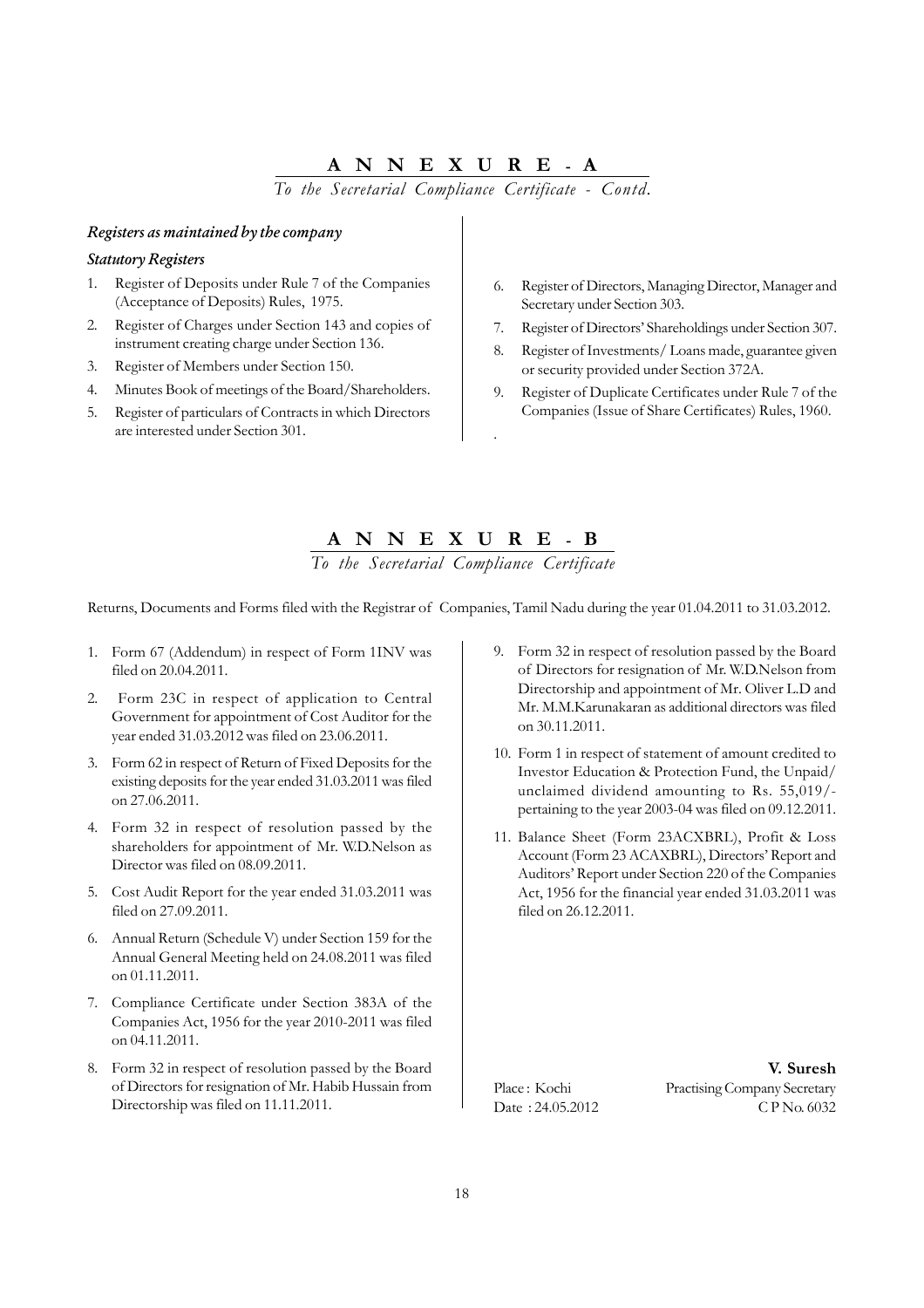## A N N E X U R E - A

*To the Secretarial Compliance Certificate - Contd.*

***Registers as maintained by the company***

***Statutory Registers***

1. Register of Deposits under Rule 7 of the Companies (Acceptance of Deposits) Rules, 1975.
2. Register of Charges under Section 143 and copies of instrument creating charge under Section 136.
3. Register of Members under Section 150.
4. Minutes Book of meetings of the Board/Shareholders.
5. Register of particulars of Contracts in which Directors are interested under Section 301.
6. Register of Directors, Managing Director, Manager and Secretary under Section 303.
7. Register of Directors' Shareholdings under Section 307.
8. Register of Investments/ Loans made, guarantee given or security provided under Section 372A.
9. Register of Duplicate Certificates under Rule 7 of the Companies (Issue of Share Certificates) Rules, 1960.

## A N N E X U R E - B

*To the Secretarial Compliance Certificate*

Returns, Documents and Forms filed with the Registrar of Companies, Tamil Nadu during the year 01.04.2011 to 31.03.2012.

1. Form 67 (Addendum) in respect of Form 1INV was filed on 20.04.2011.
2. Form 23C in respect of application to Central Government for appointment of Cost Auditor for the year ended 31.03.2012 was filed on 23.06.2011.
3. Form 62 in respect of Return of Fixed Deposits for the existing deposits for the year ended 31.03.2011 was filed on 27.06.2011.
4. Form 32 in respect of resolution passed by the shareholders for appointment of Mr. W.D.Nelson as Director was filed on 08.09.2011.
5. Cost Audit Report for the year ended 31.03.2011 was filed on 27.09.2011.
6. Annual Return (Schedule V) under Section 159 for the Annual General Meeting held on 24.08.2011 was filed on 01.11.2011.
7. Compliance Certificate under Section 383A of the Companies Act, 1956 for the year 2010-2011 was filed on 04.11.2011.
8. Form 32 in respect of resolution passed by the Board of Directors for resignation of Mr. Habib Hussain from Directorship was filed on 11.11.2011.
9. Form 32 in respect of resolution passed by the Board of Directors for resignation of Mr. W.D.Nelson from Directorship and appointment of Mr. Oliver L.D and Mr. M.M.Karunakaran as additional directors was filed on 30.11.2011.
10. Form 1 in respect of statement of amount credited to Investor Education & Protection Fund, the Unpaid/ unclaimed dividend amounting to Rs. 55,019/- pertaining to the year 2003-04 was filed on 09.12.2011.
11. Balance Sheet (Form 23ACXBRL), Profit & Loss Account (Form 23 ACAXBRL), Directors' Report and Auditors' Report under Section 220 of the Companies Act, 1956 for the financial year ended 31.03.2011 was filed on 26.12.2011.

Place : Kochi
Date : 24.05.2012

**V. Suresh**
Practising Company Secretary
C P No. 6032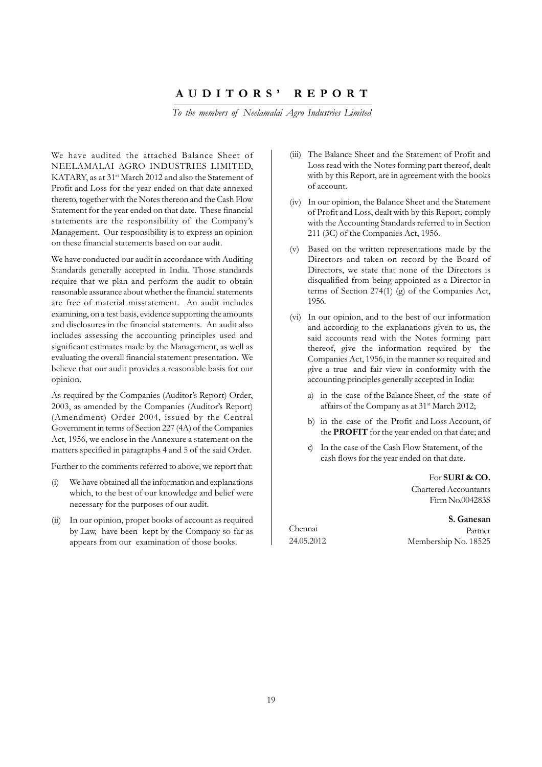# AUDITORS' REPORT

*To the members of Neelamalai Agro Industries Limited*

We have audited the attached Balance Sheet of NEELAMALAI AGRO INDUSTRIES LIMITED, KATARY, as at 31st March 2012 and also the Statement of Profit and Loss for the year ended on that date annexed thereto, together with the Notes thereon and the Cash Flow Statement for the year ended on that date. These financial statements are the responsibility of the Company's Management. Our responsibility is to express an opinion on these financial statements based on our audit.

We have conducted our audit in accordance with Auditing Standards generally accepted in India. Those standards require that we plan and perform the audit to obtain reasonable assurance about whether the financial statements are free of material misstatement. An audit includes examining, on a test basis, evidence supporting the amounts and disclosures in the financial statements. An audit also includes assessing the accounting principles used and significant estimates made by the Management, as well as evaluating the overall financial statement presentation. We believe that our audit provides a reasonable basis for our opinion.

As required by the Companies (Auditor's Report) Order, 2003, as amended by the Companies (Auditor's Report) (Amendment) Order 2004, issued by the Central Government in terms of Section 227 (4A) of the Companies Act, 1956, we enclose in the Annexure a statement on the matters specified in paragraphs 4 and 5 of the said Order.

Further to the comments referred to above, we report that:

(i) We have obtained all the information and explanations which, to the best of our knowledge and belief were necessary for the purposes of our audit.

(ii) In our opinion, proper books of account as required by Law, have been kept by the Company so far as appears from our examination of those books.

(iii) The Balance Sheet and the Statement of Profit and Loss read with the Notes forming part thereof, dealt with by this Report, are in agreement with the books of account.

(iv) In our opinion, the Balance Sheet and the Statement of Profit and Loss, dealt with by this Report, comply with the Accounting Standards referred to in Section 211 (3C) of the Companies Act, 1956.

(v) Based on the written representations made by the Directors and taken on record by the Board of Directors, we state that none of the Directors is disqualified from being appointed as a Director in terms of Section 274(1) (g) of the Companies Act, 1956.

(vi) In our opinion, and to the best of our information and according to the explanations given to us, the said accounts read with the Notes forming part thereof, give the information required by the Companies Act, 1956, in the manner so required and give a true and fair view in conformity with the accounting principles generally accepted in India:

   a) in the case of the Balance Sheet, of the state of affairs of the Company as at 31st March 2012;

   b) in the case of the Profit and Loss Account, of the **PROFIT** for the year ended on that date; and

   c) In the case of the Cash Flow Statement, of the cash flows for the year ended on that date.

For **SURI & CO.**
Chartered Accountants
Firm No.004283S

**S. Ganesan**
Partner
Membership No. 18525

Chennai
24.05.2012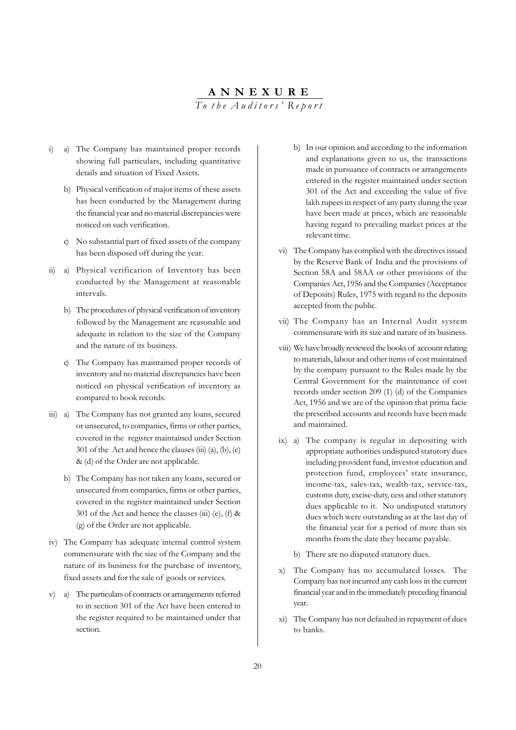# ANNEXURE

*To the Auditors' Report*

i) a) The Company has maintained proper records showing full particulars, including quantitative details and situation of Fixed Assets.

b) Physical verification of major items of these assets has been conducted by the Management during the financial year and no material discrepancies were noticed on such verification.

c) No substantial part of fixed assets of the company has been disposed off during the year.

ii) a) Physical verification of Inventory has been conducted by the Management at reasonable intervals.

b) The procedures of physical verification of inventory followed by the Management are reasonable and adequate in relation to the size of the Company and the nature of its business.

c) The Company has maintained proper records of inventory and no material discrepancies have been noticed on physical verification of inventory as compared to book records.

iii) a) The Company has not granted any loans, secured or unsecured, to companies, firms or other parties, covered in the register maintained under Section 301 of the Act and hence the clauses (iii) (a), (b), (c) & (d) of the Order are not applicable.

b) The Company has not taken any loans, secured or unsecured from companies, firms or other parties, covered in the register maintained under Section 301 of the Act and hence the clauses (iii) (e), (f) & (g) of the Order are not applicable.

iv) The Company has adequate internal control system commensurate with the size of the Company and the nature of its business for the purchase of inventory, fixed assets and for the sale of goods or services.

v) a) The particulars of contracts or arrangements referred to in section 301 of the Act have been entered in the register required to be maintained under that section.

b) In our opinion and according to the information and explanations given to us, the transactions made in pursuance of contracts or arrangements entered in the register maintained under section 301 of the Act and exceeding the value of five lakh rupees in respect of any party during the year have been made at prices, which are reasonable having regard to prevailing market prices at the relevant time.

vi) The Company has complied with the directives issued by the Reserve Bank of India and the provisions of Section 58A and 58AA or other provisions of the Companies Act, 1956 and the Companies (Acceptance of Deposits) Rules, 1975 with regard to the deposits accepted from the public.

vii) The Company has an Internal Audit system commensurate with its size and nature of its business.

viii) We have broadly reviewed the books of account relating to materials, labour and other items of cost maintained by the company pursuant to the Rules made by the Central Government for the maintenance of cost records under section 209 (1) (d) of the Companies Act, 1956 and we are of the opinion that prima facie the prescribed accounts and records have been made and maintained.

ix) a) The company is regular in depositing with appropriate authorities undisputed statutory dues including provident fund, investor education and protection fund, employees' state insurance, income-tax, sales-tax, wealth-tax, service-tax, customs duty, excise-duty, cess and other statutory dues applicable to it. No undisputed statutory dues which were outstanding as at the last day of the financial year for a period of more than six months from the date they became payable.

b) There are no disputed statutory dues.

x) The Company has no accumulated losses. The Company has not incurred any cash loss in the current financial year and in the immediately preceding financial year.

xi) The Company has not defaulted in repayment of dues to banks.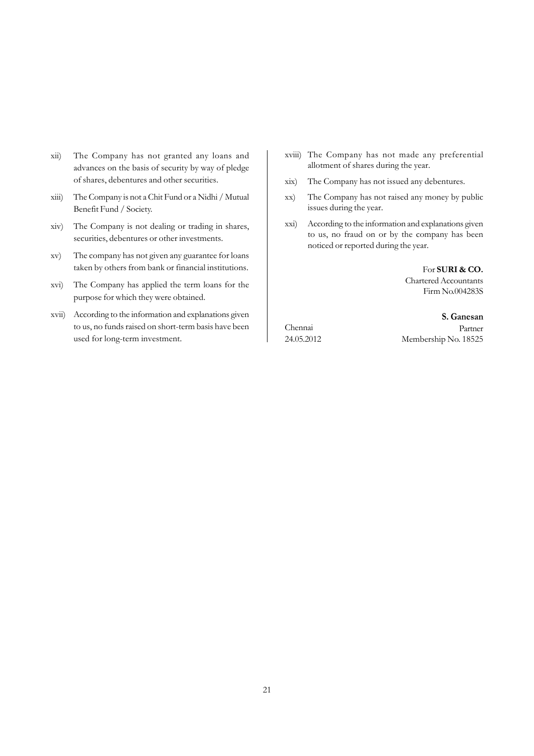xii) The Company has not granted any loans and advances on the basis of security by way of pledge of shares, debentures and other securities.

xiii) The Company is not a Chit Fund or a Nidhi / Mutual Benefit Fund / Society.

xiv) The Company is not dealing or trading in shares, securities, debentures or other investments.

xv) The company has not given any guarantee for loans taken by others from bank or financial institutions.

xvi) The Company has applied the term loans for the purpose for which they were obtained.

xvii) According to the information and explanations given to us, no funds raised on short-term basis have been used for long-term investment.

xviii) The Company has not made any preferential allotment of shares during the year.

xix) The Company has not issued any debentures.

xx) The Company has not raised any money by public issues during the year.

xxi) According to the information and explanations given to us, no fraud on or by the company has been noticed or reported during the year.

For **SURI & CO.**
Chartered Accountants
Firm No.004283S

**S. Ganesan**
Partner
Membership No. 18525

Chennai
24.05.2012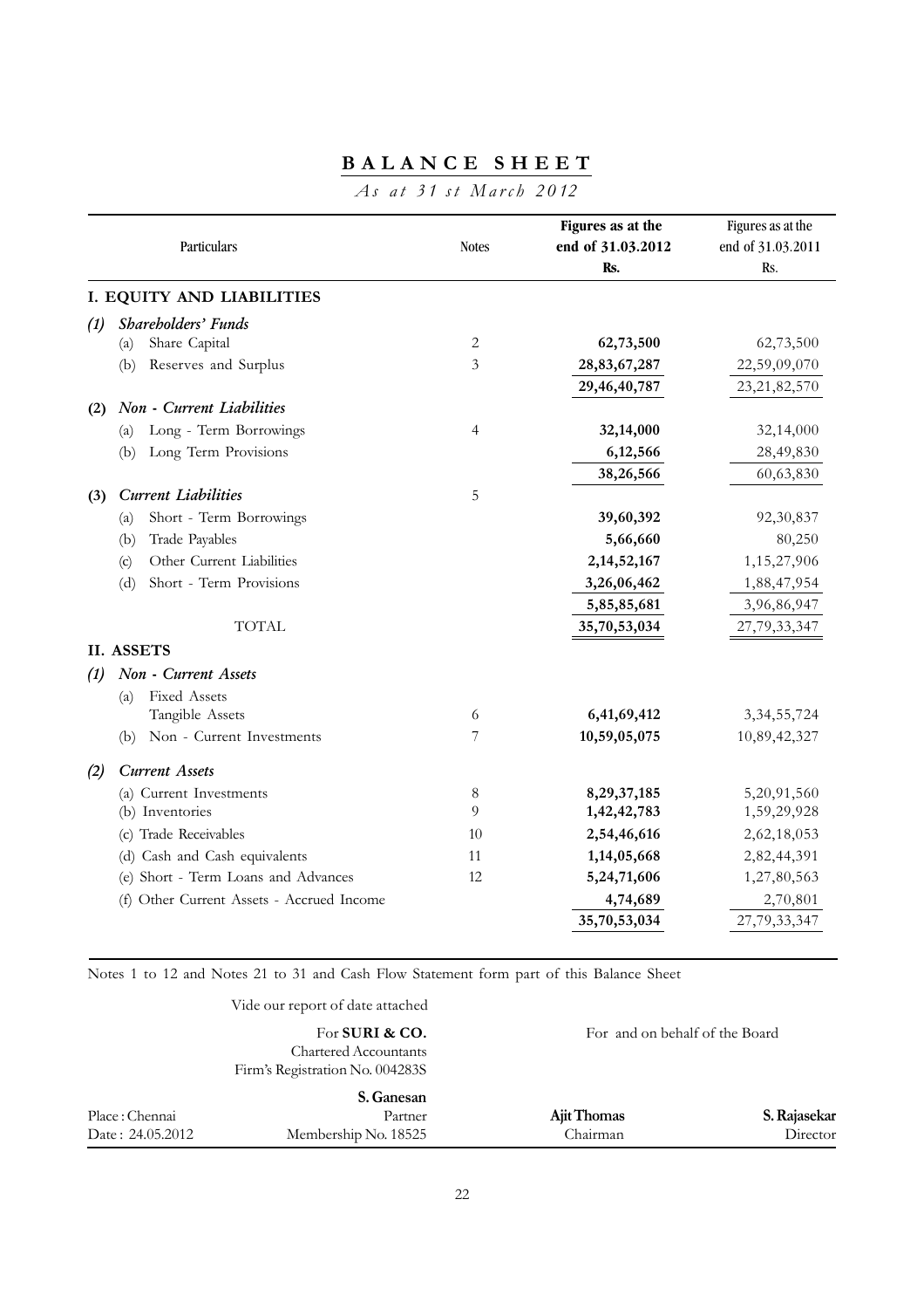# BALANCE SHEET

*As at 31 st March 2012*

| Particulars | Notes | Figures as at the end of 31.03.2012 Rs. | Figures as at the end of 31.03.2011 Rs. |
|---|---|---|---|
| **I. EQUITY AND LIABILITIES** | | | |
| ***(1) Shareholders' Funds*** | | | |
| (a) Share Capital | 2 | **62,73,500** | 62,73,500 |
| (b) Reserves and Surplus | 3 | **28,83,67,287** | 22,59,09,070 |
| | | **29,46,40,787** | 23,21,82,570 |
| ***(2) Non - Current Liabilities*** | | | |
| (a) Long - Term Borrowings | 4 | **32,14,000** | 32,14,000 |
| (b) Long Term Provisions | | **6,12,566** | 28,49,830 |
| | | **38,26,566** | 60,63,830 |
| ***(3) Current Liabilities*** | 5 | | |
| (a) Short - Term Borrowings | | **39,60,392** | 92,30,837 |
| (b) Trade Payables | | **5,66,660** | 80,250 |
| (c) Other Current Liabilities | | **2,14,52,167** | 1,15,27,906 |
| (d) Short - Term Provisions | | **3,26,06,462** | 1,88,47,954 |
| | | **5,85,85,681** | 3,96,86,947 |
| TOTAL | | **35,70,53,034** | 27,79,33,347 |
| **II. ASSETS** | | | |
| ***(1) Non - Current Assets*** | | | |
| (a) Fixed Assets<br>Tangible Assets | 6 | **6,41,69,412** | 3,34,55,724 |
| (b) Non - Current Investments | 7 | **10,59,05,075** | 10,89,42,327 |
| ***(2) Current Assets*** | | | |
| (a) Current Investments | 8 | **8,29,37,185** | 5,20,91,560 |
| (b) Inventories | 9 | **1,42,42,783** | 1,59,29,928 |
| (c) Trade Receivables | 10 | **2,54,46,616** | 2,62,18,053 |
| (d) Cash and Cash equivalents | 11 | **1,14,05,668** | 2,82,44,391 |
| (e) Short - Term Loans and Advances | 12 | **5,24,71,606** | 1,27,80,563 |
| (f) Other Current Assets - Accrued Income | | **4,74,689** | 2,70,801 |
| | | **35,70,53,034** | 27,79,33,347 |

Notes 1 to 12 and Notes 21 to 31 and Cash Flow Statement form part of this Balance Sheet

Vide our report of date attached

For **SURI & CO.**
Chartered Accountants
Firm's Registration No. 004283S

For and on behalf of the Board

**S. Ganesan**
Partner
Membership No. 18525

Place : Chennai
Date : 24.05.2012

**Ajit Thomas**
Chairman

**S. Rajasekar**
Director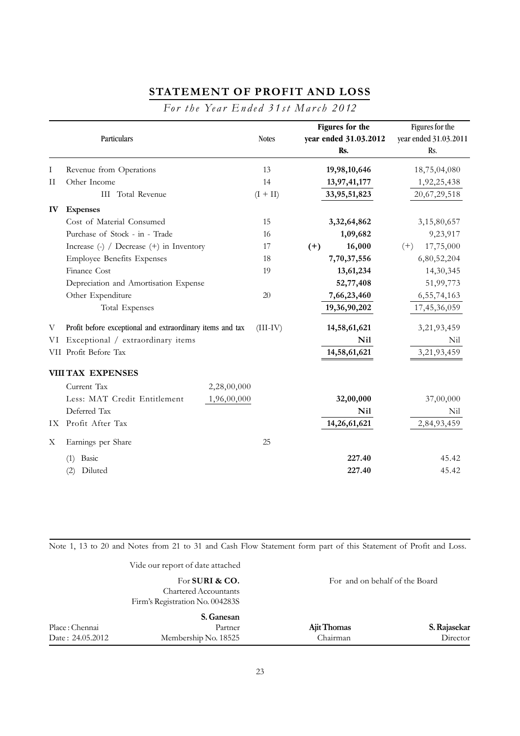# STATEMENT OF PROFIT AND LOSS

*For the Year Ended 31st March 2012*

| | Particulars | | Notes | Figures for the year ended 31.03.2012 Rs. | Figures for the year ended 31.03.2011 Rs. |
|---|---|---|---|---|---|
| I | Revenue from Operations | | 13 | **19,98,10,646** | 18,75,04,080 |
| II | Other Income | | 14 | **13,97,41,177** | 1,92,25,438 |
| | III Total Revenue | | (I + II) | **33,95,51,823** | 20,67,29,518 |
| **IV** | **Expenses** | | | | |
| | Cost of Material Consumed | | 15 | **3,32,64,862** | 3,15,80,657 |
| | Purchase of Stock - in - Trade | | 16 | **1,09,682** | 9,23,917 |
| | Increase (-) / Decrease (+) in Inventory | | 17 | **(+) 16,000** | (+) 17,75,000 |
| | Employee Benefits Expenses | | 18 | **7,70,37,556** | 6,80,52,204 |
| | Finance Cost | | 19 | **13,61,234** | 14,30,345 |
| | Depreciation and Amortisation Expense | | | **52,77,408** | 51,99,773 |
| | Other Expenditure | | 20 | **7,66,23,460** | 6,55,74,163 |
| | Total Expenses | | | **19,36,90,202** | 17,45,36,059 |
| V | Profit before exceptional and extraordinary items and tax | | (III-IV) | **14,58,61,621** | 3,21,93,459 |
| VI | Exceptional / extraordinary items | | | **Nil** | Nil |
| VII | Profit Before Tax | | | **14,58,61,621** | 3,21,93,459 |
| **VIII** | **TAX EXPENSES** | | | | |
| | Current Tax | 2,28,00,000 | | | |
| | Less: MAT Credit Entitlement | 1,96,00,000 | | **32,00,000** | 37,00,000 |
| | Deferred Tax | | | **Nil** | Nil |
| IX | Profit After Tax | | | **14,26,61,621** | 2,84,93,459 |
| X | Earnings per Share | | 25 | | |
| | (1) Basic | | | **227.40** | 45.42 |
| | (2) Diluted | | | **227.40** | 45.42 |

Note 1, 13 to 20 and Notes from 21 to 31 and Cash Flow Statement form part of this Statement of Profit and Loss.

Vide our report of date attached

For **SURI & CO.**
Chartered Accountants
Firm's Registration No. 004283S

For and on behalf of the Board

**S. Ganesan**
Partner
Membership No. 18525

Place : Chennai
Date : 24.05.2012

**Ajit Thomas**
Chairman

**S. Rajasekar**
Director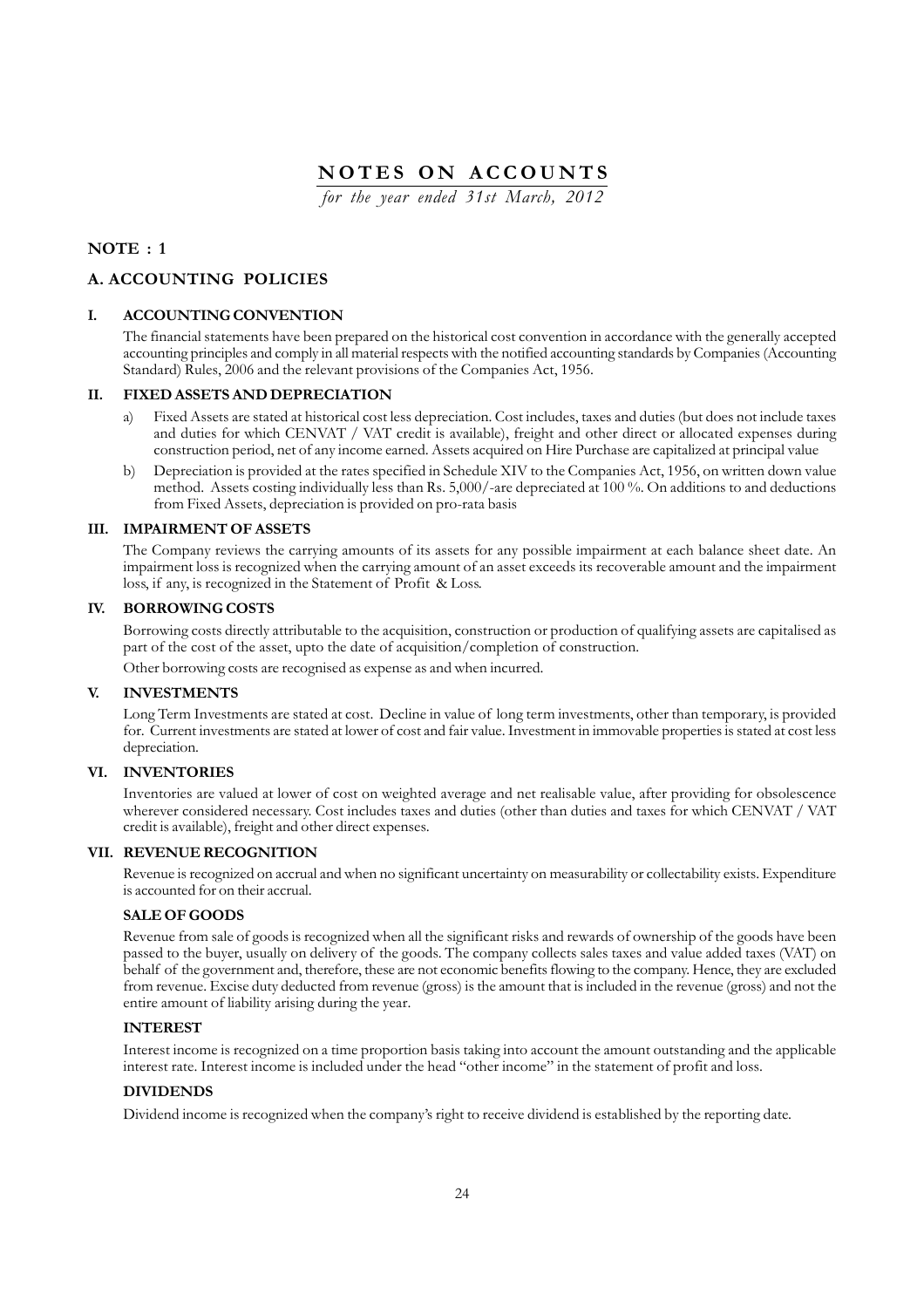# NOTES ON ACCOUNTS

*for the year ended 31st March, 2012*

## NOTE : 1

## A. ACCOUNTING POLICIES

### I. ACCOUNTING CONVENTION

The financial statements have been prepared on the historical cost convention in accordance with the generally accepted accounting principles and comply in all material respects with the notified accounting standards by Companies (Accounting Standard) Rules, 2006 and the relevant provisions of the Companies Act, 1956.

### II. FIXED ASSETS AND DEPRECIATION

a) Fixed Assets are stated at historical cost less depreciation. Cost includes, taxes and duties (but does not include taxes and duties for which CENVAT / VAT credit is available), freight and other direct or allocated expenses during construction period, net of any income earned. Assets acquired on Hire Purchase are capitalized at principal value

b) Depreciation is provided at the rates specified in Schedule XIV to the Companies Act, 1956, on written down value method. Assets costing individually less than Rs. 5,000/-are depreciated at 100 %. On additions to and deductions from Fixed Assets, depreciation is provided on pro-rata basis

### III. IMPAIRMENT OF ASSETS

The Company reviews the carrying amounts of its assets for any possible impairment at each balance sheet date. An impairment loss is recognized when the carrying amount of an asset exceeds its recoverable amount and the impairment loss, if any, is recognized in the Statement of Profit & Loss.

### IV. BORROWING COSTS

Borrowing costs directly attributable to the acquisition, construction or production of qualifying assets are capitalised as part of the cost of the asset, upto the date of acquisition/completion of construction.

Other borrowing costs are recognised as expense as and when incurred.

### V. INVESTMENTS

Long Term Investments are stated at cost. Decline in value of long term investments, other than temporary, is provided for. Current investments are stated at lower of cost and fair value. Investment in immovable properties is stated at cost less depreciation.

### VI. INVENTORIES

Inventories are valued at lower of cost on weighted average and net realisable value, after providing for obsolescence wherever considered necessary. Cost includes taxes and duties (other than duties and taxes for which CENVAT / VAT credit is available), freight and other direct expenses.

### VII. REVENUE RECOGNITION

Revenue is recognized on accrual and when no significant uncertainty on measurability or collectability exists. Expenditure is accounted for on their accrual.

**SALE OF GOODS**

Revenue from sale of goods is recognized when all the significant risks and rewards of ownership of the goods have been passed to the buyer, usually on delivery of the goods. The company collects sales taxes and value added taxes (VAT) on behalf of the government and, therefore, these are not economic benefits flowing to the company. Hence, they are excluded from revenue. Excise duty deducted from revenue (gross) is the amount that is included in the revenue (gross) and not the entire amount of liability arising during the year.

**INTEREST**

Interest income is recognized on a time proportion basis taking into account the amount outstanding and the applicable interest rate. Interest income is included under the head "other income" in the statement of profit and loss.

**DIVIDENDS**

Dividend income is recognized when the company's right to receive dividend is established by the reporting date.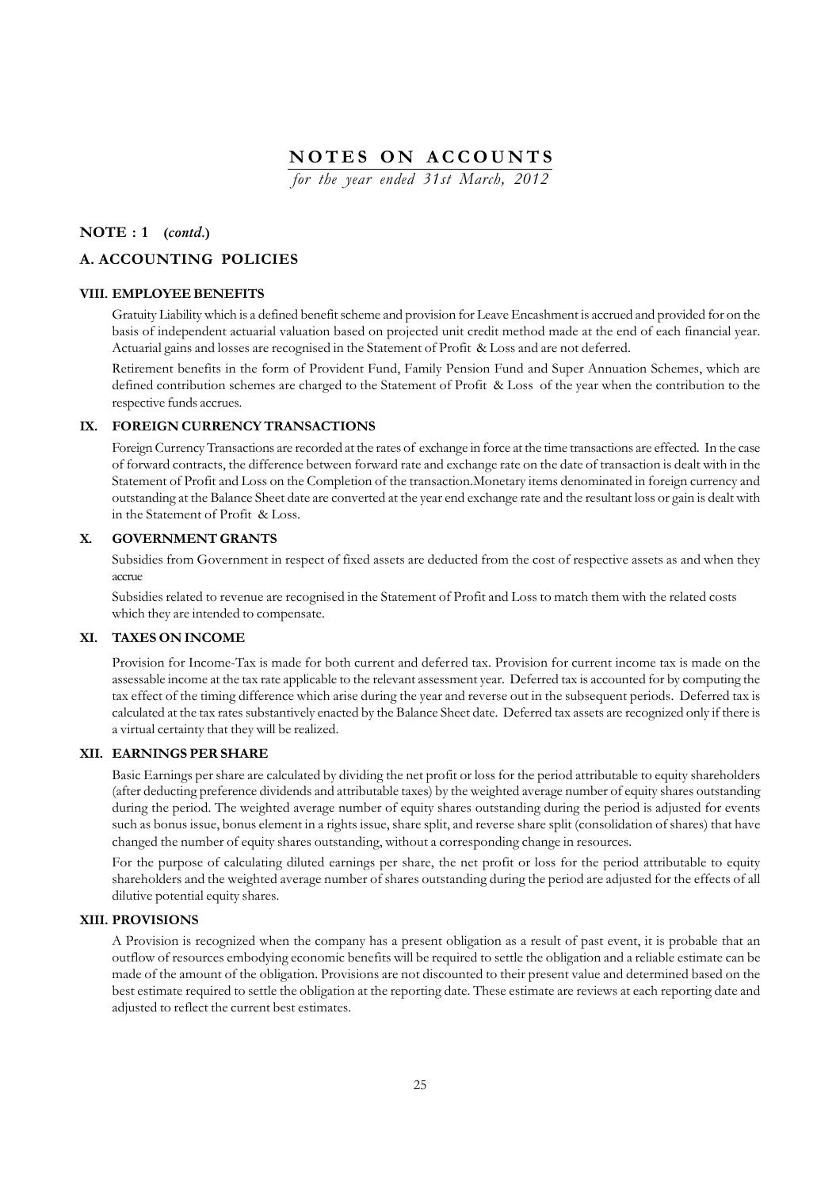# NOTES ON ACCOUNTS

*for the year ended 31st March, 2012*

## NOTE : 1 (*contd.*)

## A. ACCOUNTING POLICIES

### VIII. EMPLOYEE BENEFITS

Gratuity Liability which is a defined benefit scheme and provision for Leave Encashment is accrued and provided for on the basis of independent actuarial valuation based on projected unit credit method made at the end of each financial year. Actuarial gains and losses are recognised in the Statement of Profit & Loss and are not deferred.

Retirement benefits in the form of Provident Fund, Family Pension Fund and Super Annuation Schemes, which are defined contribution schemes are charged to the Statement of Profit & Loss of the year when the contribution to the respective funds accrues.

### IX. FOREIGN CURRENCY TRANSACTIONS

Foreign Currency Transactions are recorded at the rates of exchange in force at the time transactions are effected. In the case of forward contracts, the difference between forward rate and exchange rate on the date of transaction is dealt with in the Statement of Profit and Loss on the Completion of the transaction.Monetary items denominated in foreign currency and outstanding at the Balance Sheet date are converted at the year end exchange rate and the resultant loss or gain is dealt with in the Statement of Profit & Loss.

### X. GOVERNMENT GRANTS

Subsidies from Government in respect of fixed assets are deducted from the cost of respective assets as and when they accrue

Subsidies related to revenue are recognised in the Statement of Profit and Loss to match them with the related costs which they are intended to compensate.

### XI. TAXES ON INCOME

Provision for Income-Tax is made for both current and deferred tax. Provision for current income tax is made on the assessable income at the tax rate applicable to the relevant assessment year. Deferred tax is accounted for by computing the tax effect of the timing difference which arise during the year and reverse out in the subsequent periods. Deferred tax is calculated at the tax rates substantively enacted by the Balance Sheet date. Deferred tax assets are recognized only if there is a virtual certainty that they will be realized.

### XII. EARNINGS PER SHARE

Basic Earnings per share are calculated by dividing the net profit or loss for the period attributable to equity shareholders (after deducting preference dividends and attributable taxes) by the weighted average number of equity shares outstanding during the period. The weighted average number of equity shares outstanding during the period is adjusted for events such as bonus issue, bonus element in a rights issue, share split, and reverse share split (consolidation of shares) that have changed the number of equity shares outstanding, without a corresponding change in resources.

For the purpose of calculating diluted earnings per share, the net profit or loss for the period attributable to equity shareholders and the weighted average number of shares outstanding during the period are adjusted for the effects of all dilutive potential equity shares.

### XIII. PROVISIONS

A Provision is recognized when the company has a present obligation as a result of past event, it is probable that an outflow of resources embodying economic benefits will be required to settle the obligation and a reliable estimate can be made of the amount of the obligation. Provisions are not discounted to their present value and determined based on the best estimate required to settle the obligation at the reporting date. These estimate are reviews at each reporting date and adjusted to reflect the current best estimates.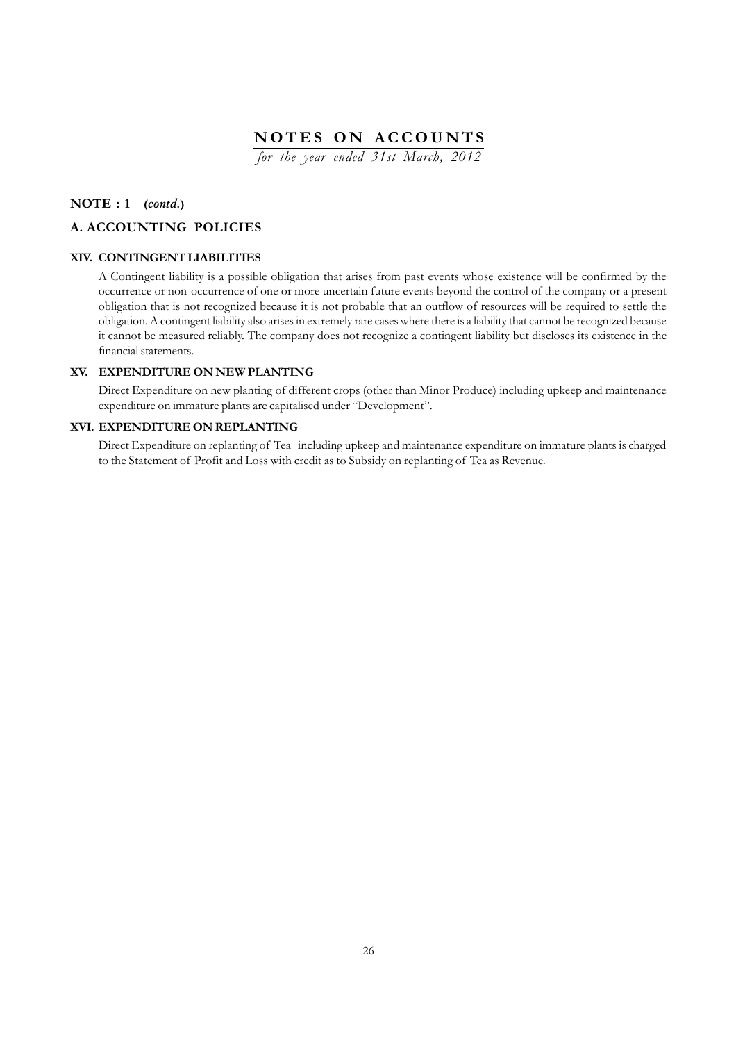# NOTES ON ACCOUNTS

*for the year ended 31st March, 2012*

## NOTE : 1 (*contd.*)

## A. ACCOUNTING POLICIES

### XIV. CONTINGENT LIABILITIES

A Contingent liability is a possible obligation that arises from past events whose existence will be confirmed by the occurrence or non-occurrence of one or more uncertain future events beyond the control of the company or a present obligation that is not recognized because it is not probable that an outflow of resources will be required to settle the obligation. A contingent liability also arises in extremely rare cases where there is a liability that cannot be recognized because it cannot be measured reliably. The company does not recognize a contingent liability but discloses its existence in the financial statements.

### XV. EXPENDITURE ON NEW PLANTING

Direct Expenditure on new planting of different crops (other than Minor Produce) including upkeep and maintenance expenditure on immature plants are capitalised under "Development".

### XVI. EXPENDITURE ON REPLANTING

Direct Expenditure on replanting of Tea including upkeep and maintenance expenditure on immature plants is charged to the Statement of Profit and Loss with credit as to Subsidy on replanting of Tea as Revenue.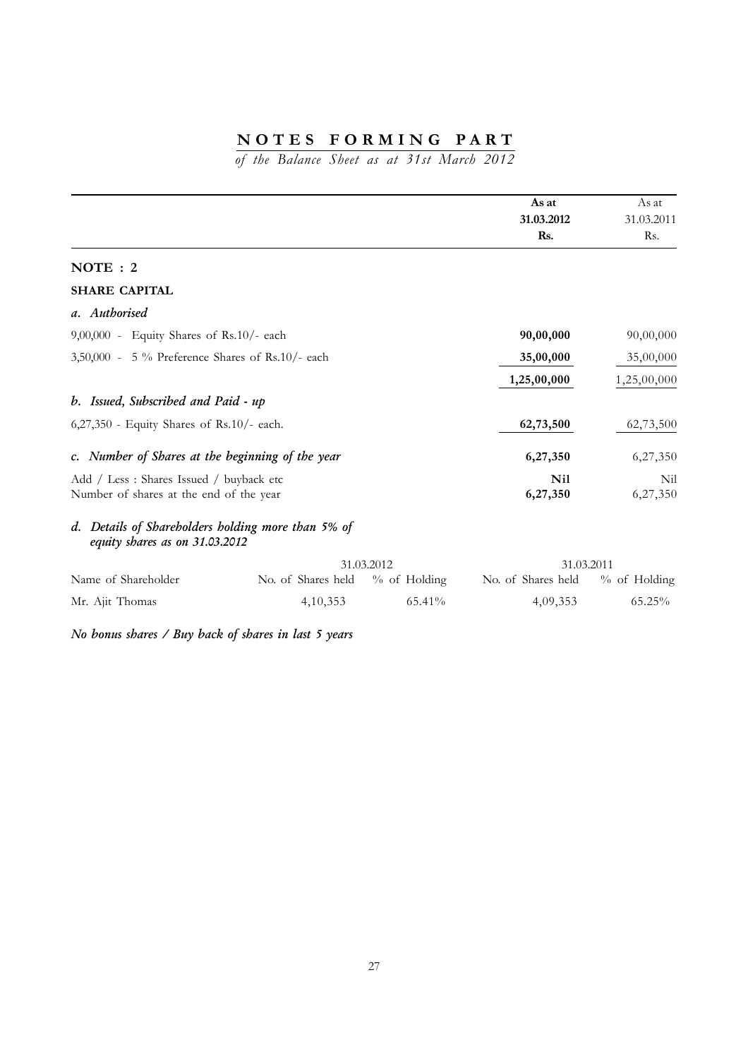# NOTES FORMING PART

*of the Balance Sheet as at 31st March 2012*

| | As at 31.03.2012 Rs. | As at 31.03.2011 Rs. |
|---|---|---|
| **NOTE : 2** | | |
| **SHARE CAPITAL** | | |
| ***a. Authorised*** | | |
| 9,00,000 - Equity Shares of Rs.10/- each | **90,00,000** | 90,00,000 |
| 3,50,000 - 5 % Preference Shares of Rs.10/- each | **35,00,000** | 35,00,000 |
| | **1,25,00,000** | 1,25,00,000 |
| ***b. Issued, Subscribed and Paid - up*** | | |
| 6,27,350 - Equity Shares of Rs.10/- each. | **62,73,500** | 62,73,500 |
| ***c. Number of Shares at the beginning of the year*** | **6,27,350** | 6,27,350 |
| Add / Less : Shares Issued / buyback etc | **Nil** | Nil |
| Number of shares at the end of the year | **6,27,350** | 6,27,350 |

***d. Details of Shareholders holding more than 5% of equity shares as on 31.03.2012***

| | 31.03.2012 | | 31.03.2011 | |
|---|---|---|---|---|
| Name of Shareholder | No. of Shares held | % of Holding | No. of Shares held | % of Holding |
| Mr. Ajit Thomas | 4,10,353 | 65.41% | 4,09,353 | 65.25% |

*No bonus shares / Buy back of shares in last 5 years*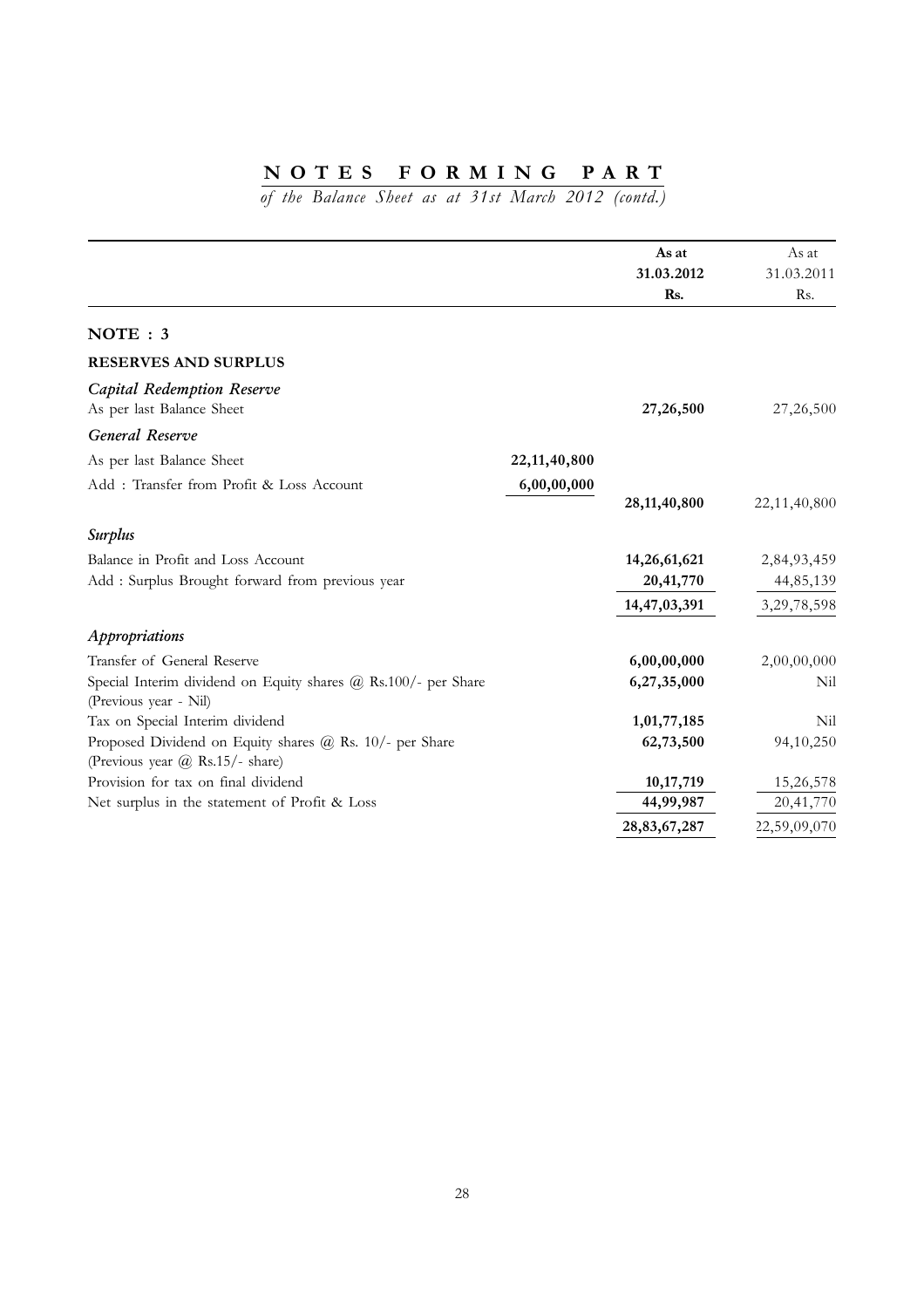## NOTES FORMING PART

*of the Balance Sheet as at 31st March 2012 (contd.)*

| | | As at 31.03.2012 Rs. | As at 31.03.2011 Rs. |
|---|---|---|---|
| **NOTE : 3** | | | |
| **RESERVES AND SURPLUS** | | | |
| ***Capital Redemption Reserve*** | | | |
| As per last Balance Sheet | | **27,26,500** | 27,26,500 |
| ***General Reserve*** | | | |
| As per last Balance Sheet | **22,11,40,800** | | |
| Add : Transfer from Profit & Loss Account | **6,00,00,000** | **28,11,40,800** | 22,11,40,800 |
| ***Surplus*** | | | |
| Balance in Profit and Loss Account | | **14,26,61,621** | 2,84,93,459 |
| Add : Surplus Brought forward from previous year | | **20,41,770** | 44,85,139 |
| | | **14,47,03,391** | 3,29,78,598 |
| ***Appropriations*** | | | |
| Transfer of General Reserve | | **6,00,00,000** | 2,00,00,000 |
| Special Interim dividend on Equity shares @ Rs.100/- per Share (Previous year - Nil) | | **6,27,35,000** | Nil |
| Tax on Special Interim dividend | | **1,01,77,185** | Nil |
| Proposed Dividend on Equity shares @ Rs. 10/- per Share (Previous year @ Rs.15/- share) | | **62,73,500** | 94,10,250 |
| Provision for tax on final dividend | | **10,17,719** | 15,26,578 |
| Net surplus in the statement of Profit & Loss | | **44,99,987** | 20,41,770 |
| | | **28,83,67,287** | 22,59,09,070 |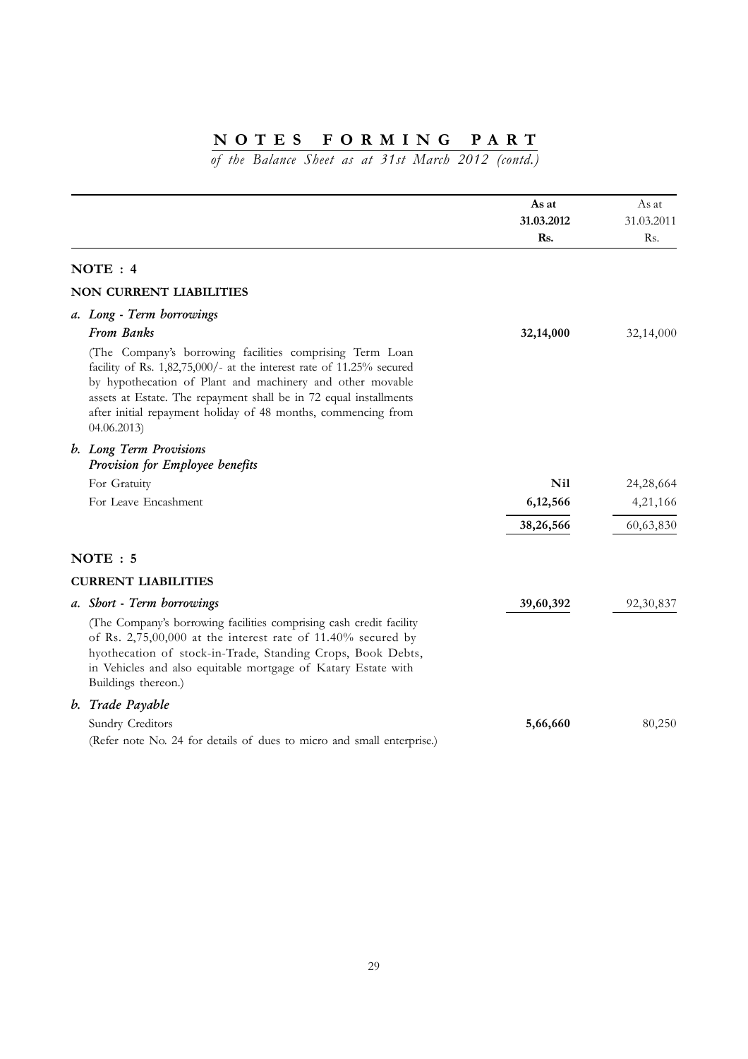# NOTES FORMING PART

*of the Balance Sheet as at 31st March 2012 (contd.)*

| | As at 31.03.2012 Rs. | As at 31.03.2011 Rs. |
|---|---|---|
| **NOTE : 4** | | |
| **NON CURRENT LIABILITIES** | | |
| *a. Long - Term borrowings* | | |
| ***From Banks*** | **32,14,000** | 32,14,000 |
| (The Company's borrowing facilities comprising Term Loan facility of Rs. 1,82,75,000/- at the interest rate of 11.25% secured by hypothecation of Plant and machinery and other movable assets at Estate. The repayment shall be in 72 equal installments after initial repayment holiday of 48 months, commencing from 04.06.2013) | | |
| ***b. Long Term Provisions*** | | |
| ***Provision for Employee benefits*** | | |
| For Gratuity | **Nil** | 24,28,664 |
| For Leave Encashment | **6,12,566** | 4,21,166 |
| | **38,26,566** | 60,63,830 |
| **NOTE : 5** | | |
| **CURRENT LIABILITIES** | | |
| *a. Short - Term borrowings* | **39,60,392** | 92,30,837 |
| (The Company's borrowing facilities comprising cash credit facility of Rs. 2,75,00,000 at the interest rate of 11.40% secured by hyothecation of stock-in-Trade, Standing Crops, Book Debts, in Vehicles and also equitable mortgage of Katary Estate with Buildings thereon.) | | |
| *b. Trade Payable* | | |
| Sundry Creditors | **5,66,660** | 80,250 |
| (Refer note No. 24 for details of dues to micro and small enterprise.) | | |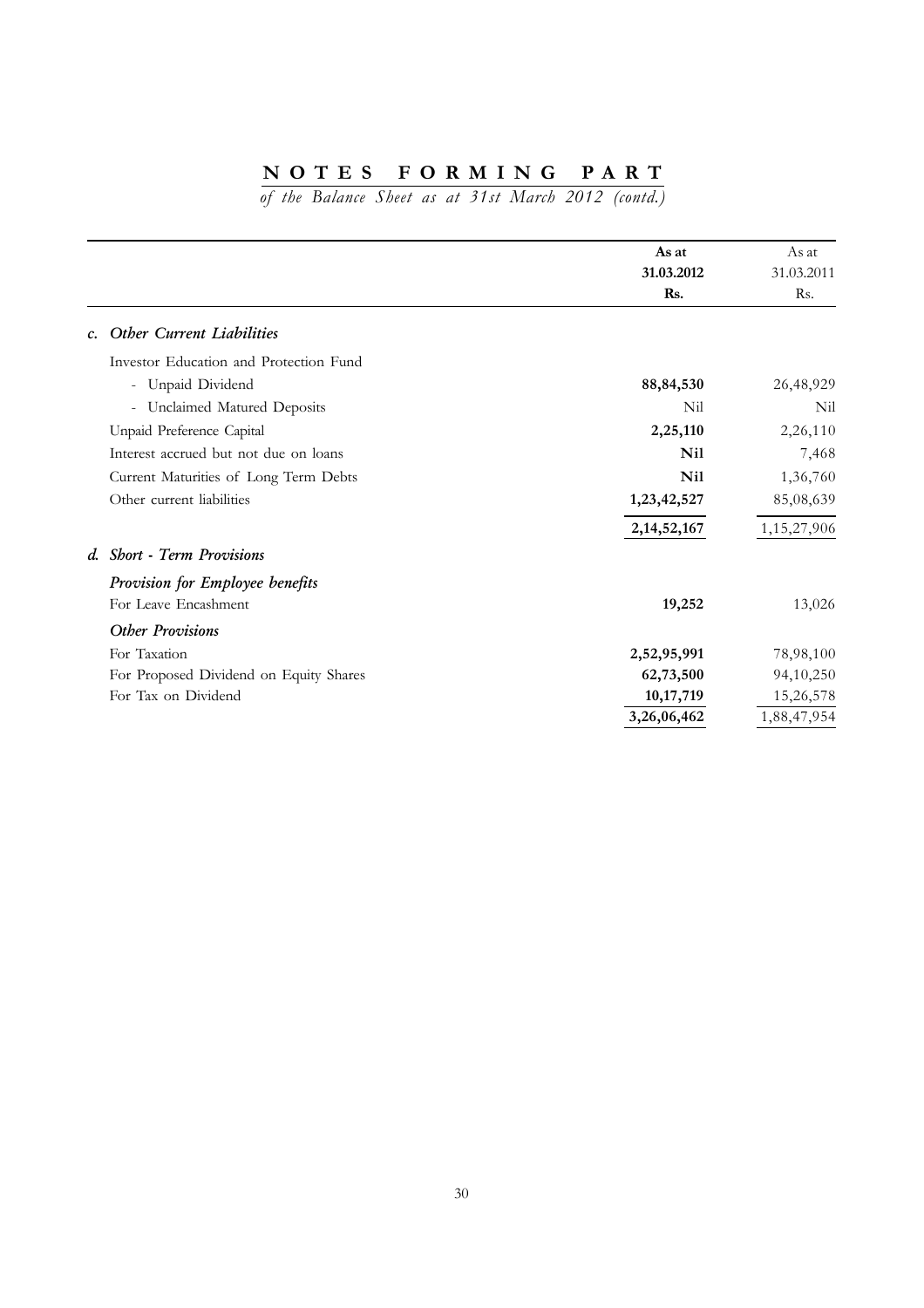# NOTES FORMING PART

*of the Balance Sheet as at 31st March 2012 (contd.)*

| | **As at 31.03.2012 Rs.** | As at 31.03.2011 Rs. |
|---|---|---|
| ***c. Other Current Liabilities*** | | |
| Investor Education and Protection Fund | | |
| - Unpaid Dividend | **88,84,530** | 26,48,929 |
| - Unclaimed Matured Deposits | Nil | Nil |
| Unpaid Preference Capital | **2,25,110** | 2,26,110 |
| Interest accrued but not due on loans | **Nil** | 7,468 |
| Current Maturities of Long Term Debts | **Nil** | 1,36,760 |
| Other current liabilities | **1,23,42,527** | 85,08,639 |
| | **2,14,52,167** | 1,15,27,906 |
| ***d. Short - Term Provisions*** | | |
| ***Provision for Employee benefits*** | | |
| For Leave Encashment | **19,252** | 13,026 |
| ***Other Provisions*** | | |
| For Taxation | **2,52,95,991** | 78,98,100 |
| For Proposed Dividend on Equity Shares | **62,73,500** | 94,10,250 |
| For Tax on Dividend | **10,17,719** | 15,26,578 |
| | **3,26,06,462** | 1,88,47,954 |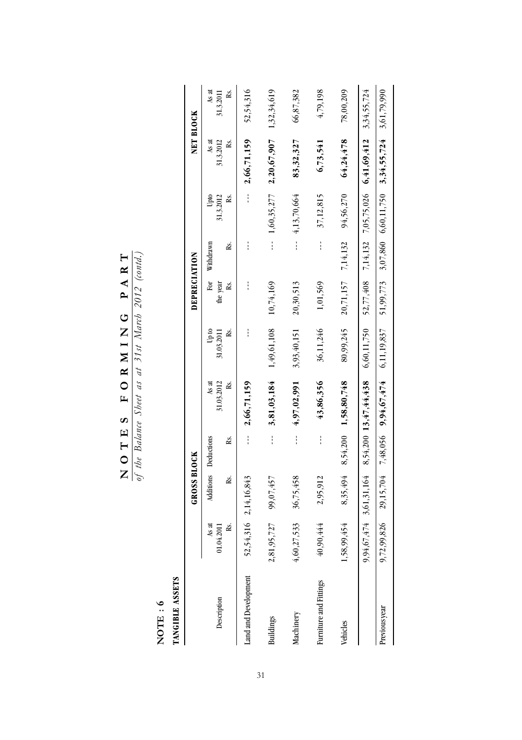# NOTES FORMING PART

*of the Balance Sheet as at 31st March 2012 (contd.)*

**NOTE : 6**

**TANGIBLE ASSETS**

| Description | GROSS BLOCK | | | | DEPRECIATION | | | | NET BLOCK | |
|---|---|---|---|---|---|---|---|---|---|---|
| | As at 01.04.2011 Rs. | Additions Rs. | Deductions Rs. | As at 31.03.2012 Rs. | Up to 31.03.2011 Rs. | For the year Rs. | Withdrawn Rs. | Upto 31.3.2012 Rs. | As at 31.3.2012 Rs. | As at 31.3.2011 Rs. |
| Land and Development | 52,54,316 | 2,14,16,843 | --- | **2,66,71,159** | --- | --- | --- | --- | **2,66,71,159** | 52,54,316 |
| Buildings | 2,81,95,727 | 99,07,457 | --- | **3,81,03,184** | 1,49,61,108 | 10,74,169 | --- | 1,60,35,277 | **2,20,67,907** | 1,32,34,619 |
| Machinery | 4,60,27,533 | 36,75,458 | --- | **4,97,02,991** | 3,93,40,151 | 20,30,513 | --- | 4,13,70,664 | **83,32,327** | 66,87,382 |
| Furniture and Fittings | 40,90,444 | 2,95,912 | --- | **43,86,356** | 36,11,246 | 1,01,569 | --- | 37,12,815 | **6,73,541** | 4,79,198 |
| Vehicles | 1,58,99,454 | 8,35,494 | 8,54,200 | **1,58,80,748** | 80,99,245 | 20,71,157 | 7,14,132 | 94,56,270 | **64,24,478** | 78,00,209 |
| | 9,94,67,474 | 3,61,31,164 | 8,54,200 | **13,47,44,438** | 6,60,11,750 | 52,77,408 | 7,14,132 | 7,05,75,026 | **6,41,69,412** | 3,34,55,724 |
| Previous year | 9,72,99,826 | 29,15,704 | 7,48,056 | **9,94,67,474** | 6,11,19,837 | 51,99,773 | 3,07,860 | 6,60,11,750 | **3,34,55,724** | 3,61,79,990 |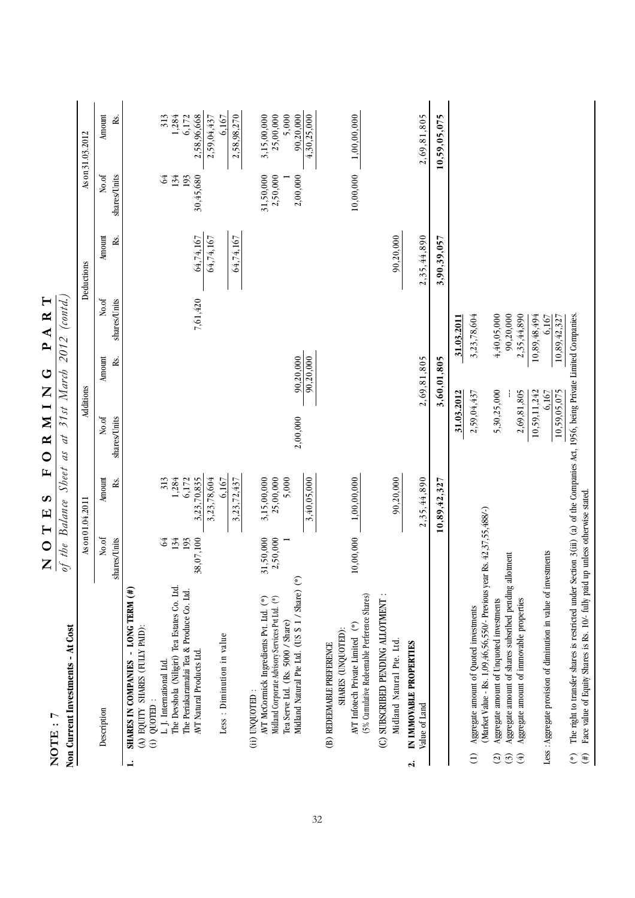# NOTE : 7

## NOTES FORMING PART

*of the Balance Sheet as at 31st March 2012 (contd.)*

**Non Current Investments - At Cost**

| Description | As on 01.04.2011 No.of shares/Units | As on 01.04.2011 Amount Rs. | Additions No.of shares/Units | Additions Amount Rs. | Deductions No.of shares/Units | Deductions Amount Rs. | As on 31.03.2012 No.of shares/Units | As on 31.03.2012 Amount Rs. |
|---|---|---|---|---|---|---|---|---|
| **1. SHARES IN COMPANIES - LONG TERM (#)** | | | | | | | | |
| (A) EQUITY SHARES (FULLY PAID): | | | | | | | | |
| (i) QUOTED : | | | | | | | | |
| L. J. International Ltd. | 64 | 313 | | | | | 64 | 313 |
| The Devshola (Niligiri) Tea Estates Co. Ltd. | 134 | 1,284 | | | | | 134 | 1,284 |
| The Periakaramalai Tea & Produce Co. Ltd. | 193 | 6,172 | | | | | 193 | 6,172 |
| AVT Natural Products Ltd. | 38,07,100 | 3,23,70,835 | | | 7,61,420 | 64,74,167 | 30,45,680 | 2,58,96,668 |
| | | 3,23,78,604 | | | | 64,74,167 | | 2,59,04,437 |
| Less : Diminution in value | | 6,167 | | | | | | 6,167 |
| | | 3,23,72,437 | | | | 64,74,167 | | 2,58,98,270 |
| (ii) UNQUOTED : | | | | | | | | |
| AVT McCormick Ingredients Pvt. Ltd. (*) | 31,50,000 | 3,15,00,000 | | | | | 31,50,000 | 3,15,00,000 |
| Midland Corporate Advisory Services Pvt Ltd. (*) | 2,50,000 | 25,00,000 | | | | | 2,50,000 | 25,00,000 |
| Tea Serve Ltd. (Rs. 5000 / Share) | 1 | 5,000 | | | | | 1 | 5,000 |
| Midland Natural Pte Ltd. (US $ 1 / Share) (*) | | | 2,00,000 | 90,20,000 | | | 2,00,000 | 90,20,000 |
| | | 3,40,05,000 | | 90,20,000 | | | | 4,30,25,000 |
| (B) REDEEMABLE PREFERENCE SHARES (UNQUOTED): | | | | | | | | |
| AVT Infotech Private Limited (*) (5% Cumulative Redeemable Perference Shares) | 10,00,000 | 1,00,00,000 | | | | | 10,00,000 | 1,00,00,000 |
| (C) SUBSCRIBED PENDING ALLOTMENT : | | | | | | | | |
| Midland Natural Pte. Ltd. | | 90,20,000 | | | | 90,20,000 | | |
| **2. IN IMMOVABLE PROPERTIES** | | | | | | | | |
| Value of Land | | 2,35,44,890 | | 2,69,81,805 | | 2,35,44,890 | | 2,69,81,805 |
| | | **10,89,42,327** | | **3,60,01,805** | | **3,90,39,057** | | **10,59,05,075** |

| | 31.03.2012 | 31.03.2011 |
|---|---|---|
| (1) Aggregate amount of Quoted investments (Market Value - Rs. 1,09,46,56,550/- Previous year Rs. 42,37,55,488/-) | 2,59,04,437 | 3,23,78,604 |
| (2) Aggregate amount of Unquoted investments | 5,30,25,000 | 4,40,05,000 |
| (3) Aggregate amount of shares subsribed pending allotment | -- | 90,20,000 |
| (4) Aggregate amount of immovable properties | 2,69,81,805 | 2,35,44,890 |
| | 10,59,11,242 | 10,89,48,494 |
| Less : Aggregate provision of diminution in value of investments | 6,167 | 6,167 |
| | 10,59,05,075 | 10,89,42,327 |

(*) The right to transfer shares is restricted under Section 3(iii) (a) of the Companies Act, 1956, being Private Limited Companies.

(#) Face value of Equity Shares is Rs. 10/- fully paid up unless otherwise stated.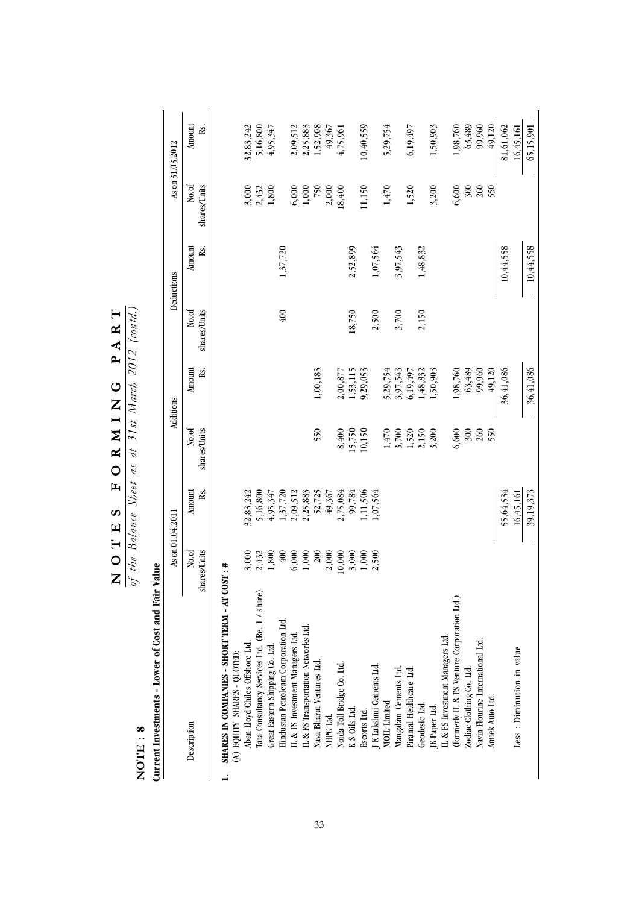# NOTES FORMING PART

*of the Balance Sheet as at 31st March 2012 (contd.)*

## NOTE : 8

**Current Investments - Lower of Cost and Fair Value**

| Description | As on 01.04.2011 | | Additions | | Deductions | | As on 31.03.2012 | |
|---|---|---|---|---|---|---|---|---|
| | No.of shares/Units | Amount Rs. | No.of shares/Units | Amount Rs. | No.of shares/Units | Amount Rs. | No.of shares/Units | Amount Rs. |
| **1. SHARES IN COMPANIES - SHORT TERM - AT COST : #** | | | | | | | | |
| (A) EQUITY SHARES - QUOTED: | | | | | | | | |
| Aban Lloyd Chiles Offshore Ltd. | 3,000 | 32,83,242 | | | | | 3,000 | 32,83,242 |
| Tata Consultancy Services Ltd. (Re. 1 / share) | 2,432 | 5,16,800 | | | | | 2,432 | 5,16,800 |
| Great Eastern Shipping Co. Ltd. | 1,800 | 4,95,347 | | | | | 1,800 | 4,95,347 |
| Hindustan Petroleum Corporation Ltd. | 400 | 1,37,720 | | | 400 | 1,37,720 | | |
| IL & FS Investment Managers Ltd. | 6,000 | 2,09,512 | | | | | 6,000 | 2,09,512 |
| IL & FS Transportation Networks Ltd. | 1,000 | 2,25,883 | | | | | 1,000 | 2,25,883 |
| Nava Bharat Ventures Ltd. | 200 | 52,725 | 550 | 1,00,183 | | | 750 | 1,52,908 |
| NHPC Ltd. | 2,000 | 49,367 | | | | | 2,000 | 49,367 |
| Noida Toll Bridge Co. Ltd. | 10,000 | 2,75,084 | 8,400 | 2,00,877 | | | 18,400 | 4,75,961 |
| K S Oils Ltd. | 3,000 | 99,784 | 15,750 | 1,53,115 | 18,750 | 2,52,899 | | |
| Escorts Ltd. | 1,000 | 1,11,506 | 10,150 | 9,29,053 | | | 11,150 | 10,40,559 |
| J K Lakshmi Cements Ltd. | 2,500 | 1,07,564 | | | 2,500 | 1,07,564 | | |
| MOIL Limited | | | 1,470 | 5,29,754 | | | 1,470 | 5,29,754 |
| Mangalam Cements Ltd. | | | 3,700 | 3,97,543 | 3,700 | 3,97,543 | | |
| Piramal Healthcare Ltd. | | | 1,520 | 6,19,497 | | | 1,520 | 6,19,497 |
| Geodesic Ltd. | | | 2,150 | 1,48,832 | 2,150 | 1,48,832 | | |
| JK Paper Ltd. | | | 3,200 | 1,50,903 | | | 3,200 | 1,50,903 |
| IL & FS Investment Managers Ltd. (formerly IL & FS Venture Corporation Ltd.) | | | 6,600 | 1,98,760 | | | 6,600 | 1,98,760 |
| Zodiac Clothing Co. Ltd. | | | 300 | 63,489 | | | 300 | 63,489 |
| Navin Flourine International Ltd. | | | 260 | 99,960 | | | 260 | 99,960 |
| Amtek Auto Ltd. | | | 550 | 49,120 | | | 550 | 49,120 |
| | | 55,64,534 | | 36,41,086 | | 10,44,558 | | 81,61,062 |
| Less : Diminution in value | | 16,45,161 | | | | | | 16,45,161 |
| | | 39,19,373 | | 36,41,086 | | 10,44,558 | | 65,15,901 |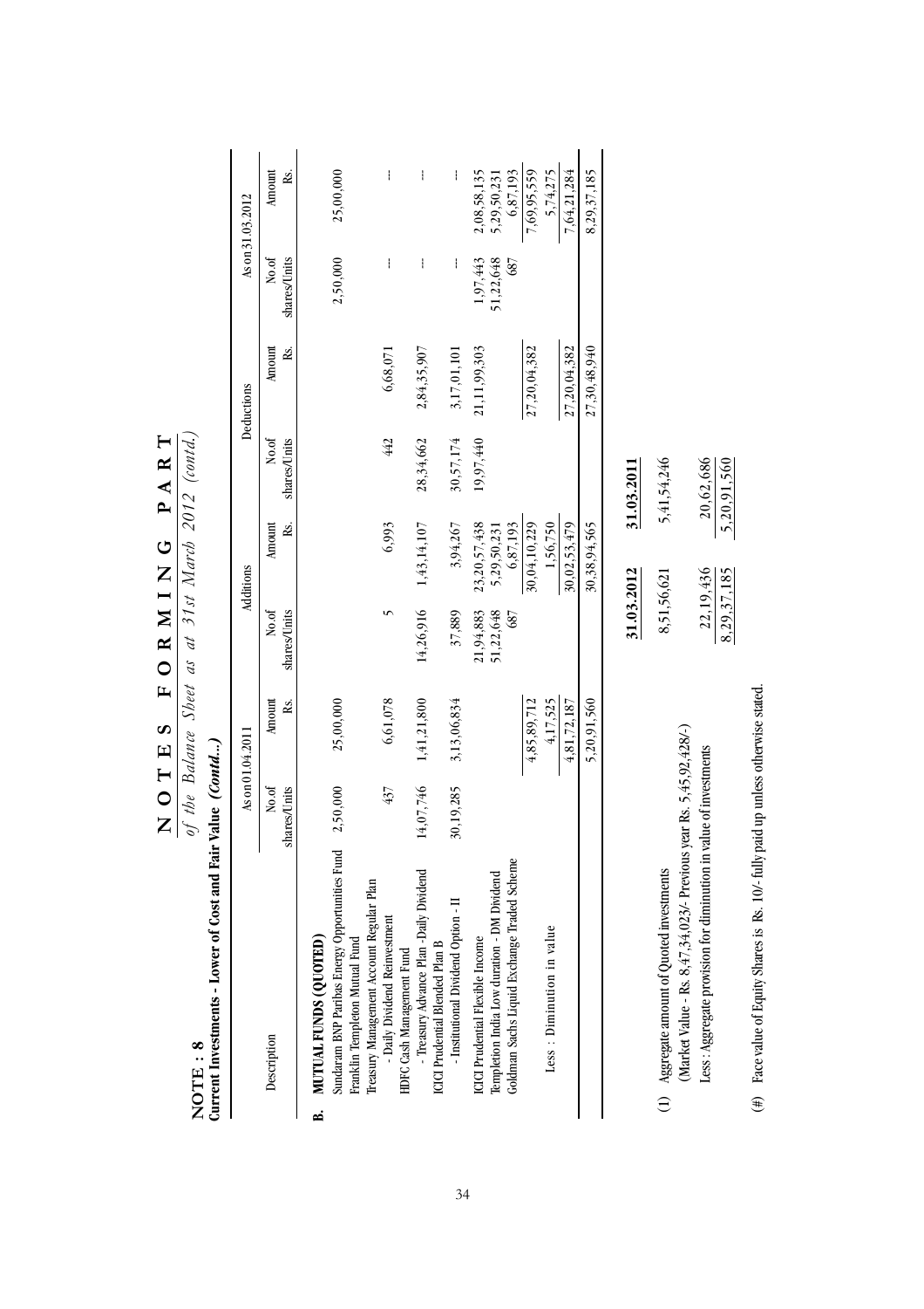# NOTES FORMING PART

*of the Balance Sheet as at 31st March 2012 (contd.)*

## NOTE : 8

**Current Investments - Lower of Cost and Fair Value *(Contd...)***

| Description | As on 01.04.2011 | | Additions | | Deductions | | As on 31.03.2012 | |
|---|---|---|---|---|---|---|---|---|
| | No.of shares/Units | Amount Rs. | No.of shares/Units | Amount Rs. | No.of shares/Units | Amount Rs. | No.of shares/Units | Amount Rs. |
| **B. MUTUAL FUNDS (QUOTED)** | | | | | | | | |
| Sundaram BNP Paribas Energy Opportunities Fund | 2,50,000 | 25,00,000 | | | | | 2,50,000 | 25,00,000 |
| Franklin Templeton Mutual Fund Treasury Management Account Regular Plan - Daily Dividend Reinvestment | 437 | 6,61,078 | 5 | 6,993 | 442 | 6,68,071 | --- | --- |
| HDFC Cash Management Fund - Treasury Advance Plan -Daily Dividend | 14,07,746 | 1,41,21,800 | 14,26,916 | 1,43,14,107 | 28,34,662 | 2,84,35,907 | --- | --- |
| ICICI Prudential Blended Plan B - Institutional Dividend Option - II | 30,19,285 | 3,13,06,834 | 37,889 | 3,94,267 | 30,57,174 | 3,17,01,101 | --- | --- |
| ICICI Prudential Flexible Income | | | 21,94,883 | 23,20,57,438 | 19,97,440 | 21,11,99,303 | 1,97,443 | 2,08,58,135 |
| Templetion India Low duration - DM Dividend | | | 51,22,648 | 5,29,50,231 | | | 51,22,648 | 5,29,50,231 |
| Goldman Sachs Liquid Exchange Traded Scheme | | | 687 | 6,87,193 | | | 687 | 6,87,193 |
| | | 4,85,89,712 | | 30,04,10,229 | | 27,20,04,382 | | 7,69,95,559 |
| Less : Diminution in value | | 4,17,525 | | 1,56,750 | | | | 5,74,275 |
| | | 4,81,72,187 | | 30,02,53,479 | | 27,20,04,382 | | 7,64,21,284 |
| | | 5,20,91,560 | | 30,38,94,565 | | 27,30,48,940 | | 8,29,37,185 |

| | 31.03.2012 | 31.03.2011 |
|---|---|---|
| (1) Aggregate amount of Quoted investments (Market Value - Rs. 8,47,34,023/- Previous year Rs. 5,45,92,428/-) | 8,51,56,621 | 5,41,54,246 |
| Less : Aggregate provision for diminution in value of investments | 22,19,436 | 20,62,686 |
| | 8,29,37,185 | 5,20,91,560 |

(#) Face value of Equity Shares is Rs. 10/- fully paid up unless otherwise stated.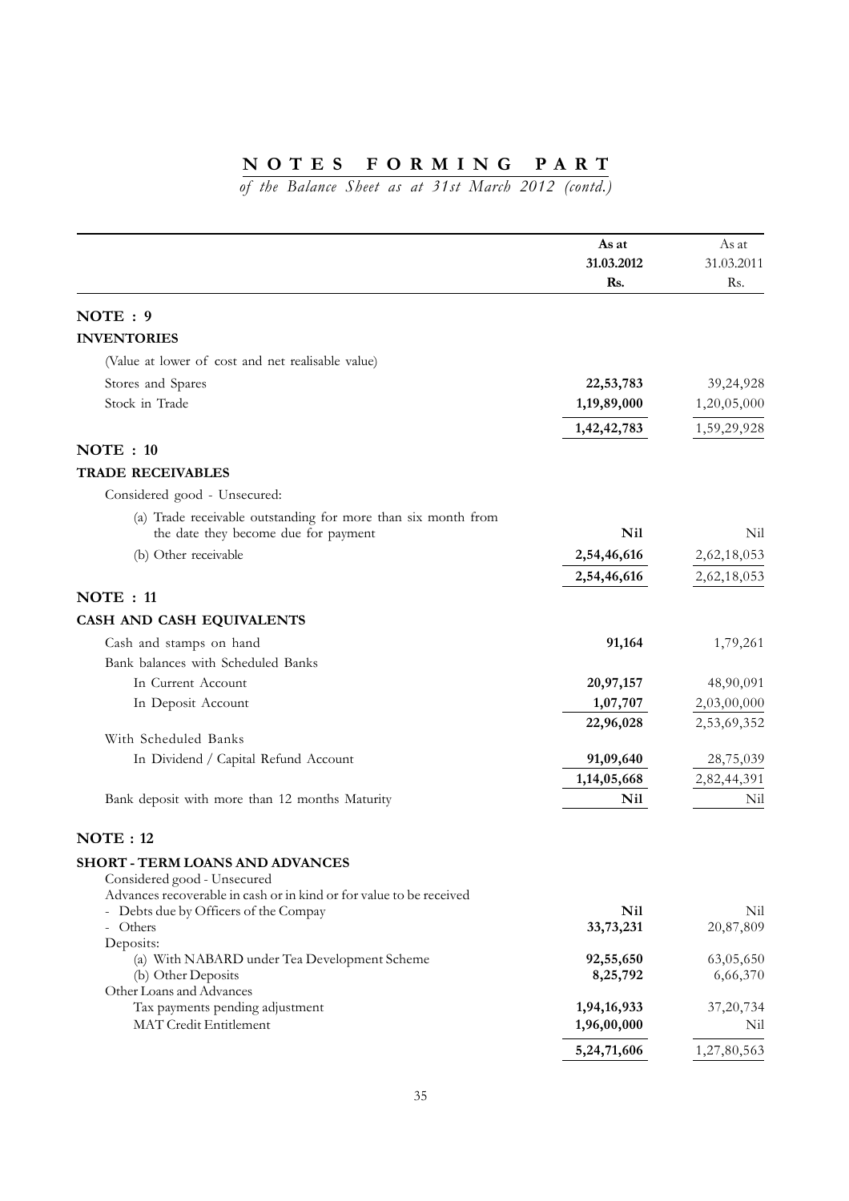# NOTES FORMING PART

*of the Balance Sheet as at 31st March 2012 (contd.)*

| | As at 31.03.2012 Rs. | As at 31.03.2011 Rs. |
|---|---|---|
| **NOTE : 9** | | |
| **INVENTORIES** | | |
| (Value at lower of cost and net realisable value) | | |
| Stores and Spares | **22,53,783** | 39,24,928 |
| Stock in Trade | **1,19,89,000** | 1,20,05,000 |
| | **1,42,42,783** | 1,59,29,928 |
| **NOTE : 10** | | |
| **TRADE RECEIVABLES** | | |
| Considered good - Unsecured: | | |
| (a) Trade receivable outstanding for more than six month from the date they become due for payment | **Nil** | Nil |
| (b) Other receivable | **2,54,46,616** | 2,62,18,053 |
| | **2,54,46,616** | 2,62,18,053 |
| **NOTE : 11** | | |
| **CASH AND CASH EQUIVALENTS** | | |
| Cash and stamps on hand | **91,164** | 1,79,261 |
| Bank balances with Scheduled Banks | | |
| In Current Account | **20,97,157** | 48,90,091 |
| In Deposit Account | **1,07,707** | 2,03,00,000 |
| | **22,96,028** | 2,53,69,352 |
| With Scheduled Banks | | |
| In Dividend / Capital Refund Account | **91,09,640** | 28,75,039 |
| | **1,14,05,668** | 2,82,44,391 |
| Bank deposit with more than 12 months Maturity | **Nil** | Nil |
| **NOTE : 12** | | |
| **SHORT - TERM LOANS AND ADVANCES** | | |
| Considered good - Unsecured | | |
| Advances recoverable in cash or in kind or for value to be received | | |
| - Debts due by Officers of the Compay | **Nil** | Nil |
| - Others | **33,73,231** | 20,87,809 |
| Deposits: | | |
| (a) With NABARD under Tea Development Scheme | **92,55,650** | 63,05,650 |
| (b) Other Deposits | **8,25,792** | 6,66,370 |
| Other Loans and Advances | | |
| Tax payments pending adjustment | **1,94,16,933** | 37,20,734 |
| MAT Credit Entitlement | **1,96,00,000** | Nil |
| | **5,24,71,606** | 1,27,80,563 |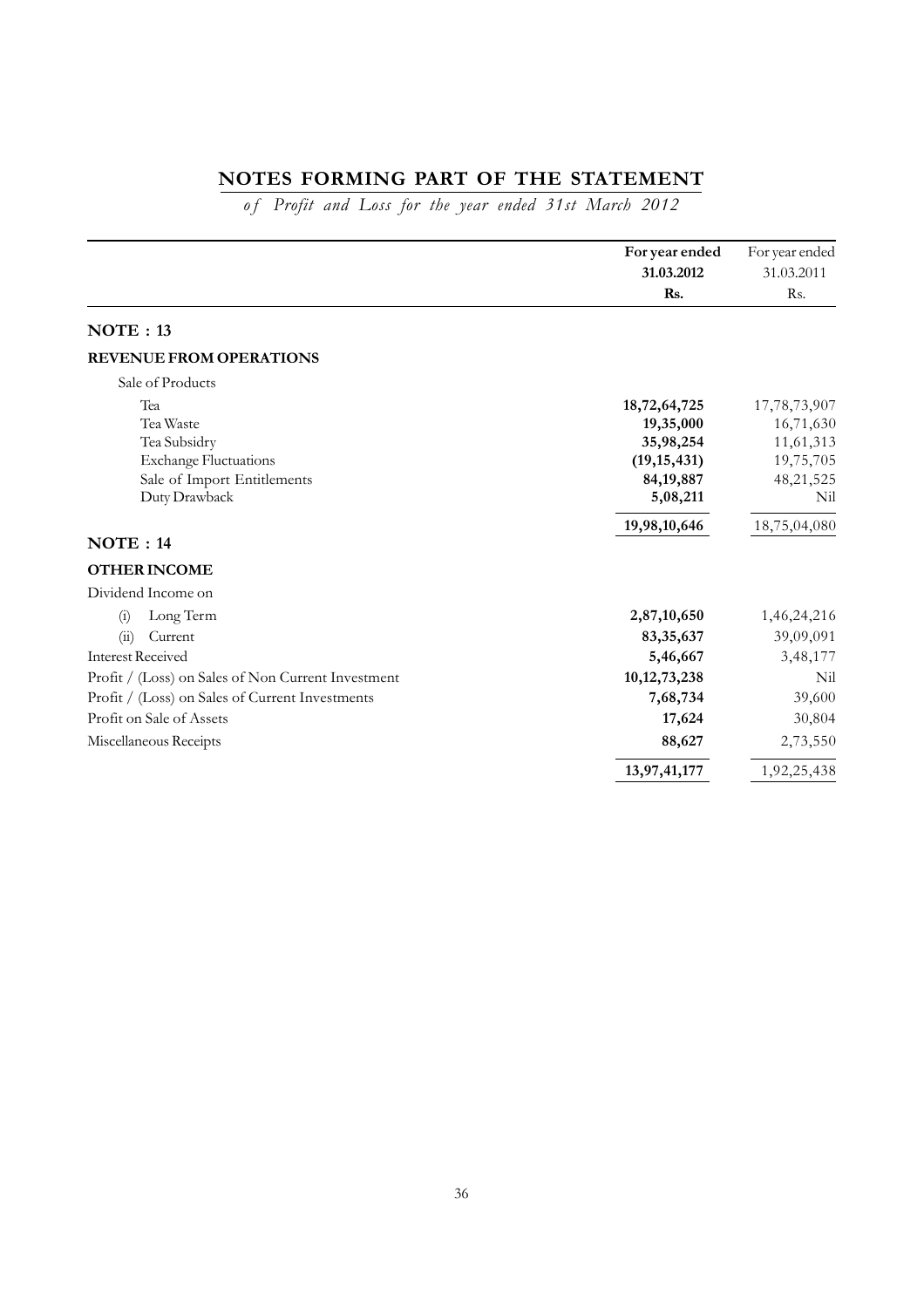# NOTES FORMING PART OF THE STATEMENT

*of Profit and Loss for the year ended 31st March 2012*

| | For year ended 31.03.2012 Rs. | For year ended 31.03.2011 Rs. |
|---|---|---|
| **NOTE : 13** | | |
| **REVENUE FROM OPERATIONS** | | |
| Sale of Products | | |
| Tea | **18,72,64,725** | 17,78,73,907 |
| Tea Waste | **19,35,000** | 16,71,630 |
| Tea Subsidry | **35,98,254** | 11,61,313 |
| Exchange Fluctuations | **(19,15,431)** | 19,75,705 |
| Sale of Import Entitlements | **84,19,887** | 48,21,525 |
| Duty Drawback | **5,08,211** | Nil |
| | **19,98,10,646** | 18,75,04,080 |
| **NOTE : 14** | | |
| **OTHER INCOME** | | |
| Dividend Income on | | |
| (i) Long Term | **2,87,10,650** | 1,46,24,216 |
| (ii) Current | **83,35,637** | 39,09,091 |
| Interest Received | **5,46,667** | 3,48,177 |
| Profit / (Loss) on Sales of Non Current Investment | **10,12,73,238** | Nil |
| Profit / (Loss) on Sales of Current Investments | **7,68,734** | 39,600 |
| Profit on Sale of Assets | **17,624** | 30,804 |
| Miscellaneous Receipts | **88,627** | 2,73,550 |
| | **13,97,41,177** | 1,92,25,438 |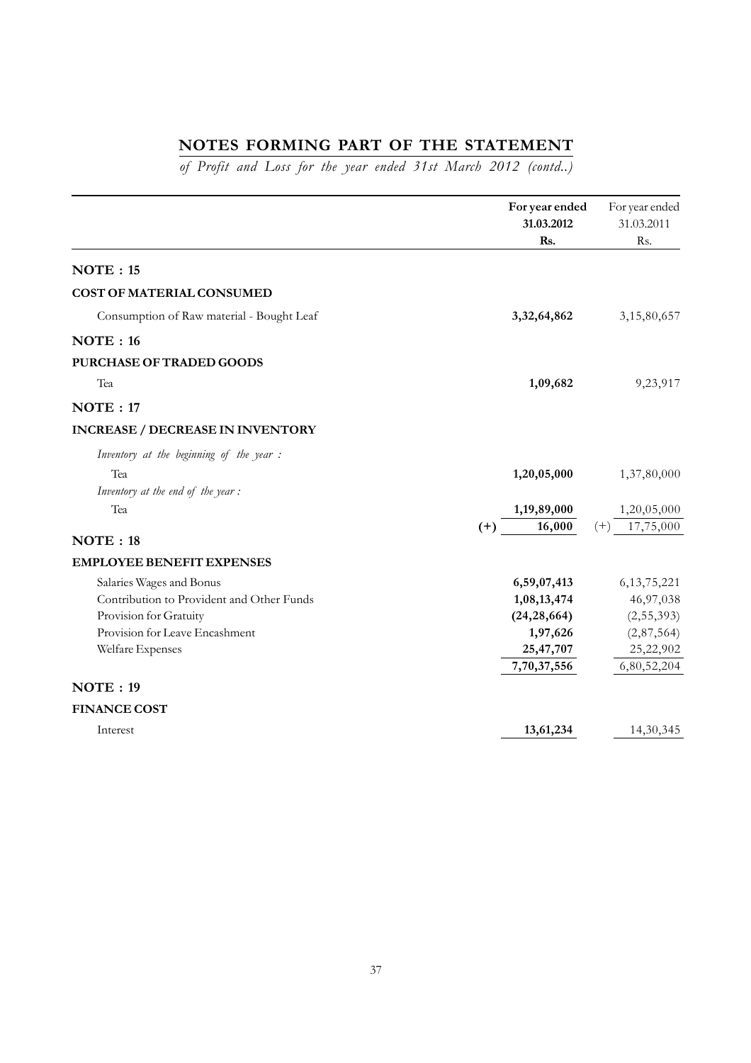## NOTES FORMING PART OF THE STATEMENT

*of Profit and Loss for the year ended 31st March 2012 (contd..)*

| | | For year ended 31.03.2012 Rs. | | For year ended 31.03.2011 Rs. |
|---|---|---|---|---|
| **NOTE : 15** | | | | |
| **COST OF MATERIAL CONSUMED** | | | | |
| Consumption of Raw material - Bought Leaf | | **3,32,64,862** | | 3,15,80,657 |
| **NOTE : 16** | | | | |
| **PURCHASE OF TRADED GOODS** | | | | |
| Tea | | **1,09,682** | | 9,23,917 |
| **NOTE : 17** | | | | |
| **INCREASE / DECREASE IN INVENTORY** | | | | |
| *Inventory at the beginning of the year :* | | | | |
| Tea | | **1,20,05,000** | | 1,37,80,000 |
| *Inventory at the end of the year :* | | | | |
| Tea | | **1,19,89,000** | | 1,20,05,000 |
| | **(+)** | **16,000** | (+) | 17,75,000 |
| **NOTE : 18** | | | | |
| **EMPLOYEE BENEFIT EXPENSES** | | | | |
| Salaries Wages and Bonus | | **6,59,07,413** | | 6,13,75,221 |
| Contribution to Provident and Other Funds | | **1,08,13,474** | | 46,97,038 |
| Provision for Gratuity | | **(24,28,664)** | | (2,55,393) |
| Provision for Leave Encashment | | **1,97,626** | | (2,87,564) |
| Welfare Expenses | | **25,47,707** | | 25,22,902 |
| | | **7,70,37,556** | | 6,80,52,204 |
| **NOTE : 19** | | | | |
| **FINANCE COST** | | | | |
| Interest | | **13,61,234** | | 14,30,345 |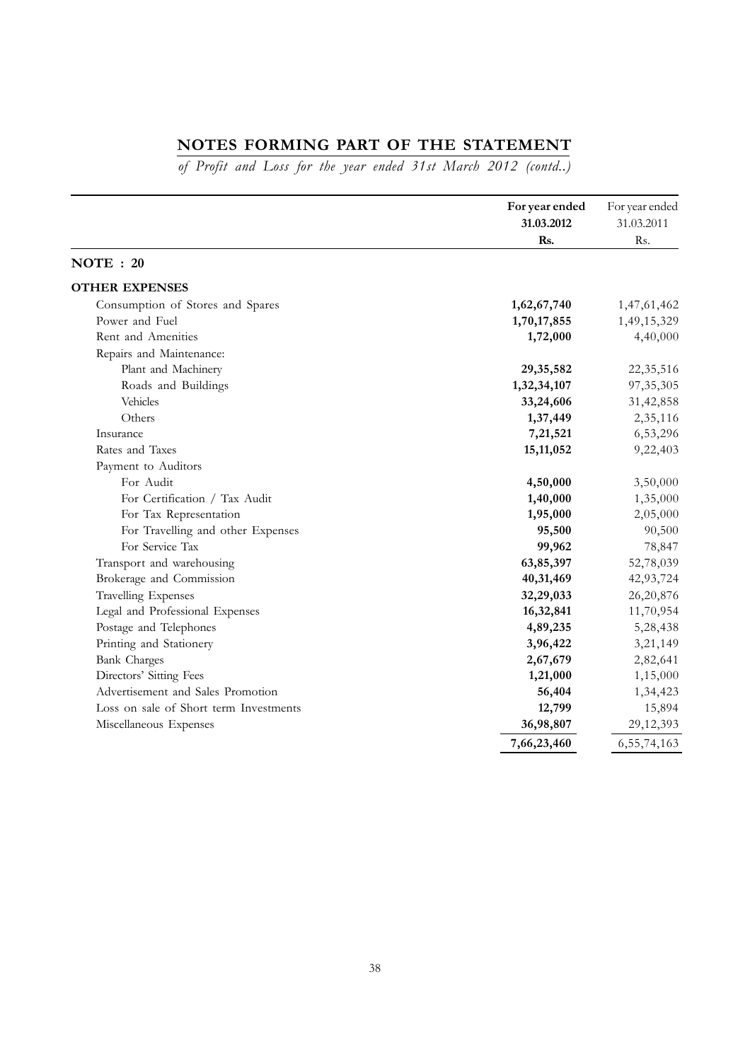## NOTES FORMING PART OF THE STATEMENT

*of Profit and Loss for the year ended 31st March 2012 (contd..)*

| | **For year ended 31.03.2012 Rs.** | For year ended 31.03.2011 Rs. |
|---|---|---|
| **NOTE : 20** | | |
| **OTHER EXPENSES** | | |
| Consumption of Stores and Spares | **1,62,67,740** | 1,47,61,462 |
| Power and Fuel | **1,70,17,855** | 1,49,15,329 |
| Rent and Amenities | **1,72,000** | 4,40,000 |
| Repairs and Maintenance: | | |
| Plant and Machinery | **29,35,582** | 22,35,516 |
| Roads and Buildings | **1,32,34,107** | 97,35,305 |
| Vehicles | **33,24,606** | 31,42,858 |
| Others | **1,37,449** | 2,35,116 |
| Insurance | **7,21,521** | 6,53,296 |
| Rates and Taxes | **15,11,052** | 9,22,403 |
| Payment to Auditors | | |
| For Audit | **4,50,000** | 3,50,000 |
| For Certification / Tax Audit | **1,40,000** | 1,35,000 |
| For Tax Representation | **1,95,000** | 2,05,000 |
| For Travelling and other Expenses | **95,500** | 90,500 |
| For Service Tax | **99,962** | 78,847 |
| Transport and warehousing | **63,85,397** | 52,78,039 |
| Brokerage and Commission | **40,31,469** | 42,93,724 |
| Travelling Expenses | **32,29,033** | 26,20,876 |
| Legal and Professional Expenses | **16,32,841** | 11,70,954 |
| Postage and Telephones | **4,89,235** | 5,28,438 |
| Printing and Stationery | **3,96,422** | 3,21,149 |
| Bank Charges | **2,67,679** | 2,82,641 |
| Directors' Sitting Fees | **1,21,000** | 1,15,000 |
| Advertisement and Sales Promotion | **56,404** | 1,34,423 |
| Loss on sale of Short term Investments | **12,799** | 15,894 |
| Miscellaneous Expenses | **36,98,807** | 29,12,393 |
| | **7,66,23,460** | 6,55,74,163 |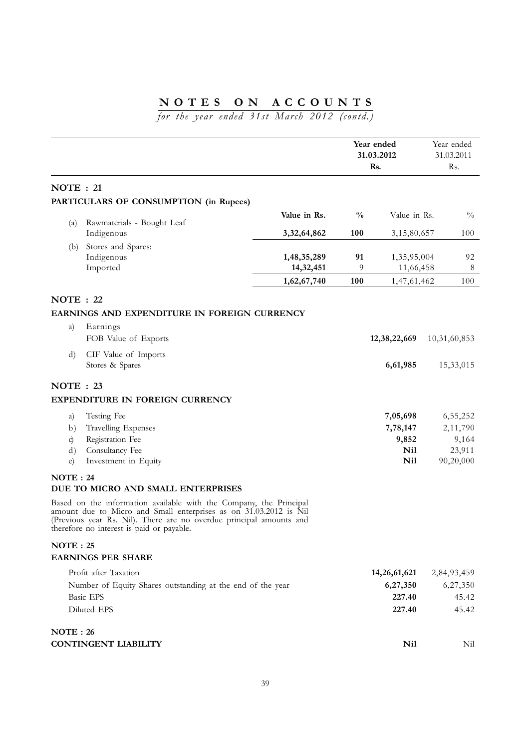# NOTES ON ACCOUNTS

*for the year ended 31st March 2012 (contd.)*

| | | Year ended 31.03.2012 Rs. | | Year ended 31.03.2011 Rs. | |
|---|---|---|---|---|---|

## NOTE : 21

### PARTICULARS OF CONSUMPTION (in Rupees)

| | | Value in Rs. | % | Value in Rs. | % |
|---|---|---|---|---|---|
| (a) | Rawmaterials - Bought Leaf Indigenous | **3,32,64,862** | **100** | 3,15,80,657 | 100 |
| (b) | Stores and Spares: | | | | |
| | Indigenous | **1,48,35,289** | **91** | 1,35,95,004 | 92 |
| | Imported | **14,32,451** | 9 | 11,66,458 | 8 |
| | | **1,62,67,740** | **100** | 1,47,61,462 | 100 |

## NOTE : 22

### EARNINGS AND EXPENDITURE IN FOREIGN CURRENCY

| | | Year ended 31.03.2012 Rs. | Year ended 31.03.2011 Rs. |
|---|---|---|---|
| a) | Earnings | | |
| | FOB Value of Exports | **12,38,22,669** | 10,31,60,853 |
| d) | CIF Value of Imports | | |
| | Stores & Spares | **6,61,985** | 15,33,015 |

## NOTE : 23

### EXPENDITURE IN FOREIGN CURRENCY

| | | Year ended 31.03.2012 Rs. | Year ended 31.03.2011 Rs. |
|---|---|---|---|
| a) | Testing Fee | **7,05,698** | 6,55,252 |
| b) | Travelling Expenses | **7,78,147** | 2,11,790 |
| c) | Registration Fee | **9,852** | 9,164 |
| d) | Consultancy Fee | **Nil** | 23,911 |
| e) | Investment in Equity | **Nil** | 90,20,000 |

## NOTE : 24

### DUE TO MICRO AND SMALL ENTERPRISES

Based on the information available with the Company, the Principal amount due to Micro and Small enterprises as on 31.03.2012 is Nil (Previous year Rs. Nil). There are no overdue principal amounts and therefore no interest is paid or payable.

## NOTE : 25

### EARNINGS PER SHARE

| | Year ended 31.03.2012 Rs. | Year ended 31.03.2011 Rs. |
|---|---|---|
| Profit after Taxation | **14,26,61,621** | 2,84,93,459 |
| Number of Equity Shares outstanding at the end of the year | **6,27,350** | 6,27,350 |
| Basic EPS | **227.40** | 45.42 |
| Diluted EPS | **227.40** | 45.42 |

## NOTE : 26

| | Year ended 31.03.2012 Rs. | Year ended 31.03.2011 Rs. |
|---|---|---|
| **CONTINGENT LIABILITY** | **Nil** | Nil |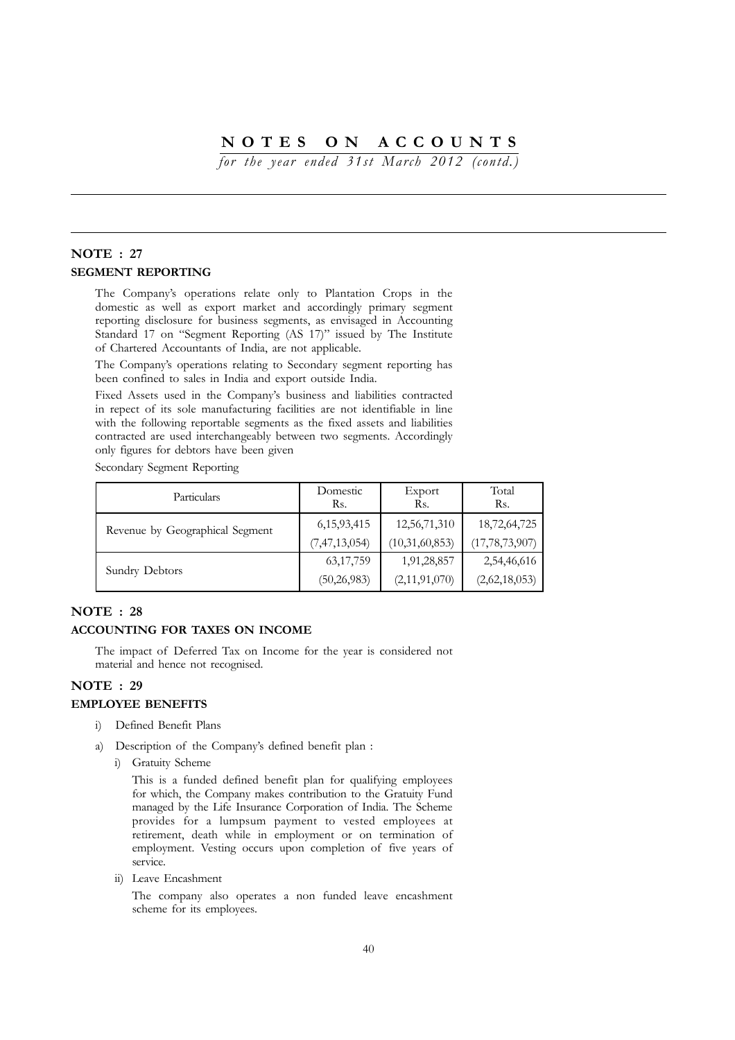# NOTES ON ACCOUNTS

*for the year ended 31st March 2012 (contd.)*

## NOTE : 27

### SEGMENT REPORTING

The Company's operations relate only to Plantation Crops in the domestic as well as export market and accordingly primary segment reporting disclosure for business segments, as envisaged in Accounting Standard 17 on "Segment Reporting (AS 17)" issued by The Institute of Chartered Accountants of India, are not applicable.

The Company's operations relating to Secondary segment reporting has been confined to sales in India and export outside India.

Fixed Assets used in the Company's business and liabilities contracted in repect of its sole manufacturing facilities are not identifiable in line with the following reportable segments as the fixed assets and liabilities contracted are used interchangeably between two segments. Accordingly only figures for debtors have been given

Secondary Segment Reporting

| Particulars | Domestic Rs. | Export Rs. | Total Rs. |
|---|---|---|---|
| Revenue by Geographical Segment | 6,15,93,415 | 12,56,71,310 | 18,72,64,725 |
| | (7,47,13,054) | (10,31,60,853) | (17,78,73,907) |
| Sundry Debtors | 63,17,759 | 1,91,28,857 | 2,54,46,616 |
| | (50,26,983) | (2,11,91,070) | (2,62,18,053) |

## NOTE : 28

### ACCOUNTING FOR TAXES ON INCOME

The impact of Deferred Tax on Income for the year is considered not material and hence not recognised.

## NOTE : 29

### EMPLOYEE BENEFITS

i) Defined Benefit Plans

a) Description of the Company's defined benefit plan :

i) Gratuity Scheme

This is a funded defined benefit plan for qualifying employees for which, the Company makes contribution to the Gratuity Fund managed by the Life Insurance Corporation of India. The Scheme provides for a lumpsum payment to vested employees at retirement, death while in employment or on termination of employment. Vesting occurs upon completion of five years of service.

ii) Leave Encashment

The company also operates a non funded leave encashment scheme for its employees.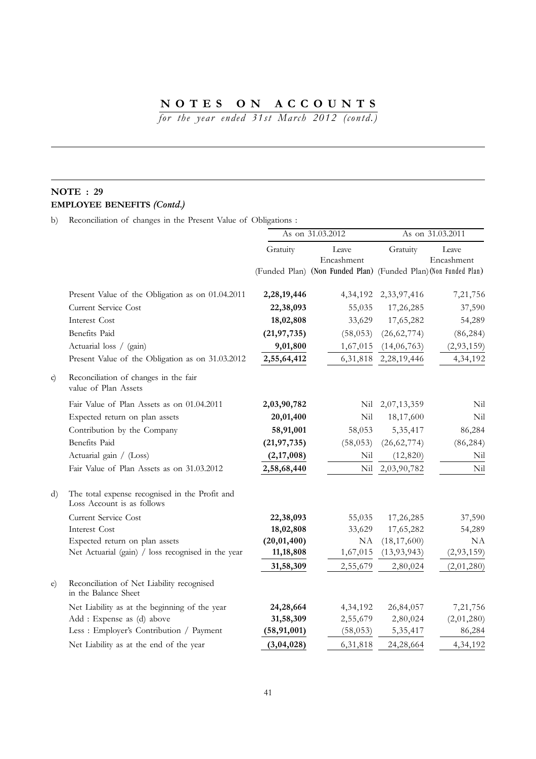# NOTES ON ACCOUNTS

*for the year ended 31st March 2012 (contd.)*

## NOTE : 29

**EMPLOYEE BENEFITS *(Contd.)***

b) Reconciliation of changes in the Present Value of Obligations :

| | As on 31.03.2012 | | As on 31.03.2011 | |
|---|---|---|---|---|
| | Gratuity (Funded Plan) | Leave Encashment (Non Funded Plan) | Gratuity (Funded Plan) | Leave Encashment (Non Funded Plan) |
| Present Value of the Obligation as on 01.04.2011 | **2,28,19,446** | 4,34,192 | 2,33,97,416 | 7,21,756 |
| Current Service Cost | **22,38,093** | 55,035 | 17,26,285 | 37,590 |
| Interest Cost | **18,02,808** | 33,629 | 17,65,282 | 54,289 |
| Benefits Paid | **(21,97,735)** | (58,053) | (26,62,774) | (86,284) |
| Actuarial loss / (gain) | **9,01,800** | 1,67,015 | (14,06,763) | (2,93,159) |
| Present Value of the Obligation as on 31.03.2012 | **2,55,64,412** | 6,31,818 | 2,28,19,446 | 4,34,192 |

c) Reconciliation of changes in the fair value of Plan Assets

| | | | | |
|---|---|---|---|---|
| Fair Value of Plan Assets as on 01.04.2011 | **2,03,90,782** | Nil | 2,07,13,359 | Nil |
| Expected return on plan assets | **20,01,400** | Nil | 18,17,600 | Nil |
| Contribution by the Company | **58,91,001** | 58,053 | 5,35,417 | 86,284 |
| Benefits Paid | **(21,97,735)** | (58,053) | (26,62,774) | (86,284) |
| Actuarial gain / (Loss) | **(2,17,008)** | Nil | (12,820) | Nil |
| Fair Value of Plan Assets as on 31.03.2012 | **2,58,68,440** | Nil | 2,03,90,782 | Nil |

d) The total expense recognised in the Profit and Loss Account is as follows

| | | | | |
|---|---|---|---|---|
| Current Service Cost | **22,38,093** | 55,035 | 17,26,285 | 37,590 |
| Interest Cost | **18,02,808** | 33,629 | 17,65,282 | 54,289 |
| Expected return on plan assets | **(20,01,400)** | NA | (18,17,600) | NA |
| Net Actuarial (gain) / loss recognised in the year | **11,18,808** | 1,67,015 | (13,93,943) | (2,93,159) |
| | **31,58,309** | 2,55,679 | 2,80,024 | (2,01,280) |

e) Reconciliation of Net Liability recognised in the Balance Sheet

| | | | | |
|---|---|---|---|---|
| Net Liability as at the beginning of the year | **24,28,664** | 4,34,192 | 26,84,057 | 7,21,756 |
| Add : Expense as (d) above | **31,58,309** | 2,55,679 | 2,80,024 | (2,01,280) |
| Less : Employer's Contribution / Payment | **(58,91,001)** | (58,053) | 5,35,417 | 86,284 |
| Net Liability as at the end of the year | **(3,04,028)** | 6,31,818 | 24,28,664 | 4,34,192 |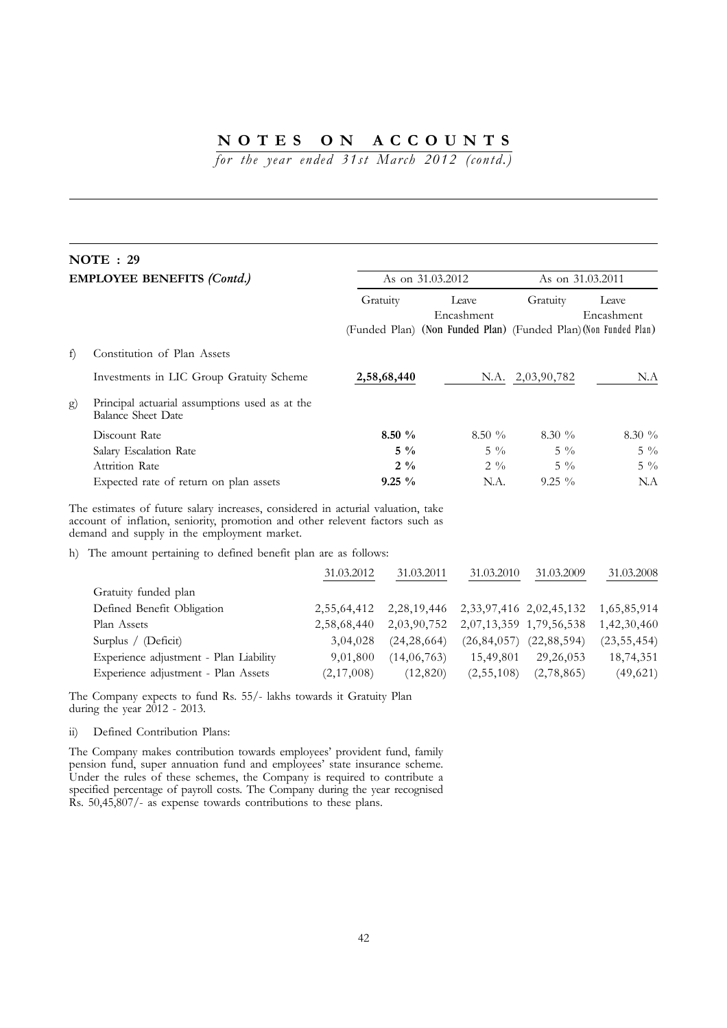# NOTES ON ACCOUNTS

*for the year ended 31st March 2012 (contd.)*

## NOTE : 29

**EMPLOYEE BENEFITS *(Contd.)***

| | | As on 31.03.2012 | | As on 31.03.2011 | |
|---|---|---|---|---|---|
| | | Gratuity (Funded Plan) | Leave Encashment (Non Funded Plan) | Gratuity (Funded Plan) | Leave Encashment (Non Funded Plan) |
| f) | Constitution of Plan Assets | | | | |
| | Investments in LIC Group Gratuity Scheme | **2,58,68,440** | N.A. | 2,03,90,782 | N.A |
| g) | Principal actuarial assumptions used as at the Balance Sheet Date | | | | |
| | Discount Rate | **8.50 %** | 8.50 % | 8.30 % | 8.30 % |
| | Salary Escalation Rate | **5 %** | 5 % | 5 % | 5 % |
| | Attrition Rate | **2 %** | 2 % | 5 % | 5 % |
| | Expected rate of return on plan assets | **9.25 %** | N.A. | 9.25 % | N.A |

The estimates of future salary increases, considered in acturial valuation, take account of inflation, seniority, promotion and other relevent factors such as demand and supply in the employment market.

h) The amount pertaining to defined benefit plan are as follows:

| | 31.03.2012 | 31.03.2011 | 31.03.2010 | 31.03.2009 | 31.03.2008 |
|---|---|---|---|---|---|
| Gratuity funded plan | | | | | |
| Defined Benefit Obligation | 2,55,64,412 | 2,28,19,446 | 2,33,97,416 | 2,02,45,132 | 1,65,85,914 |
| Plan Assets | 2,58,68,440 | 2,03,90,752 | 2,07,13,359 | 1,79,56,538 | 1,42,30,460 |
| Surplus / (Deficit) | 3,04,028 | (24,28,664) | (26,84,057) | (22,88,594) | (23,55,454) |
| Experience adjustment - Plan Liability | 9,01,800 | (14,06,763) | 15,49,801 | 29,26,053 | 18,74,351 |
| Experience adjustment - Plan Assets | (2,17,008) | (12,820) | (2,55,108) | (2,78,865) | (49,621) |

The Company expects to fund Rs. 55/- lakhs towards it Gratuity Plan during the year 2012 - 2013.

ii) Defined Contribution Plans:

The Company makes contribution towards employees' provident fund, family pension fund, super annuation fund and employees' state insurance scheme. Under the rules of these schemes, the Company is required to contribute a specified percentage of payroll costs. The Company during the year recognised Rs. 50,45,807/- as expense towards contributions to these plans.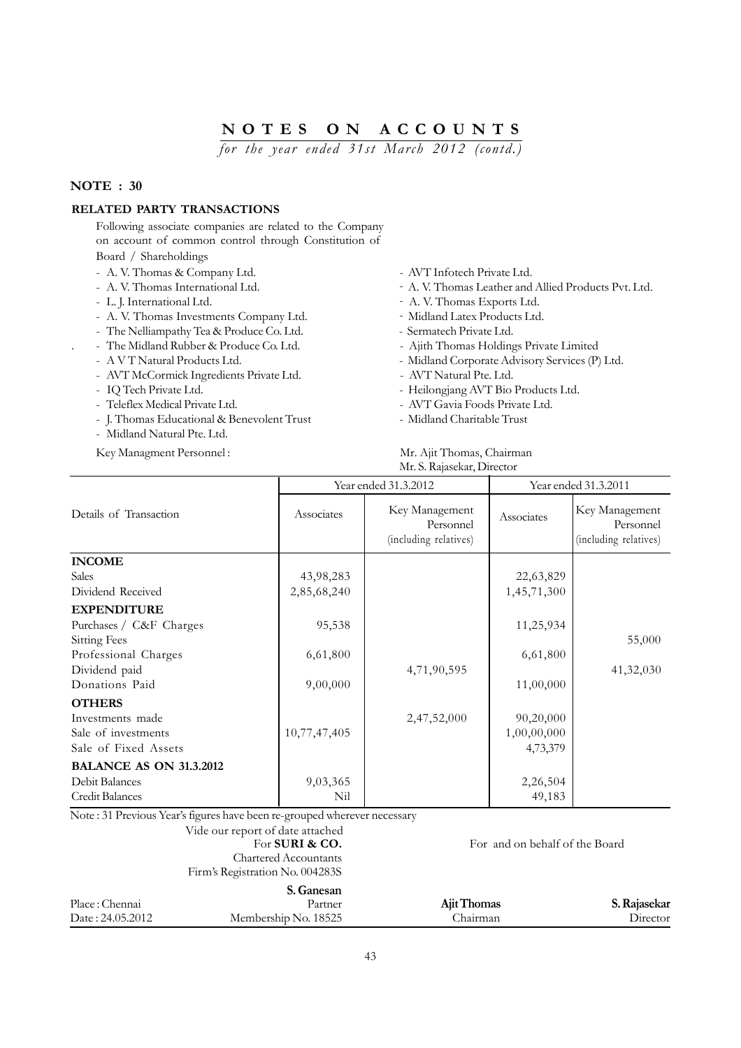# NOTES ON ACCOUNTS

*for the year ended 31st March 2012 (contd.)*

## NOTE : 30

### RELATED PARTY TRANSACTIONS

Following associate companies are related to the Company on account of common control through Constitution of Board / Shareholdings

- A. V. Thomas & Company Ltd.
- A. V. Thomas International Ltd.
- L. J. International Ltd.
- A. V. Thomas Investments Company Ltd.
- The Nelliampathy Tea & Produce Co. Ltd.
- The Midland Rubber & Produce Co. Ltd.
- A V T Natural Products Ltd.
- AVT McCormick Ingredients Private Ltd.
- IQ Tech Private Ltd.
- Teleflex Medical Private Ltd.
- J. Thomas Educational & Benevolent Trust
- Midland Natural Pte. Ltd.
- AVT Infotech Private Ltd.
- A. V. Thomas Leather and Allied Products Pvt. Ltd.
- A. V. Thomas Exports Ltd.
- Midland Latex Products Ltd.
- Sermatech Private Ltd.
- Ajith Thomas Holdings Private Limited
- Midland Corporate Advisory Services (P) Ltd.
- AVT Natural Pte. Ltd.
- Heilongjang AVT Bio Products Ltd.
- AVT Gavia Foods Private Ltd.
- Midland Charitable Trust

Key Managment Personnel : Mr. Ajit Thomas, Chairman
Mr. S. Rajasekar, Director

| Details of Transaction | Year ended 31.3.2012 | | Year ended 31.3.2011 | |
|---|---|---|---|---|
| | Associates | Key Management Personnel (including relatives) | Associates | Key Management Personnel (including relatives) |
| **INCOME** | | | | |
| Sales | 43,98,283 | | 22,63,829 | |
| Dividend Received | 2,85,68,240 | | 1,45,71,300 | |
| **EXPENDITURE** | | | | |
| Purchases / C&F Charges | 95,538 | | 11,25,934 | |
| Sitting Fees | | | | 55,000 |
| Professional Charges | 6,61,800 | | 6,61,800 | |
| Dividend paid | | 4,71,90,595 | | 41,32,030 |
| Donations Paid | 9,00,000 | | 11,00,000 | |
| **OTHERS** | | | | |
| Investments made | | 2,47,52,000 | 90,20,000 | |
| Sale of investments | 10,77,47,405 | | 1,00,00,000 | |
| Sale of Fixed Assets | | | 4,73,379 | |
| **BALANCE AS ON 31.3.2012** | | | | |
| Debit Balances | 9,03,365 | | 2,26,504 | |
| Credit Balances | Nil | | 49,183 | |

Note : 31 Previous Year's figures have been re-grouped wherever necessary

Vide our report of date attached
For **SURI & CO.**
Chartered Accountants
Firm's Registration No. 004283S

For and on behalf of the Board

**S. Ganesan**
Partner
Membership No. 18525

Place : Chennai
Date : 24.05.2012

**Ajit Thomas**
Chairman

**S. Rajasekar**
Director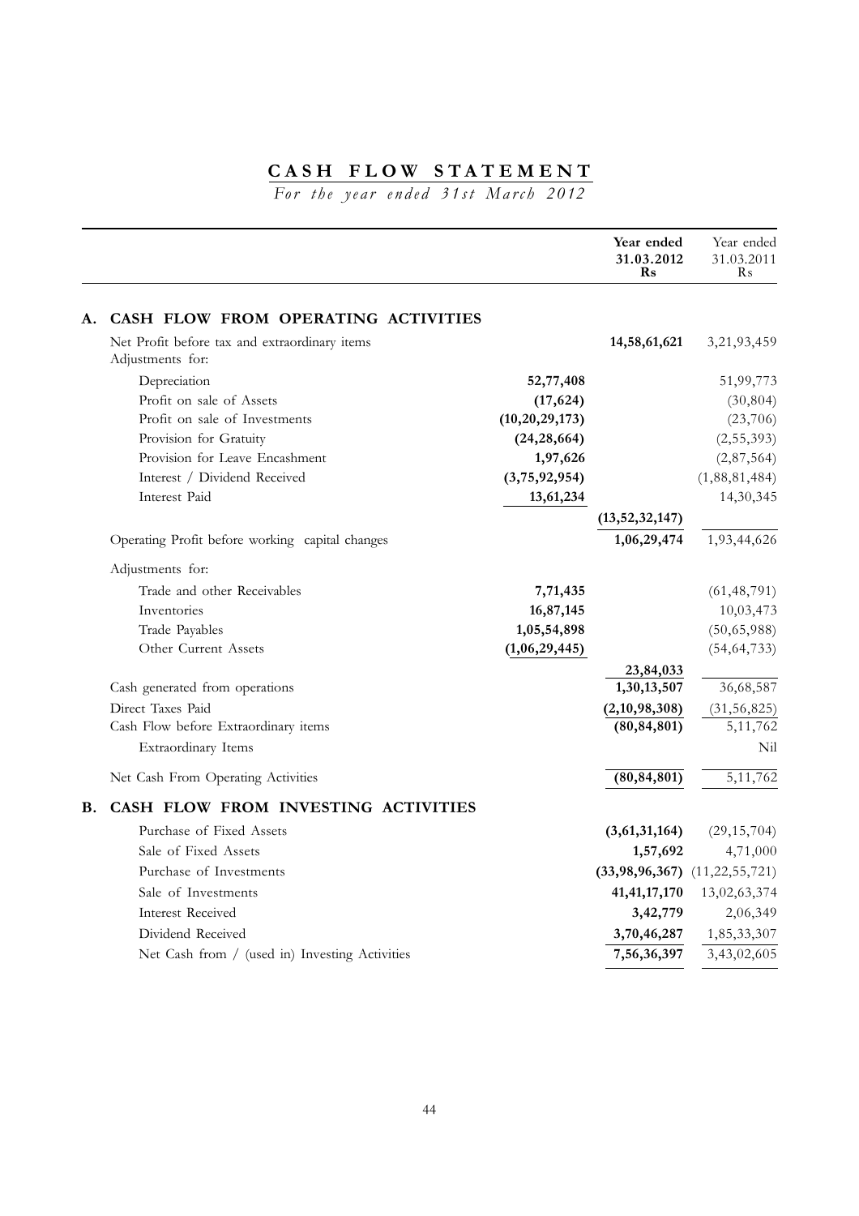# CASH FLOW STATEMENT

*For the year ended 31st March 2012*

| | | | Year ended 31.03.2012 Rs | Year ended 31.03.2011 Rs |
|---|---|---|---|---|
| **A.** | **CASH FLOW FROM OPERATING ACTIVITIES** | | | |
| | Net Profit before tax and extraordinary items | | **14,58,61,621** | 3,21,93,459 |
| | Adjustments for: | | | |
| | Depreciation | **52,77,408** | | 51,99,773 |
| | Profit on sale of Assets | **(17,624)** | | (30,804) |
| | Profit on sale of Investments | **(10,20,29,173)** | | (23,706) |
| | Provision for Gratuity | **(24,28,664)** | | (2,55,393) |
| | Provision for Leave Encashment | **1,97,626** | | (2,87,564) |
| | Interest / Dividend Received | **(3,75,92,954)** | | (1,88,81,484) |
| | Interest Paid | **13,61,234** | | 14,30,345 |
| | | | **(13,52,32,147)** | |
| | Operating Profit before working capital changes | | **1,06,29,474** | 1,93,44,626 |
| | Adjustments for: | | | |
| | Trade and other Receivables | **7,71,435** | | (61,48,791) |
| | Inventories | **16,87,145** | | 10,03,473 |
| | Trade Payables | **1,05,54,898** | | (50,65,988) |
| | Other Current Assets | **(1,06,29,445)** | | (54,64,733) |
| | | | **23,84,033** | |
| | Cash generated from operations | | **1,30,13,507** | 36,68,587 |
| | Direct Taxes Paid | | **(2,10,98,308)** | (31,56,825) |
| | Cash Flow before Extraordinary items | | **(80,84,801)** | 5,11,762 |
| | Extraordinary Items | | | Nil |
| | Net Cash From Operating Activities | | **(80,84,801)** | 5,11,762 |
| **B.** | **CASH FLOW FROM INVESTING ACTIVITIES** | | | |
| | Purchase of Fixed Assets | | **(3,61,31,164)** | (29,15,704) |
| | Sale of Fixed Assets | | **1,57,692** | 4,71,000 |
| | Purchase of Investments | | **(33,98,96,367)** | (11,22,55,721) |
| | Sale of Investments | | **41,41,17,170** | 13,02,63,374 |
| | Interest Received | | **3,42,779** | 2,06,349 |
| | Dividend Received | | **3,70,46,287** | 1,85,33,307 |
| | Net Cash from / (used in) Investing Activities | | **7,56,36,397** | 3,43,02,605 |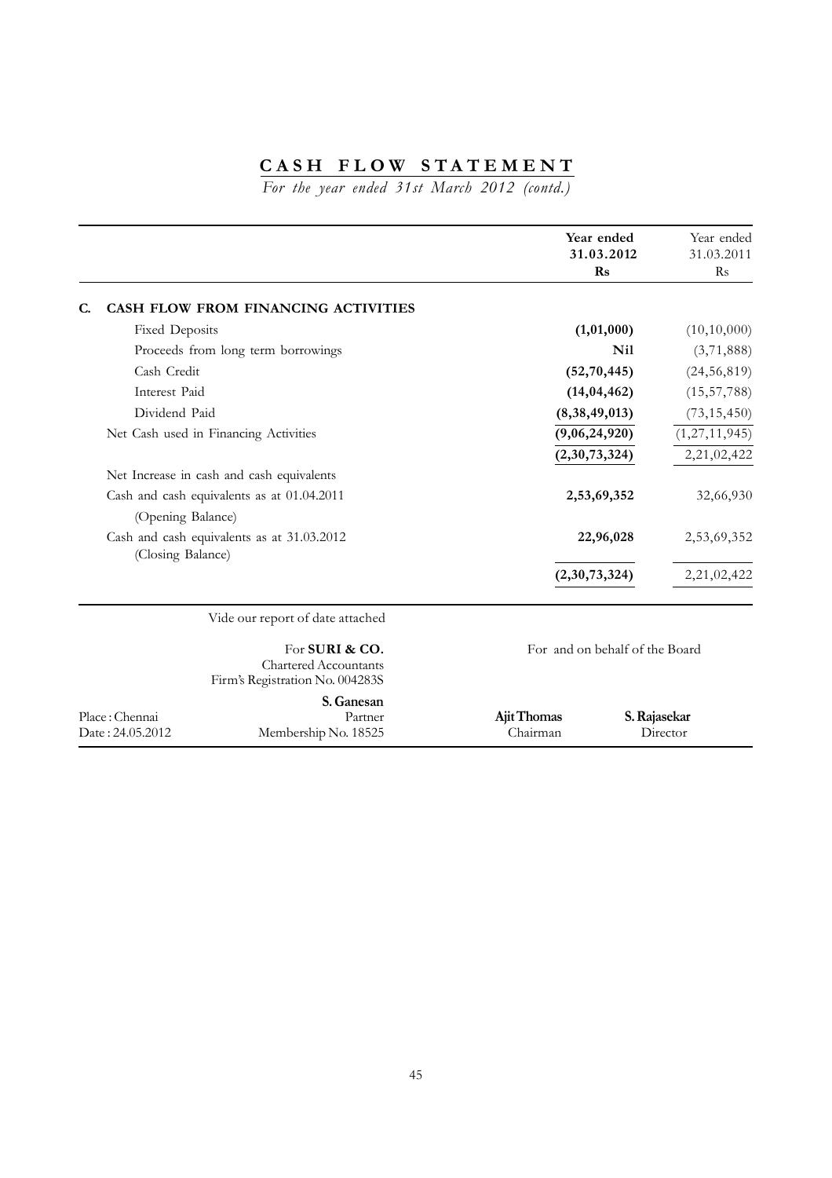# CASH FLOW STATEMENT

*For the year ended 31st March 2012 (contd.)*

| | Year ended 31.03.2012 Rs | Year ended 31.03.2011 Rs |
|---|---|---|
| **C. CASH FLOW FROM FINANCING ACTIVITIES** | | |
| Fixed Deposits | **(1,01,000)** | (10,10,000) |
| Proceeds from long term borrowings | **Nil** | (3,71,888) |
| Cash Credit | **(52,70,445)** | (24,56,819) |
| Interest Paid | **(14,04,462)** | (15,57,788) |
| Dividend Paid | **(8,38,49,013)** | (73,15,450) |
| Net Cash used in Financing Activities | **(9,06,24,920)** | (1,27,11,945) |
| | **(2,30,73,324)** | 2,21,02,422 |
| Net Increase in cash and cash equivalents | | |
| Cash and cash equivalents as at 01.04.2011 (Opening Balance) | **2,53,69,352** | 32,66,930 |
| Cash and cash equivalents as at 31.03.2012 (Closing Balance) | **22,96,028** | 2,53,69,352 |
| | **(2,30,73,324)** | 2,21,02,422 |

Vide our report of date attached

For **SURI & CO.**
Chartered Accountants
Firm's Registration No. 004283S

**S. Ganesan**
Partner
Membership No. 18525

Place : Chennai
Date : 24.05.2012

For and on behalf of the Board

**Ajit Thomas**
Chairman

**S. Rajasekar**
Director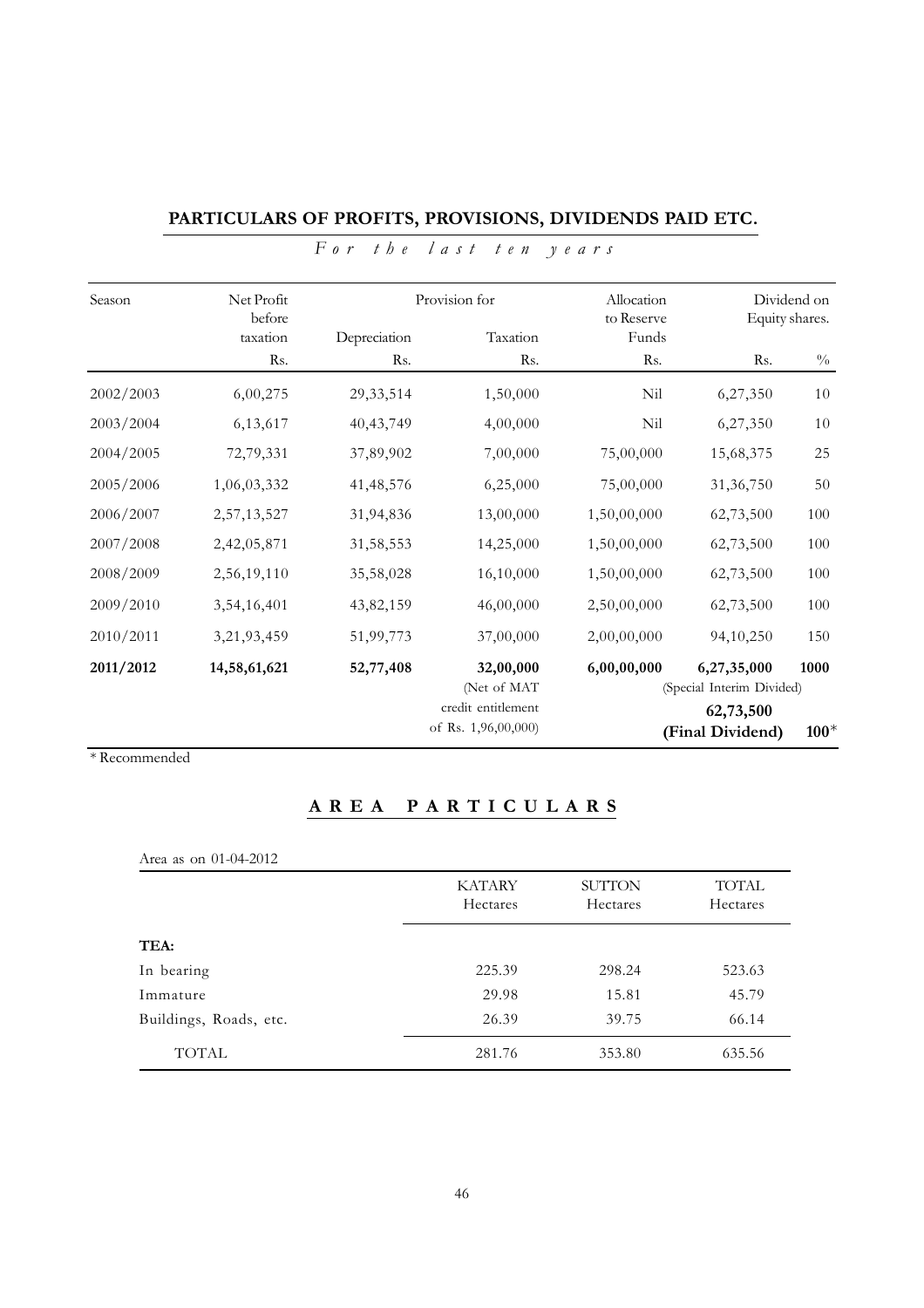## PARTICULARS OF PROFITS, PROVISIONS, DIVIDENDS PAID ETC.

*For the last ten years*

| Season | Net Profit before taxation | Provision for | | Allocation to Reserve Funds | Dividend on Equity shares. | |
|---|---|---|---|---|---|---|
| | | Depreciation | Taxation | | | |
| | Rs. | Rs. | Rs. | Rs. | Rs. | % |
| 2002/2003 | 6,00,275 | 29,33,514 | 1,50,000 | Nil | 6,27,350 | 10 |
| 2003/2004 | 6,13,617 | 40,43,749 | 4,00,000 | Nil | 6,27,350 | 10 |
| 2004/2005 | 72,79,331 | 37,89,902 | 7,00,000 | 75,00,000 | 15,68,375 | 25 |
| 2005/2006 | 1,06,03,332 | 41,48,576 | 6,25,000 | 75,00,000 | 31,36,750 | 50 |
| 2006/2007 | 2,57,13,527 | 31,94,836 | 13,00,000 | 1,50,00,000 | 62,73,500 | 100 |
| 2007/2008 | 2,42,05,871 | 31,58,553 | 14,25,000 | 1,50,00,000 | 62,73,500 | 100 |
| 2008/2009 | 2,56,19,110 | 35,58,028 | 16,10,000 | 1,50,00,000 | 62,73,500 | 100 |
| 2009/2010 | 3,54,16,401 | 43,82,159 | 46,00,000 | 2,50,00,000 | 62,73,500 | 100 |
| 2010/2011 | 3,21,93,459 | 51,99,773 | 37,00,000 | 2,00,00,000 | 94,10,250 | 150 |
| **2011/2012** | **14,58,61,621** | **52,77,408** | **32,00,000** (Net of MAT credit entitlement of Rs. 1,96,00,000) | **6,00,00,000** | **6,27,35,000** (Special Interim Divided) **62,73,500** **(Final Dividend)** | **1000** **100***|

* Recommended

## AREA PARTICULARS

Area as on 01-04-2012

| | KATARY Hectares | SUTTON Hectares | TOTAL Hectares |
|---|---|---|---|
| **TEA:** | | | |
| In bearing | 225.39 | 298.24 | 523.63 |
| Immature | 29.98 | 15.81 | 45.79 |
| Buildings, Roads, etc. | 26.39 | 39.75 | 66.14 |
| TOTAL | 281.76 | 353.80 | 635.56 |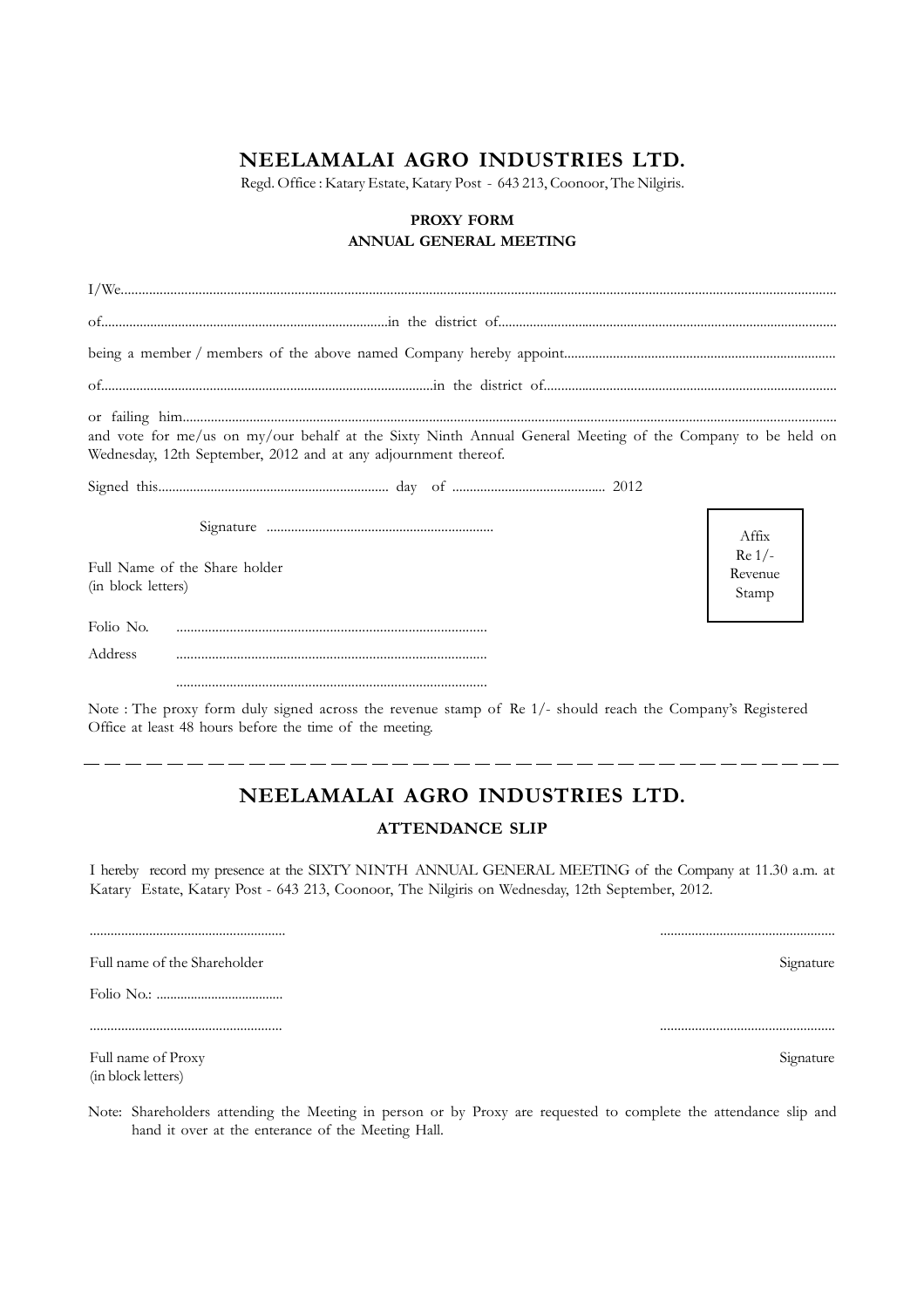# NEELAMALAI AGRO INDUSTRIES LTD.

Regd. Office : Katary Estate, Katary Post - 643 213, Coonoor, The Nilgiris.

## PROXY FORM
## ANNUAL GENERAL MEETING

I/We..........................................................................................................................................................................................

of..................................................................................in the district of................................................................................................

being a member / members of the above named Company hereby appoint...........................................................................

of...............................................................................................in the district of..................................................................................

or failing him.................................................................................................................................................................................
and vote for me/us on my/our behalf at the Sixty Ninth Annual General Meeting of the Company to be held on Wednesday, 12th September, 2012 and at any adjournment thereof.

Signed this.................................................................. day of ............................................ 2012

Signature ...............................................................

Affix Re 1/- Revenue Stamp

Full Name of the Share holder
(in block letters)

Folio No. .......................................................................................

Address .......................................................................................

.......................................................................................

Note : The proxy form duly signed across the revenue stamp of Re 1/- should reach the Company's Registered Office at least 48 hours before the time of the meeting.

---

# NEELAMALAI AGRO INDUSTRIES LTD.

## ATTENDANCE SLIP

I hereby record my presence at the SIXTY NINTH ANNUAL GENERAL MEETING of the Company at 11.30 a.m. at Katary Estate, Katary Post - 643 213, Coonoor, The Nilgiris on Wednesday, 12th September, 2012.

....................................................... .................................................

Full name of the Shareholder Signature

Folio No.: ....................................

....................................................... .................................................

Full name of Proxy Signature
(in block letters)

Note: Shareholders attending the Meeting in person or by Proxy are requested to complete the attendance slip and hand it over at the enterance of the Meeting Hall.